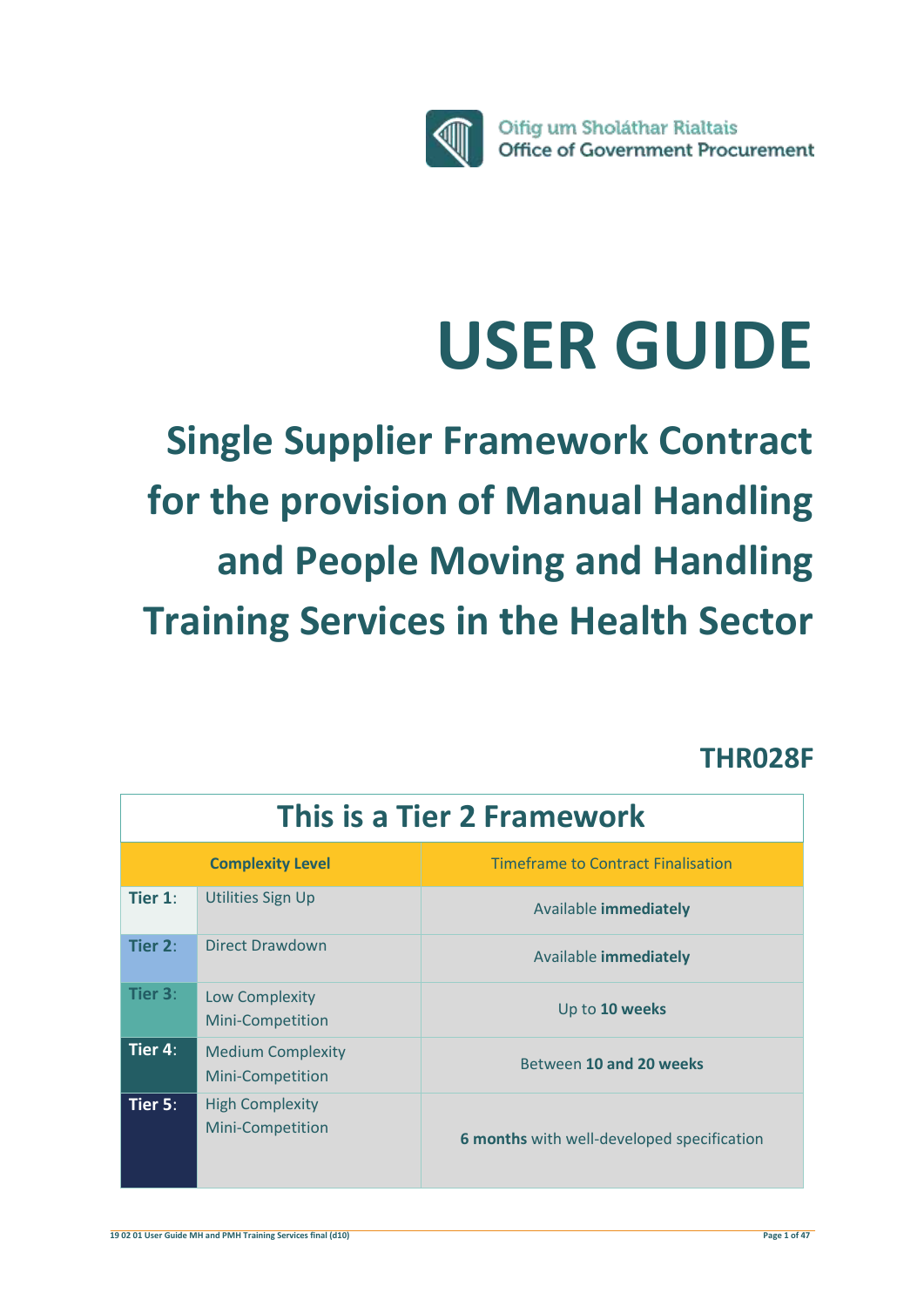Oifig um Sholáthar Rialtais
Office of Government Procurement

# USER GUIDE

## Single Supplier Framework Contract for the provision of Manual Handling and People Moving and Handling Training Services in the Health Sector

**THR028F**

| This is a Tier 2 Framework | | |
|---|---|---|
| **Complexity Level** | | Timeframe to Contract Finalisation |
| **Tier 1**: | Utilities Sign Up | Available **immediately** |
| **Tier 2**: | Direct Drawdown | Available **immediately** |
| **Tier 3**: | Low Complexity Mini-Competition | Up to **10 weeks** |
| **Tier 4**: | Medium Complexity Mini-Competition | Between **10 and 20 weeks** |
| **Tier 5**: | High Complexity Mini-Competition | **6 months** with well-developed specification |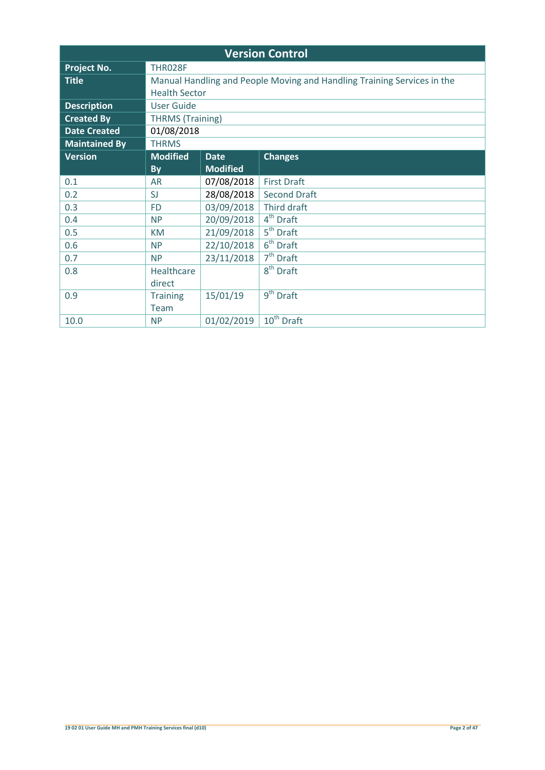## Version Control

| Version Control | | | |
|---|---|---|---|
| **Project No.** | THR028F | | |
| **Title** | Manual Handling and People Moving and Handling Training Services in the Health Sector | | |
| **Description** | User Guide | | |
| **Created By** | THRMS (Training) | | |
| **Date Created** | 01/08/2018 | | |
| **Maintained By** | THRMS | | |
| **Version** | **Modified By** | **Date Modified** | **Changes** |
| 0.1 | AR | 07/08/2018 | First Draft |
| 0.2 | SJ | 28/08/2018 | Second Draft |
| 0.3 | FD | 03/09/2018 | Third draft |
| 0.4 | NP | 20/09/2018 | 4th Draft |
| 0.5 | KM | 21/09/2018 | 5th Draft |
| 0.6 | NP | 22/10/2018 | 6th Draft |
| 0.7 | NP | 23/11/2018 | 7th Draft |
| 0.8 | Healthcare direct | | 8th Draft |
| 0.9 | Training Team | 15/01/19 | 9th Draft |
| 10.0 | NP | 01/02/2019 | 10th Draft |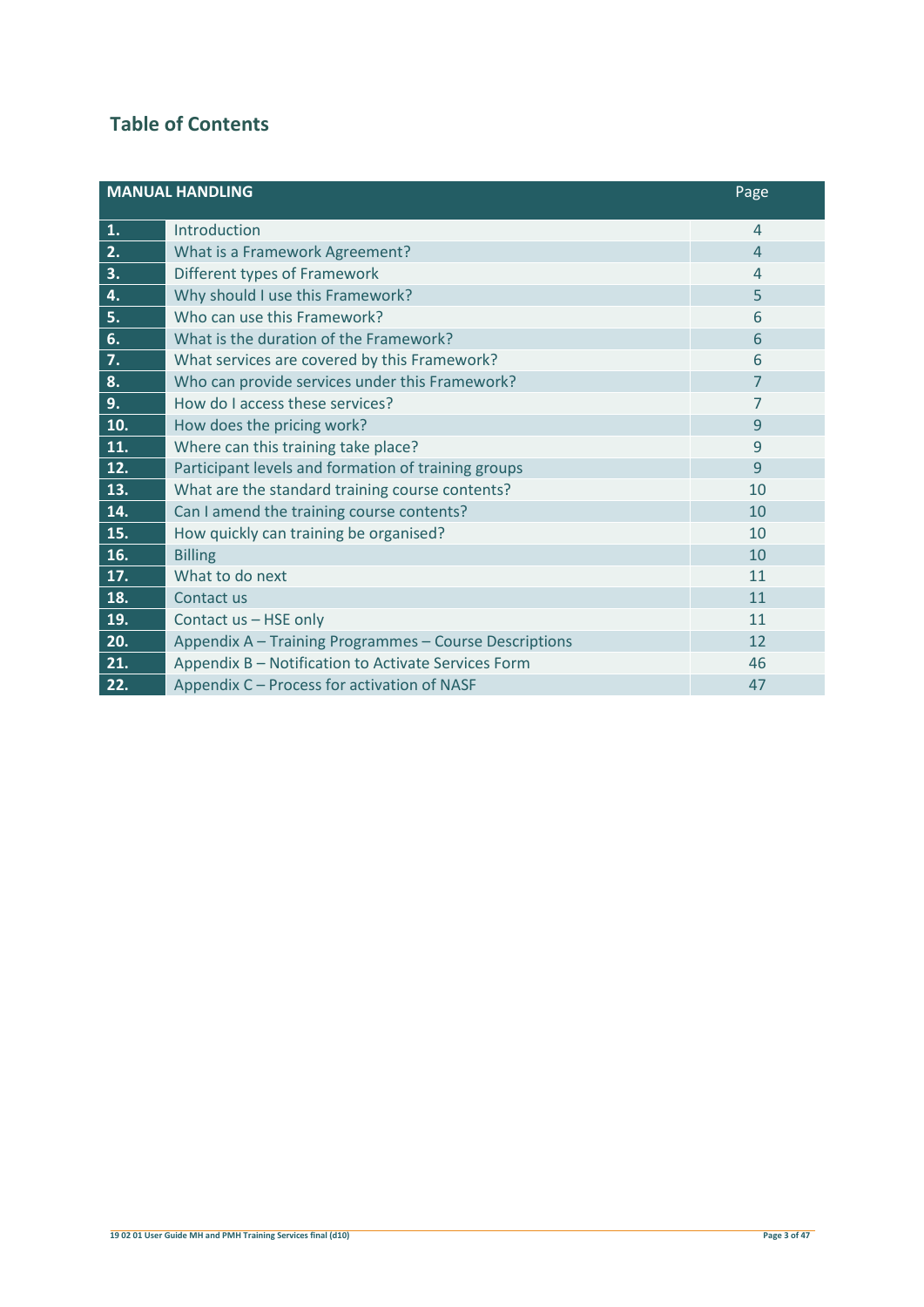## Table of Contents

| MANUAL HANDLING | | Page |
|---|---|---|
| **1.** | Introduction | 4 |
| **2.** | What is a Framework Agreement? | 4 |
| **3.** | Different types of Framework | 4 |
| **4.** | Why should I use this Framework? | 5 |
| **5.** | Who can use this Framework? | 6 |
| **6.** | What is the duration of the Framework? | 6 |
| **7.** | What services are covered by this Framework? | 6 |
| **8.** | Who can provide services under this Framework? | 7 |
| **9.** | How do I access these services? | 7 |
| **10.** | How does the pricing work? | 9 |
| **11.** | Where can this training take place? | 9 |
| **12.** | Participant levels and formation of training groups | 9 |
| **13.** | What are the standard training course contents? | 10 |
| **14.** | Can I amend the training course contents? | 10 |
| **15.** | How quickly can training be organised? | 10 |
| **16.** | Billing | 10 |
| **17.** | What to do next | 11 |
| **18.** | Contact us | 11 |
| **19.** | Contact us – HSE only | 11 |
| **20.** | Appendix A – Training Programmes – Course Descriptions | 12 |
| **21.** | Appendix B – Notification to Activate Services Form | 46 |
| **22.** | Appendix C – Process for activation of NASF | 47 |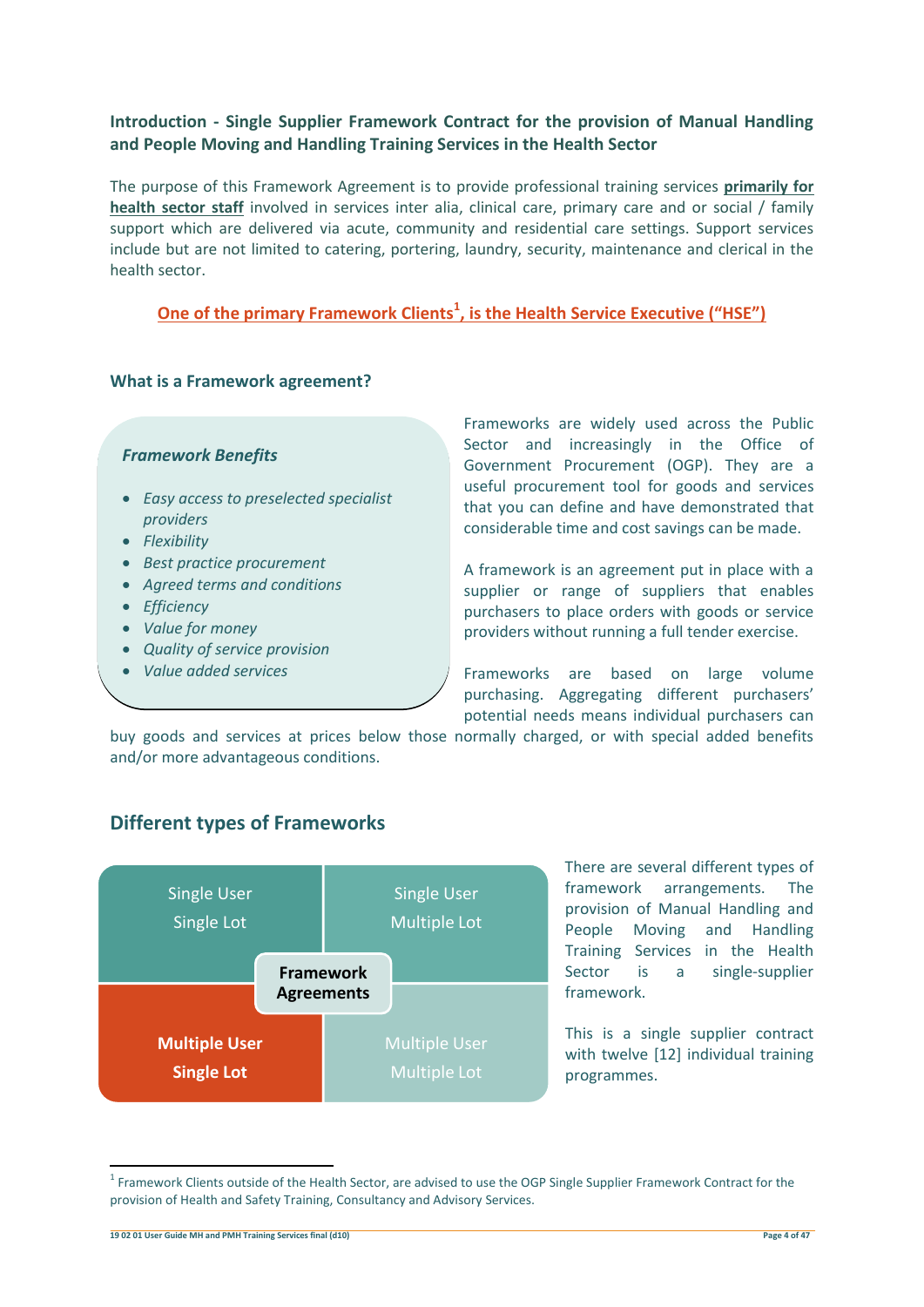### Introduction - Single Supplier Framework Contract for the provision of Manual Handling and People Moving and Handling Training Services in the Health Sector

The purpose of this Framework Agreement is to provide professional training services **primarily for health sector staff** involved in services inter alia, clinical care, primary care and or social / family support which are delivered via acute, community and residential care settings. Support services include but are not limited to catering, portering, laundry, security, maintenance and clerical in the health sector.

**One of the primary Framework Clients[1], is the Health Service Executive ("HSE")**

### What is a Framework agreement?

***Framework Benefits***

- *Easy access to preselected specialist providers*
- *Flexibility*
- *Best practice procurement*
- *Agreed terms and conditions*
- *Efficiency*
- *Value for money*
- *Quality of service provision*
- *Value added services*

Frameworks are widely used across the Public Sector and increasingly in the Office of Government Procurement (OGP). They are a useful procurement tool for goods and services that you can define and have demonstrated that considerable time and cost savings can be made.

A framework is an agreement put in place with a supplier or range of suppliers that enables purchasers to place orders with goods or service providers without running a full tender exercise.

Frameworks are based on large volume purchasing. Aggregating different purchasers' potential needs means individual purchasers can buy goods and services at prices below those normally charged, or with special added benefits and/or more advantageous conditions.

## Different types of Frameworks

| Single User Single Lot | Single User Multiple Lot |
|---|---|
| **Multiple User Single Lot** | Multiple User Multiple Lot |

**Framework Agreements**

There are several different types of framework arrangements. The provision of Manual Handling and People Moving and Handling Training Services in the Health Sector is a single-supplier framework.

This is a single supplier contract with twelve [12] individual training programmes.

[1] Framework Clients outside of the Health Sector, are advised to use the OGP Single Supplier Framework Contract for the provision of Health and Safety Training, Consultancy and Advisory Services.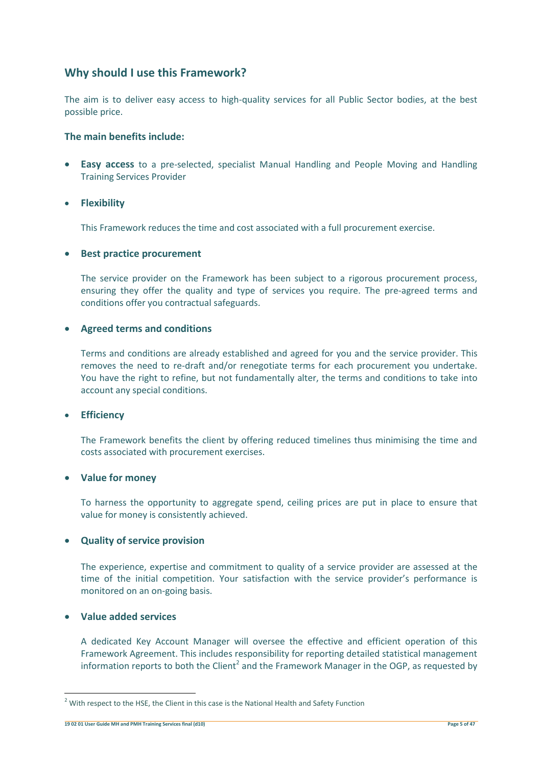## Why should I use this Framework?

The aim is to deliver easy access to high-quality services for all Public Sector bodies, at the best possible price.

**The main benefits include:**

- **Easy access** to a pre-selected, specialist Manual Handling and People Moving and Handling Training Services Provider

- **Flexibility**

  This Framework reduces the time and cost associated with a full procurement exercise.

- **Best practice procurement**

  The service provider on the Framework has been subject to a rigorous procurement process, ensuring they offer the quality and type of services you require. The pre-agreed terms and conditions offer you contractual safeguards.

- **Agreed terms and conditions**

  Terms and conditions are already established and agreed for you and the service provider. This removes the need to re-draft and/or renegotiate terms for each procurement you undertake. You have the right to refine, but not fundamentally alter, the terms and conditions to take into account any special conditions.

- **Efficiency**

  The Framework benefits the client by offering reduced timelines thus minimising the time and costs associated with procurement exercises.

- **Value for money**

  To harness the opportunity to aggregate spend, ceiling prices are put in place to ensure that value for money is consistently achieved.

- **Quality of service provision**

  The experience, expertise and commitment to quality of a service provider are assessed at the time of the initial competition. Your satisfaction with the service provider's performance is monitored on an on-going basis.

- **Value added services**

  A dedicated Key Account Manager will oversee the effective and efficient operation of this Framework Agreement. This includes responsibility for reporting detailed statistical management information reports to both the Client[2] and the Framework Manager in the OGP, as requested by

[2] With respect to the HSE, the Client in this case is the National Health and Safety Function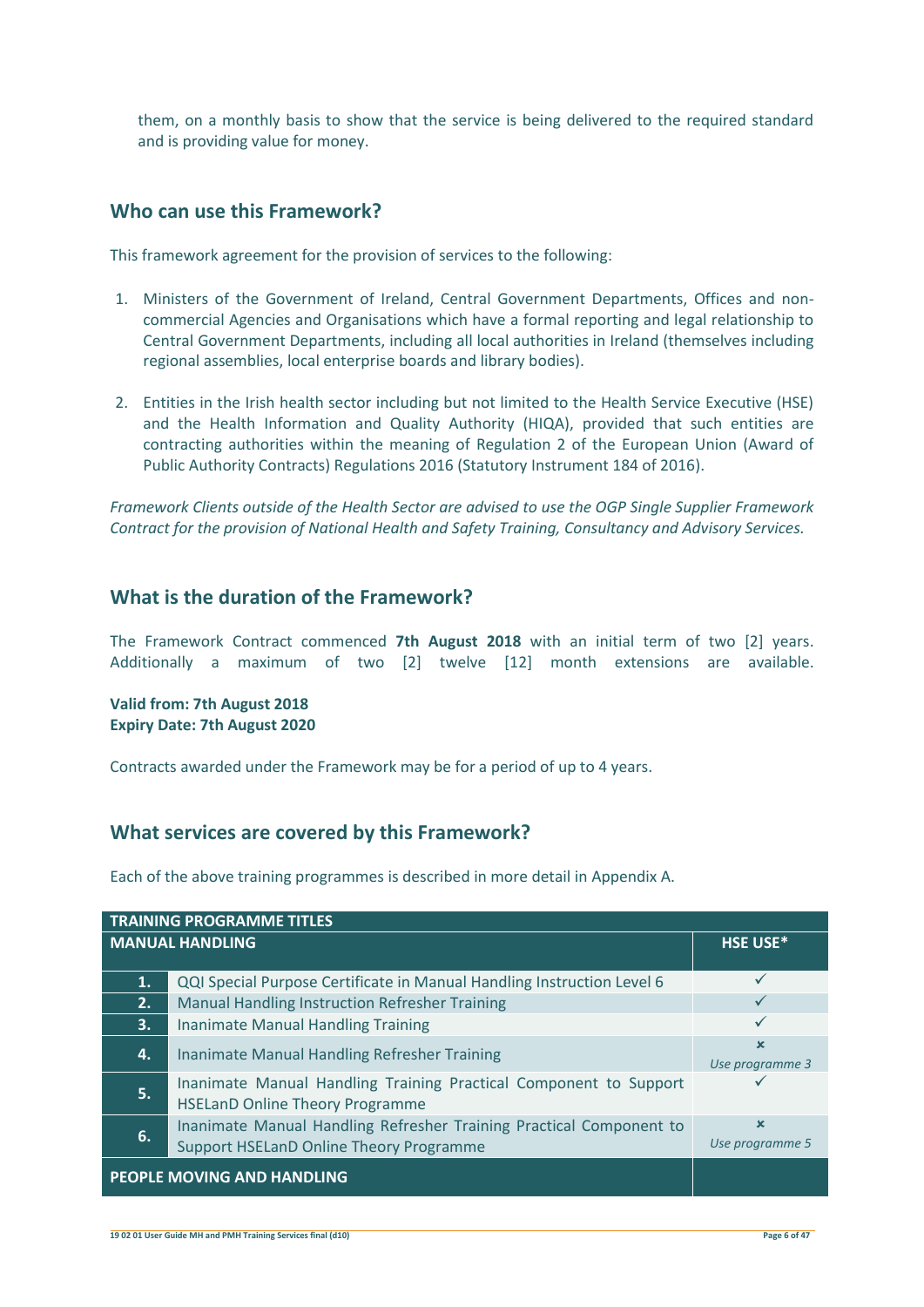them, on a monthly basis to show that the service is being delivered to the required standard and is providing value for money.

## Who can use this Framework?

This framework agreement for the provision of services to the following:

1. Ministers of the Government of Ireland, Central Government Departments, Offices and non-commercial Agencies and Organisations which have a formal reporting and legal relationship to Central Government Departments, including all local authorities in Ireland (themselves including regional assemblies, local enterprise boards and library bodies).

2. Entities in the Irish health sector including but not limited to the Health Service Executive (HSE) and the Health Information and Quality Authority (HIQA), provided that such entities are contracting authorities within the meaning of Regulation 2 of the European Union (Award of Public Authority Contracts) Regulations 2016 (Statutory Instrument 184 of 2016).

*Framework Clients outside of the Health Sector are advised to use the OGP Single Supplier Framework Contract for the provision of National Health and Safety Training, Consultancy and Advisory Services.*

## What is the duration of the Framework?

The Framework Contract commenced **7th August 2018** with an initial term of two [2] years. Additionally a maximum of two [2] twelve [12] month extensions are available.

**Valid from: 7th August 2018**
**Expiry Date: 7th August 2020**

Contracts awarded under the Framework may be for a period of up to 4 years.

## What services are covered by this Framework?

Each of the above training programmes is described in more detail in Appendix A.

| TRAINING PROGRAMME TITLES | | |
|---|---|---|
| **MANUAL HANDLING** | | **HSE USE*** |
| 1. | QQI Special Purpose Certificate in Manual Handling Instruction Level 6 | ✓ |
| 2. | Manual Handling Instruction Refresher Training | ✓ |
| 3. | Inanimate Manual Handling Training | ✓ |
| 4. | Inanimate Manual Handling Refresher Training | ✗ *Use programme 3* |
| 5. | Inanimate Manual Handling Training Practical Component to Support HSELanD Online Theory Programme | ✓ |
| 6. | Inanimate Manual Handling Refresher Training Practical Component to Support HSELanD Online Theory Programme | ✗ *Use programme 5* |
| **PEOPLE MOVING AND HANDLING** | | |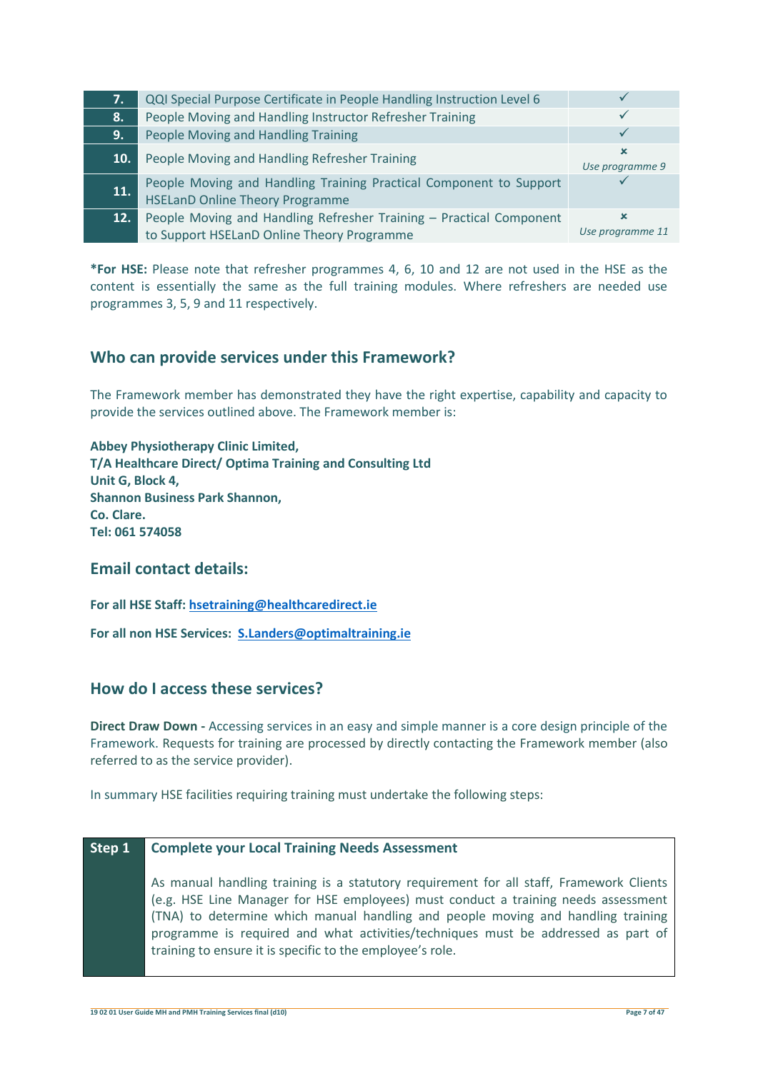| | | |
|---|---|---|
| **7.** | QQI Special Purpose Certificate in People Handling Instruction Level 6 | ✓ |
| **8.** | People Moving and Handling Instructor Refresher Training | ✓ |
| **9.** | People Moving and Handling Training | ✓ |
| **10.** | People Moving and Handling Refresher Training | ✗ *Use programme 9* |
| **11.** | People Moving and Handling Training Practical Component to Support HSELanD Online Theory Programme | ✓ |
| **12.** | People Moving and Handling Refresher Training – Practical Component to Support HSELanD Online Theory Programme | ✗ *Use programme 11* |

***For HSE:** Please note that refresher programmes 4, 6, 10 and 12 are not used in the HSE as the content is essentially the same as the full training modules. Where refreshers are needed use programmes 3, 5, 9 and 11 respectively.

## Who can provide services under this Framework?

The Framework member has demonstrated they have the right expertise, capability and capacity to provide the services outlined above. The Framework member is:

**Abbey Physiotherapy Clinic Limited,**
**T/A Healthcare Direct/ Optima Training and Consulting Ltd**
**Unit G, Block 4,**
**Shannon Business Park Shannon,**
**Co. Clare.**
**Tel: 061 574058**

## Email contact details:

**For all HSE Staff:** **hsetraining@healthcaredirect.ie**

**For all non HSE Services:** **S.Landers@optimaltraining.ie**

## How do I access these services?

**Direct Draw Down -** Accessing services in an easy and simple manner is a core design principle of the Framework. Requests for training are processed by directly contacting the Framework member (also referred to as the service provider).

In summary HSE facilities requiring training must undertake the following steps:

| **Step 1** | **Complete your Local Training Needs Assessment**<br><br>As manual handling training is a statutory requirement for all staff, Framework Clients (e.g. HSE Line Manager for HSE employees) must conduct a training needs assessment (TNA) to determine which manual handling and people moving and handling training programme is required and what activities/techniques must be addressed as part of training to ensure it is specific to the employee's role. |
|---|---|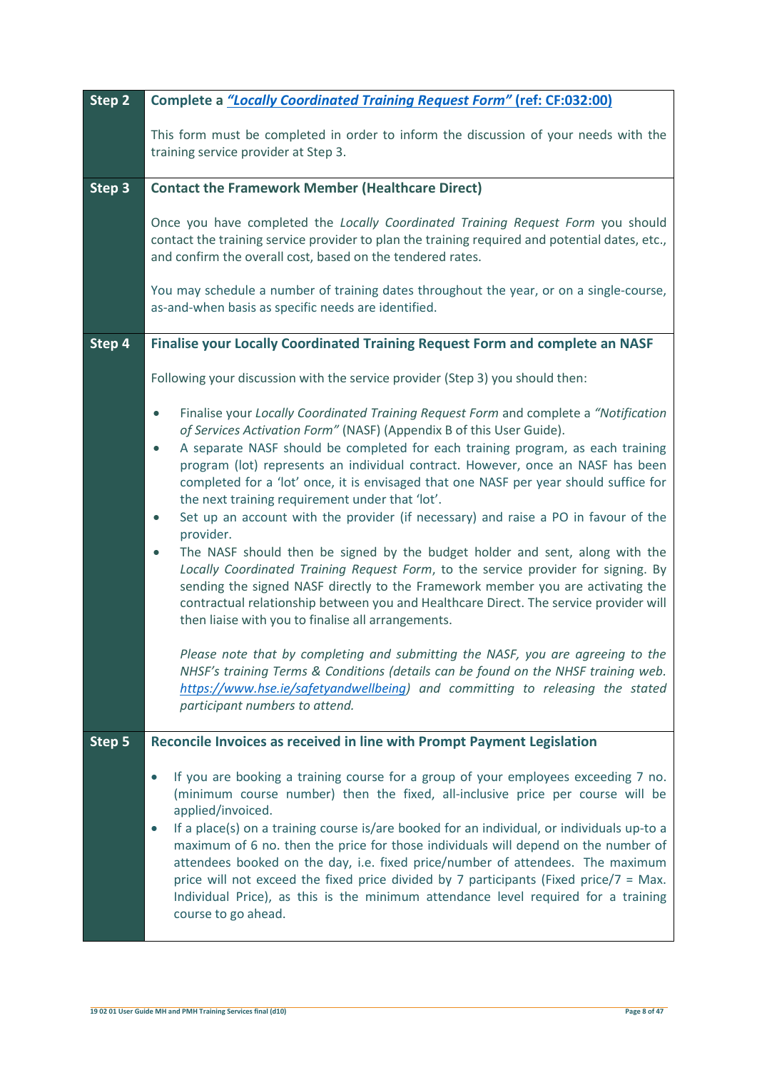| | |
|---|---|
| **Step 2** | **Complete a *"Locally Coordinated Training Request Form"* (ref: CF:032:00)**<br><br>This form must be completed in order to inform the discussion of your needs with the training service provider at Step 3. |
| **Step 3** | **Contact the Framework Member (Healthcare Direct)**<br><br>Once you have completed the *Locally Coordinated Training Request Form* you should contact the training service provider to plan the training required and potential dates, etc., and confirm the overall cost, based on the tendered rates.<br><br>You may schedule a number of training dates throughout the year, or on a single-course, as-and-when basis as specific needs are identified. |
| **Step 4** | **Finalise your Locally Coordinated Training Request Form and complete an NASF**<br><br>Following your discussion with the service provider (Step 3) you should then:<br><br>• Finalise your *Locally Coordinated Training Request Form* and complete a *"Notification of Services Activation Form"* (NASF) (Appendix B of this User Guide).<br>• A separate NASF should be completed for each training program, as each training program (lot) represents an individual contract. However, once an NASF has been completed for a 'lot' once, it is envisaged that one NASF per year should suffice for the next training requirement under that 'lot'.<br>• Set up an account with the provider (if necessary) and raise a PO in favour of the provider.<br>• The NASF should then be signed by the budget holder and sent, along with the *Locally Coordinated Training Request Form*, to the service provider for signing. By sending the signed NASF directly to the Framework member you are activating the contractual relationship between you and Healthcare Direct. The service provider will then liaise with you to finalise all arrangements.<br><br>*Please note that by completing and submitting the NASF, you are agreeing to the NHSF's training Terms & Conditions (details can be found on the NHSF training web. https://www.hse.ie/safetyandwellbeing) and committing to releasing the stated participant numbers to attend.* |
| **Step 5** | **Reconcile Invoices as received in line with Prompt Payment Legislation**<br><br>• If you are booking a training course for a group of your employees exceeding 7 no. (minimum course number) then the fixed, all-inclusive price per course will be applied/invoiced.<br>• If a place(s) on a training course is/are booked for an individual, or individuals up-to a maximum of 6 no. then the price for those individuals will depend on the number of attendees booked on the day, i.e. fixed price/number of attendees. The maximum price will not exceed the fixed price divided by 7 participants (Fixed price/7 = Max. Individual Price), as this is the minimum attendance level required for a training course to go ahead. |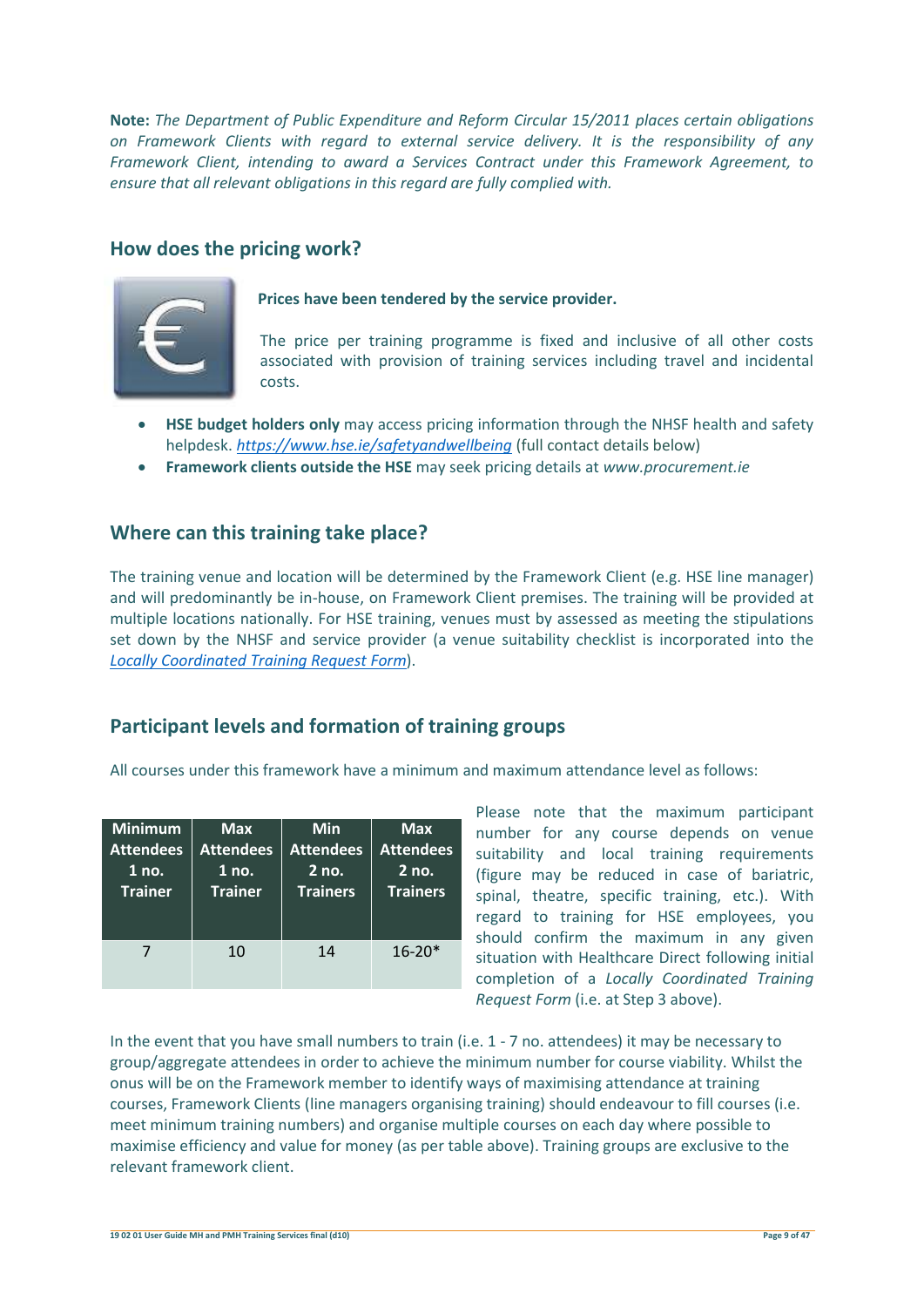**Note:** *The Department of Public Expenditure and Reform Circular 15/2011 places certain obligations on Framework Clients with regard to external service delivery. It is the responsibility of any Framework Client, intending to award a Services Contract under this Framework Agreement, to ensure that all relevant obligations in this regard are fully complied with.*

## How does the pricing work?

**Prices have been tendered by the service provider.**

The price per training programme is fixed and inclusive of all other costs associated with provision of training services including travel and incidental costs.

- **HSE budget holders only** may access pricing information through the NHSF health and safety helpdesk. *https://www.hse.ie/safetyandwellbeing* (full contact details below)
- **Framework clients outside the HSE** may seek pricing details at *www.procurement.ie*

## Where can this training take place?

The training venue and location will be determined by the Framework Client (e.g. HSE line manager) and will predominantly be in-house, on Framework Client premises. The training will be provided at multiple locations nationally. For HSE training, venues must by assessed as meeting the stipulations set down by the NHSF and service provider (a venue suitability checklist is incorporated into the *Locally Coordinated Training Request Form*).

## Participant levels and formation of training groups

All courses under this framework have a minimum and maximum attendance level as follows:

| Minimum Attendees 1 no. Trainer | Max Attendees 1 no. Trainer | Min Attendees 2 no. Trainers | Max Attendees 2 no. Trainers |
|---|---|---|---|
| 7 | 10 | 14 | 16-20* |

Please note that the maximum participant number for any course depends on venue suitability and local training requirements (figure may be reduced in case of bariatric, spinal, theatre, specific training, etc.). With regard to training for HSE employees, you should confirm the maximum in any given situation with Healthcare Direct following initial completion of a *Locally Coordinated Training Request Form* (i.e. at Step 3 above).

In the event that you have small numbers to train (i.e. 1 - 7 no. attendees) it may be necessary to group/aggregate attendees in order to achieve the minimum number for course viability. Whilst the onus will be on the Framework member to identify ways of maximising attendance at training courses, Framework Clients (line managers organising training) should endeavour to fill courses (i.e. meet minimum training numbers) and organise multiple courses on each day where possible to maximise efficiency and value for money (as per table above). Training groups are exclusive to the relevant framework client.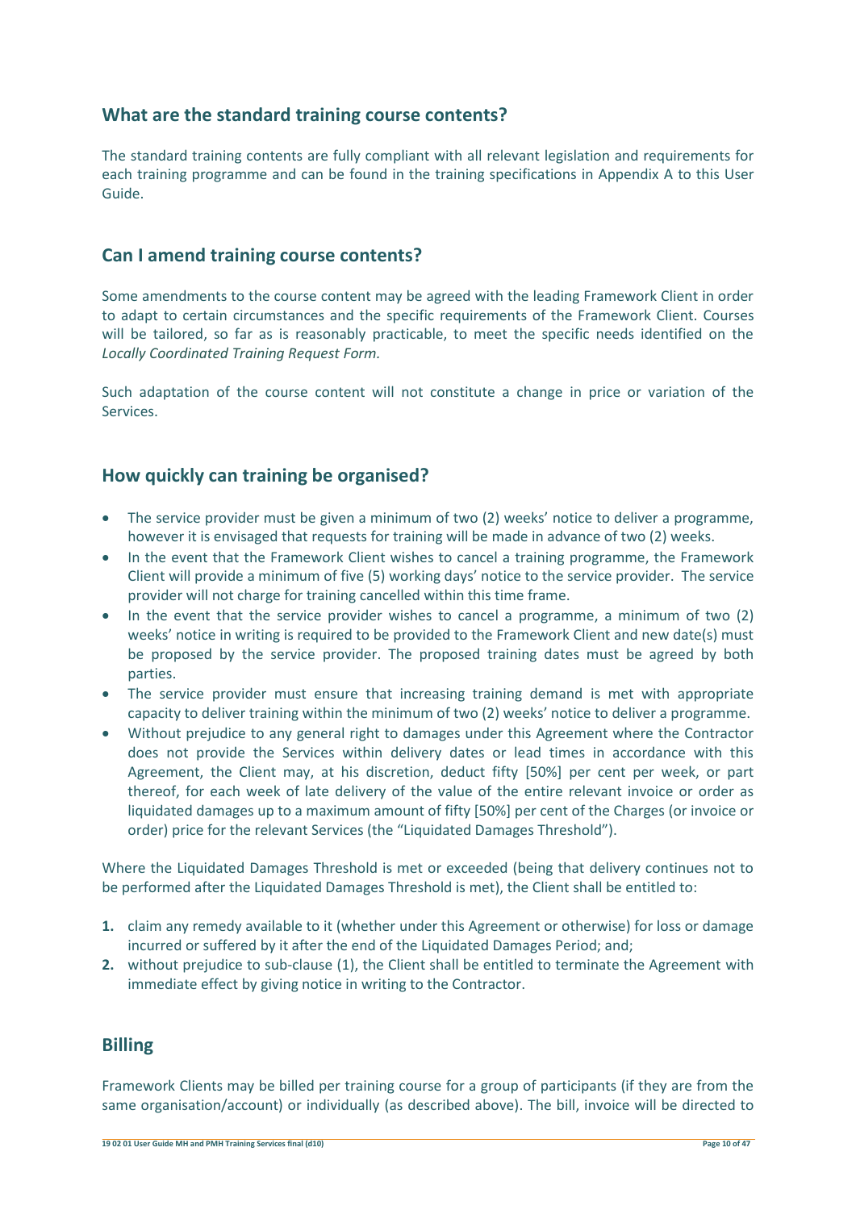## What are the standard training course contents?

The standard training contents are fully compliant with all relevant legislation and requirements for each training programme and can be found in the training specifications in Appendix A to this User Guide.

## Can I amend training course contents?

Some amendments to the course content may be agreed with the leading Framework Client in order to adapt to certain circumstances and the specific requirements of the Framework Client. Courses will be tailored, so far as is reasonably practicable, to meet the specific needs identified on the *Locally Coordinated Training Request Form.*

Such adaptation of the course content will not constitute a change in price or variation of the Services.

## How quickly can training be organised?

- The service provider must be given a minimum of two (2) weeks' notice to deliver a programme, however it is envisaged that requests for training will be made in advance of two (2) weeks.
- In the event that the Framework Client wishes to cancel a training programme, the Framework Client will provide a minimum of five (5) working days' notice to the service provider. The service provider will not charge for training cancelled within this time frame.
- In the event that the service provider wishes to cancel a programme, a minimum of two (2) weeks' notice in writing is required to be provided to the Framework Client and new date(s) must be proposed by the service provider. The proposed training dates must be agreed by both parties.
- The service provider must ensure that increasing training demand is met with appropriate capacity to deliver training within the minimum of two (2) weeks' notice to deliver a programme.
- Without prejudice to any general right to damages under this Agreement where the Contractor does not provide the Services within delivery dates or lead times in accordance with this Agreement, the Client may, at his discretion, deduct fifty [50%] per cent per week, or part thereof, for each week of late delivery of the value of the entire relevant invoice or order as liquidated damages up to a maximum amount of fifty [50%] per cent of the Charges (or invoice or order) price for the relevant Services (the "Liquidated Damages Threshold").

Where the Liquidated Damages Threshold is met or exceeded (being that delivery continues not to be performed after the Liquidated Damages Threshold is met), the Client shall be entitled to:

1. claim any remedy available to it (whether under this Agreement or otherwise) for loss or damage incurred or suffered by it after the end of the Liquidated Damages Period; and;
2. without prejudice to sub-clause (1), the Client shall be entitled to terminate the Agreement with immediate effect by giving notice in writing to the Contractor.

## Billing

Framework Clients may be billed per training course for a group of participants (if they are from the same organisation/account) or individually (as described above). The bill, invoice will be directed to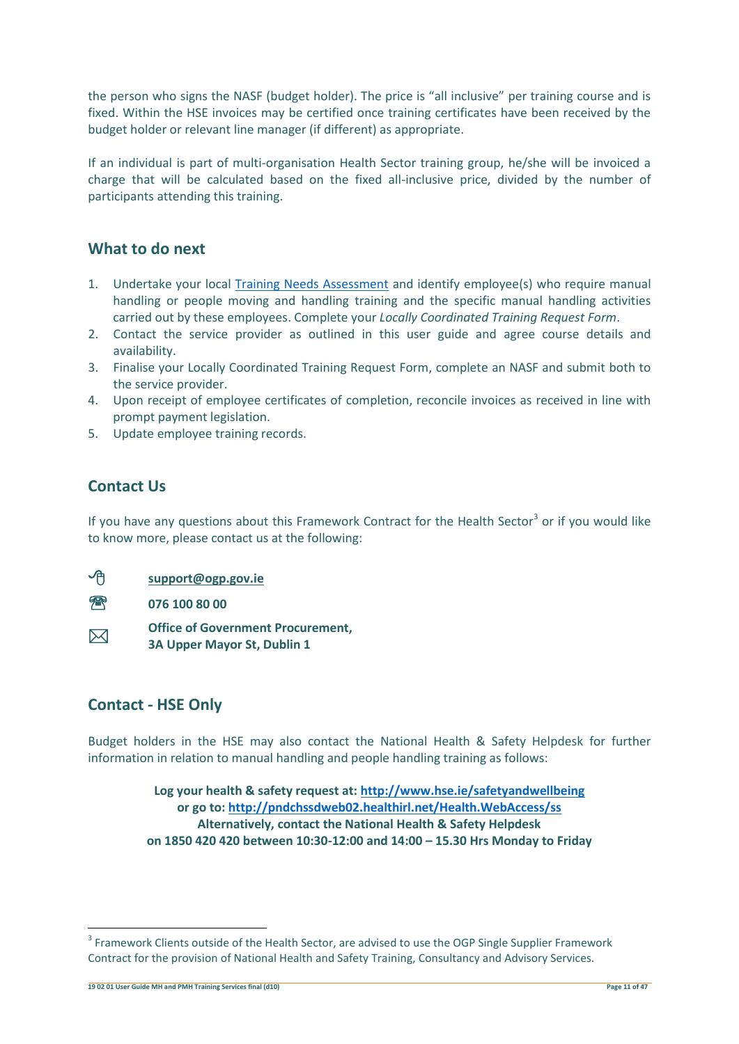the person who signs the NASF (budget holder). The price is "all inclusive" per training course and is fixed. Within the HSE invoices may be certified once training certificates have been received by the budget holder or relevant line manager (if different) as appropriate.

If an individual is part of multi-organisation Health Sector training group, he/she will be invoiced a charge that will be calculated based on the fixed all-inclusive price, divided by the number of participants attending this training.

## What to do next

1. Undertake your local Training Needs Assessment and identify employee(s) who require manual handling or people moving and handling training and the specific manual handling activities carried out by these employees. Complete your *Locally Coordinated Training Request Form*.
2. Contact the service provider as outlined in this user guide and agree course details and availability.
3. Finalise your Locally Coordinated Training Request Form, complete an NASF and submit both to the service provider.
4. Upon receipt of employee certificates of completion, reconcile invoices as received in line with prompt payment legislation.
5. Update employee training records.

## Contact Us

If you have any questions about this Framework Contract for the Health Sector[3] or if you would like to know more, please contact us at the following:

**support@ogp.gov.ie**

**076 100 80 00**

**Office of Government Procurement,**
**3A Upper Mayor St, Dublin 1**

## Contact - HSE Only

Budget holders in the HSE may also contact the National Health & Safety Helpdesk for further information in relation to manual handling and people handling training as follows:

**Log your health & safety request at: http://www.hse.ie/safetyandwellbeing**
**or go to: http://pndchssdweb02.healthirl.net/Health.WebAccess/ss**
**Alternatively, contact the National Health & Safety Helpdesk**
**on 1850 420 420 between 10:30-12:00 and 14:00 – 15.30 Hrs Monday to Friday**

[3] Framework Clients outside of the Health Sector, are advised to use the OGP Single Supplier Framework Contract for the provision of National Health and Safety Training, Consultancy and Advisory Services.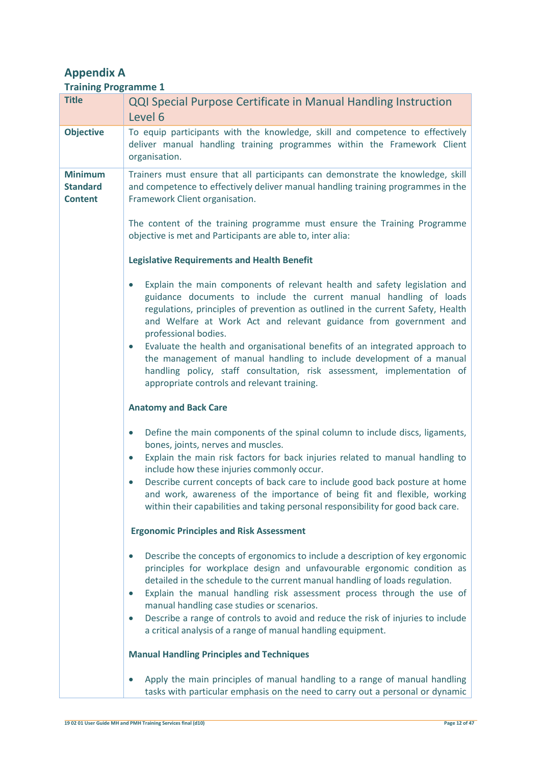## Appendix A

### Training Programme 1

| **Title** | QQI Special Purpose Certificate in Manual Handling Instruction Level 6 |
|---|---|
| **Objective** | To equip participants with the knowledge, skill and competence to effectively deliver manual handling training programmes within the Framework Client organisation. |
| **Minimum Standard Content** | Trainers must ensure that all participants can demonstrate the knowledge, skill and competence to effectively deliver manual handling training programmes in the Framework Client organisation.<br><br>The content of the training programme must ensure the Training Programme objective is met and Participants are able to, inter alia:<br><br>**Legislative Requirements and Health Benefit**<br><br>• Explain the main components of relevant health and safety legislation and guidance documents to include the current manual handling of loads regulations, principles of prevention as outlined in the current Safety, Health and Welfare at Work Act and relevant guidance from government and professional bodies.<br>• Evaluate the health and organisational benefits of an integrated approach to the management of manual handling to include development of a manual handling policy, staff consultation, risk assessment, implementation of appropriate controls and relevant training.<br><br>**Anatomy and Back Care**<br><br>• Define the main components of the spinal column to include discs, ligaments, bones, joints, nerves and muscles.<br>• Explain the main risk factors for back injuries related to manual handling to include how these injuries commonly occur.<br>• Describe current concepts of back care to include good back posture at home and work, awareness of the importance of being fit and flexible, working within their capabilities and taking personal responsibility for good back care.<br><br>**Ergonomic Principles and Risk Assessment**<br><br>• Describe the concepts of ergonomics to include a description of key ergonomic principles for workplace design and unfavourable ergonomic condition as detailed in the schedule to the current manual handling of loads regulation.<br>• Explain the manual handling risk assessment process through the use of manual handling case studies or scenarios.<br>• Describe a range of controls to avoid and reduce the risk of injuries to include a critical analysis of a range of manual handling equipment.<br><br>**Manual Handling Principles and Techniques**<br><br>• Apply the main principles of manual handling to a range of manual handling tasks with particular emphasis on the need to carry out a personal or dynamic |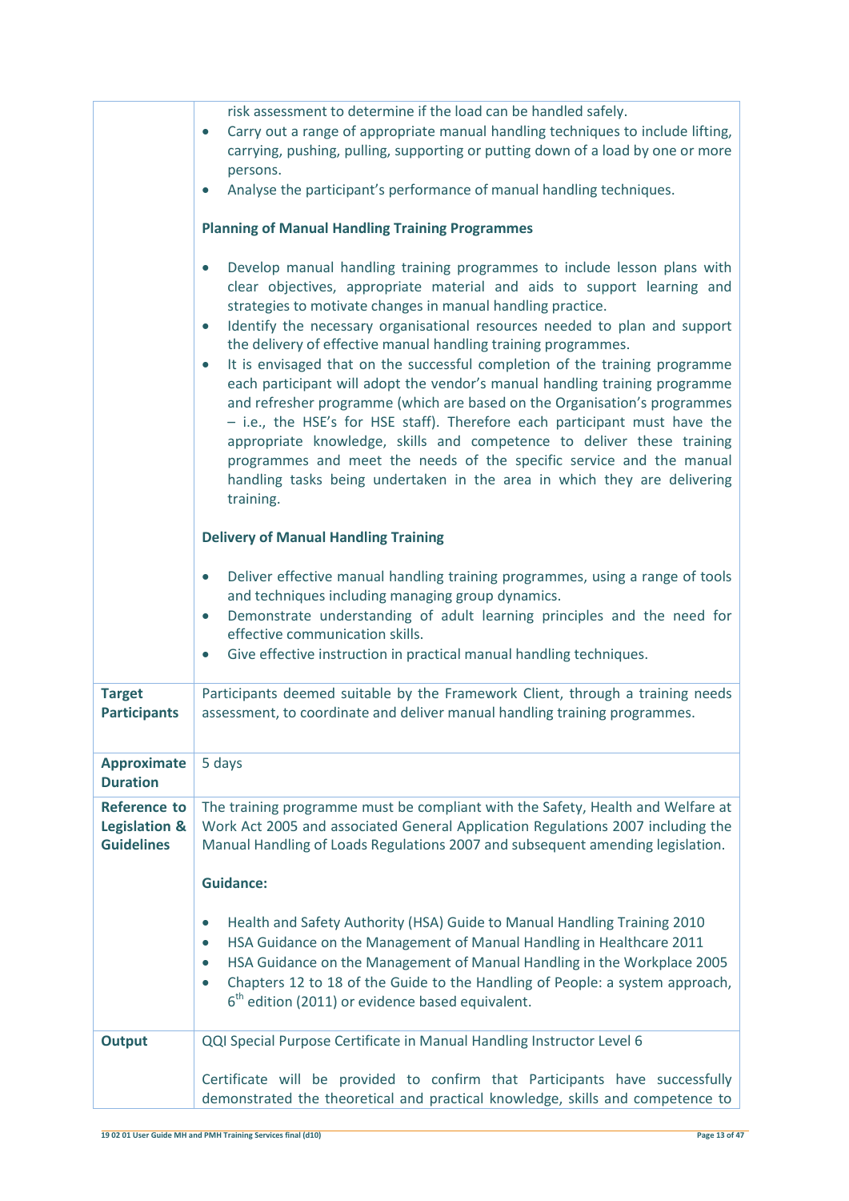| | |
|---|---|
| | risk assessment to determine if the load can be handled safely.<br>• Carry out a range of appropriate manual handling techniques to include lifting, carrying, pushing, pulling, supporting or putting down of a load by one or more persons.<br>• Analyse the participant's performance of manual handling techniques.<br><br>**Planning of Manual Handling Training Programmes**<br><br>• Develop manual handling training programmes to include lesson plans with clear objectives, appropriate material and aids to support learning and strategies to motivate changes in manual handling practice.<br>• Identify the necessary organisational resources needed to plan and support the delivery of effective manual handling training programmes.<br>• It is envisaged that on the successful completion of the training programme each participant will adopt the vendor's manual handling training programme and refresher programme (which are based on the Organisation's programmes – i.e., the HSE's for HSE staff). Therefore each participant must have the appropriate knowledge, skills and competence to deliver these training programmes and meet the needs of the specific service and the manual handling tasks being undertaken in the area in which they are delivering training.<br><br>**Delivery of Manual Handling Training**<br><br>• Deliver effective manual handling training programmes, using a range of tools and techniques including managing group dynamics.<br>• Demonstrate understanding of adult learning principles and the need for effective communication skills.<br>• Give effective instruction in practical manual handling techniques. |
| **Target Participants** | Participants deemed suitable by the Framework Client, through a training needs assessment, to coordinate and deliver manual handling training programmes. |
| **Approximate Duration** | 5 days |
| **Reference to Legislation & Guidelines** | The training programme must be compliant with the Safety, Health and Welfare at Work Act 2005 and associated General Application Regulations 2007 including the Manual Handling of Loads Regulations 2007 and subsequent amending legislation.<br><br>**Guidance:**<br><br>• Health and Safety Authority (HSA) Guide to Manual Handling Training 2010<br>• HSA Guidance on the Management of Manual Handling in Healthcare 2011<br>• HSA Guidance on the Management of Manual Handling in the Workplace 2005<br>• Chapters 12 to 18 of the Guide to the Handling of People: a system approach, 6th edition (2011) or evidence based equivalent. |
| **Output** | QQI Special Purpose Certificate in Manual Handling Instructor Level 6<br><br>Certificate will be provided to confirm that Participants have successfully demonstrated the theoretical and practical knowledge, skills and competence to |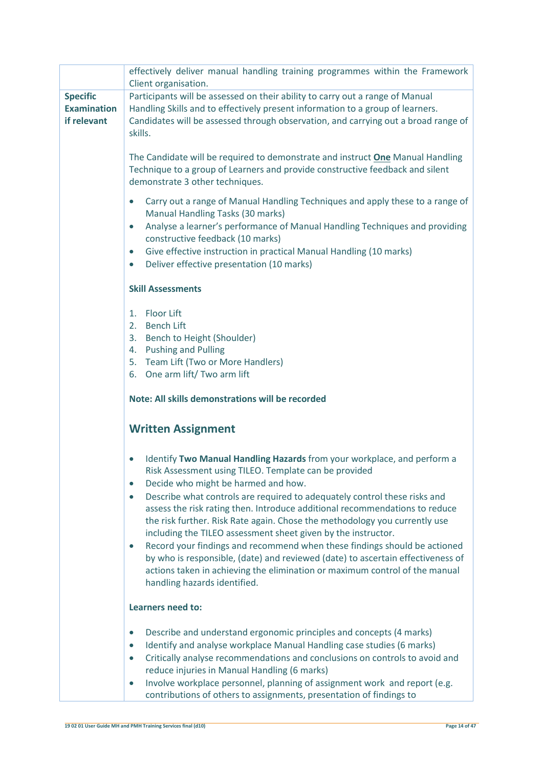| | |
|---|---|
| | effectively deliver manual handling training programmes within the Framework Client organisation. |
| **Specific Examination if relevant** | Participants will be assessed on their ability to carry out a range of Manual Handling Skills and to effectively present information to a group of learners. Candidates will be assessed through observation, and carrying out a broad range of skills.<br><br>The Candidate will be required to demonstrate and instruct **One** Manual Handling Technique to a group of Learners and provide constructive feedback and silent demonstrate 3 other techniques.<br><br>• Carry out a range of Manual Handling Techniques and apply these to a range of Manual Handling Tasks (30 marks)<br>• Analyse a learner's performance of Manual Handling Techniques and providing constructive feedback (10 marks)<br>• Give effective instruction in practical Manual Handling (10 marks)<br>• Deliver effective presentation (10 marks)<br><br>**Skill Assessments**<br><br>1. Floor Lift<br>2. Bench Lift<br>3. Bench to Height (Shoulder)<br>4. Pushing and Pulling<br>5. Team Lift (Two or More Handlers)<br>6. One arm lift/ Two arm lift<br><br>**Note: All skills demonstrations will be recorded**<br><br>**Written Assignment**<br><br>• Identify **Two Manual Handling Hazards** from your workplace, and perform a Risk Assessment using TILEO. Template can be provided<br>• Decide who might be harmed and how.<br>• Describe what controls are required to adequately control these risks and assess the risk rating then. Introduce additional recommendations to reduce the risk further. Risk Rate again. Chose the methodology you currently use including the TILEO assessment sheet given by the instructor.<br>• Record your findings and recommend when these findings should be actioned by who is responsible, (date) and reviewed (date) to ascertain effectiveness of actions taken in achieving the elimination or maximum control of the manual handling hazards identified.<br><br>**Learners need to:**<br><br>• Describe and understand ergonomic principles and concepts (4 marks)<br>• Identify and analyse workplace Manual Handling case studies (6 marks)<br>• Critically analyse recommendations and conclusions on controls to avoid and reduce injuries in Manual Handling (6 marks)<br>• Involve workplace personnel, planning of assignment work and report (e.g. contributions of others to assignments, presentation of findings to |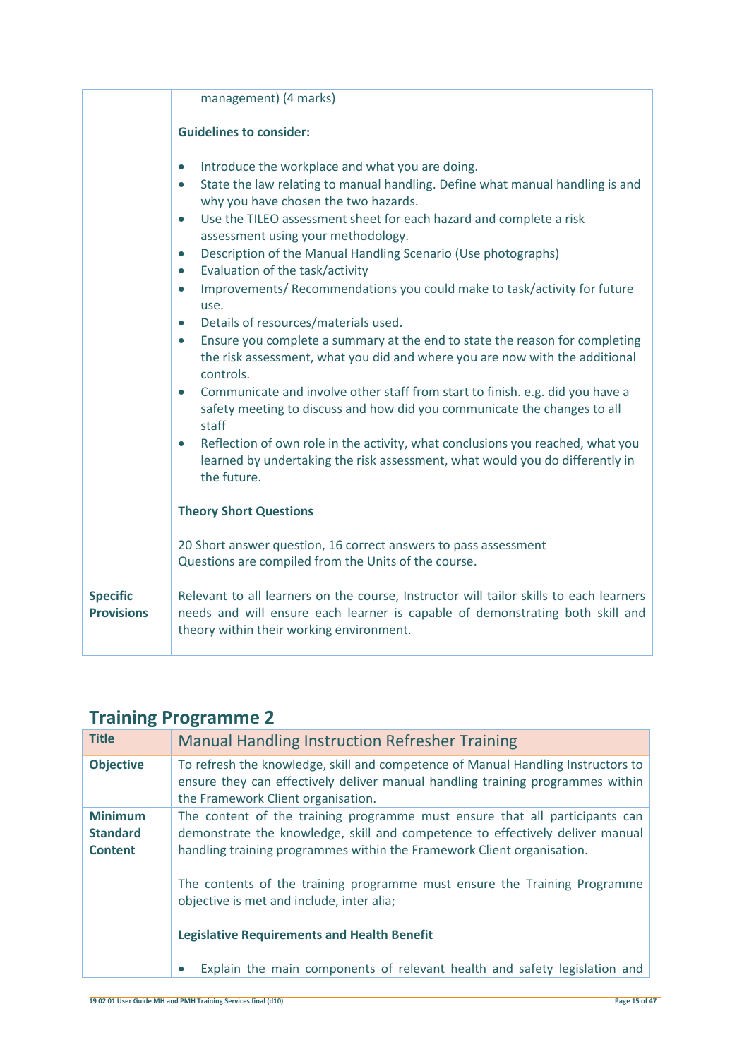| | |
|---|---|
| | management) (4 marks)<br><br>**Guidelines to consider:**<br><br>• Introduce the workplace and what you are doing.<br>• State the law relating to manual handling. Define what manual handling is and why you have chosen the two hazards.<br>• Use the TILEO assessment sheet for each hazard and complete a risk assessment using your methodology.<br>• Description of the Manual Handling Scenario (Use photographs)<br>• Evaluation of the task/activity<br>• Improvements/ Recommendations you could make to task/activity for future use.<br>• Details of resources/materials used.<br>• Ensure you complete a summary at the end to state the reason for completing the risk assessment, what you did and where you are now with the additional controls.<br>• Communicate and involve other staff from start to finish. e.g. did you have a safety meeting to discuss and how did you communicate the changes to all staff<br>• Reflection of own role in the activity, what conclusions you reached, what you learned by undertaking the risk assessment, what would you do differently in the future.<br><br>**Theory Short Questions**<br><br>20 Short answer question, 16 correct answers to pass assessment<br>Questions are compiled from the Units of the course. |
| **Specific Provisions** | Relevant to all learners on the course, Instructor will tailor skills to each learners needs and will ensure each learner is capable of demonstrating both skill and theory within their working environment. |

## Training Programme 2

| **Title** | Manual Handling Instruction Refresher Training |
|---|---|
| **Objective** | To refresh the knowledge, skill and competence of Manual Handling Instructors to ensure they can effectively deliver manual handling training programmes within the Framework Client organisation. |
| **Minimum Standard Content** | The content of the training programme must ensure that all participants can demonstrate the knowledge, skill and competence to effectively deliver manual handling training programmes within the Framework Client organisation.<br><br>The contents of the training programme must ensure the Training Programme objective is met and include, inter alia;<br><br>**Legislative Requirements and Health Benefit**<br><br>• Explain the main components of relevant health and safety legislation and |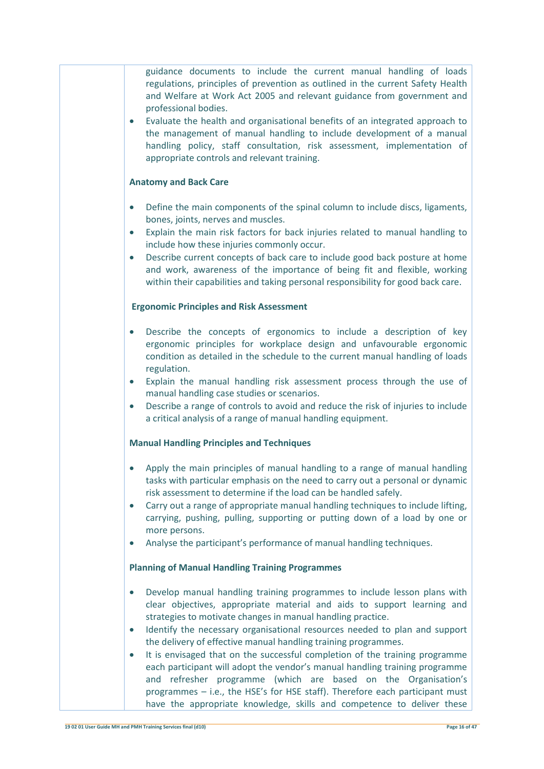guidance documents to include the current manual handling of loads regulations, principles of prevention as outlined in the current Safety Health and Welfare at Work Act 2005 and relevant guidance from government and professional bodies.

- Evaluate the health and organisational benefits of an integrated approach to the management of manual handling to include development of a manual handling policy, staff consultation, risk assessment, implementation of appropriate controls and relevant training.

**Anatomy and Back Care**

- Define the main components of the spinal column to include discs, ligaments, bones, joints, nerves and muscles.
- Explain the main risk factors for back injuries related to manual handling to include how these injuries commonly occur.
- Describe current concepts of back care to include good back posture at home and work, awareness of the importance of being fit and flexible, working within their capabilities and taking personal responsibility for good back care.

**Ergonomic Principles and Risk Assessment**

- Describe the concepts of ergonomics to include a description of key ergonomic principles for workplace design and unfavourable ergonomic condition as detailed in the schedule to the current manual handling of loads regulation.
- Explain the manual handling risk assessment process through the use of manual handling case studies or scenarios.
- Describe a range of controls to avoid and reduce the risk of injuries to include a critical analysis of a range of manual handling equipment.

**Manual Handling Principles and Techniques**

- Apply the main principles of manual handling to a range of manual handling tasks with particular emphasis on the need to carry out a personal or dynamic risk assessment to determine if the load can be handled safely.
- Carry out a range of appropriate manual handling techniques to include lifting, carrying, pushing, pulling, supporting or putting down of a load by one or more persons.
- Analyse the participant's performance of manual handling techniques.

**Planning of Manual Handling Training Programmes**

- Develop manual handling training programmes to include lesson plans with clear objectives, appropriate material and aids to support learning and strategies to motivate changes in manual handling practice.
- Identify the necessary organisational resources needed to plan and support the delivery of effective manual handling training programmes.
- It is envisaged that on the successful completion of the training programme each participant will adopt the vendor's manual handling training programme and refresher programme (which are based on the Organisation's programmes – i.e., the HSE's for HSE staff). Therefore each participant must have the appropriate knowledge, skills and competence to deliver these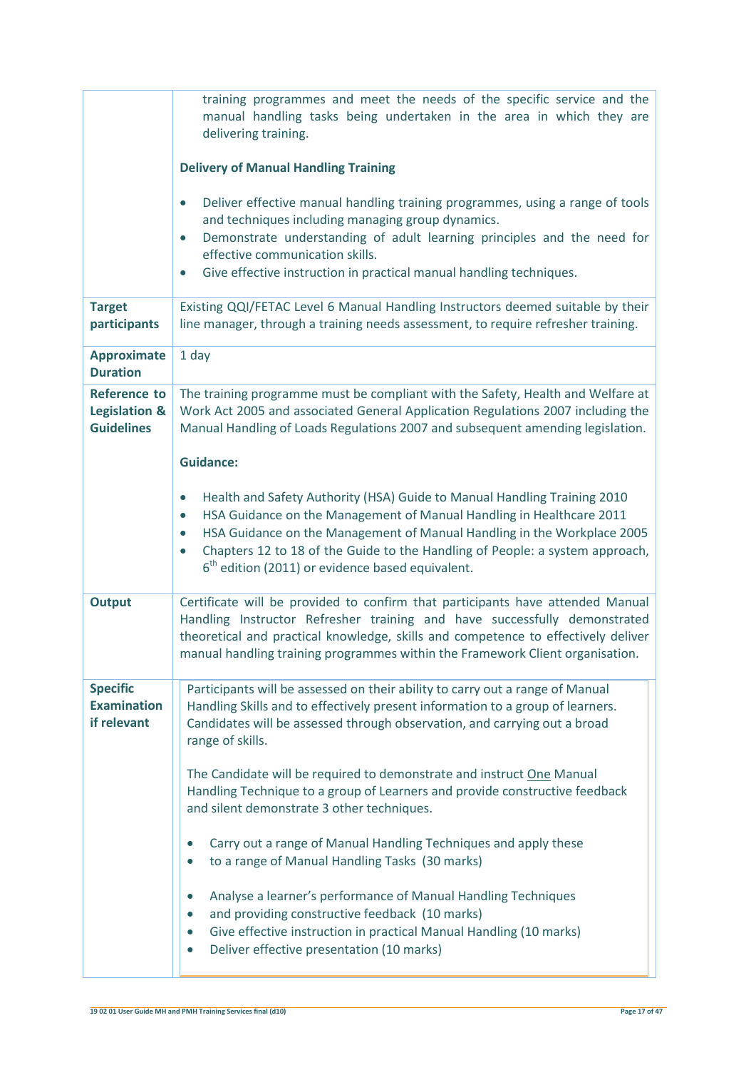| | |
|---|---|
| | training programmes and meet the needs of the specific service and the manual handling tasks being undertaken in the area in which they are delivering training.<br><br>**Delivery of Manual Handling Training**<br><br>• Deliver effective manual handling training programmes, using a range of tools and techniques including managing group dynamics.<br>• Demonstrate understanding of adult learning principles and the need for effective communication skills.<br>• Give effective instruction in practical manual handling techniques. |
| **Target participants** | Existing QQI/FETAC Level 6 Manual Handling Instructors deemed suitable by their line manager, through a training needs assessment, to require refresher training. |
| **Approximate Duration** | 1 day |
| **Reference to Legislation & Guidelines** | The training programme must be compliant with the Safety, Health and Welfare at Work Act 2005 and associated General Application Regulations 2007 including the Manual Handling of Loads Regulations 2007 and subsequent amending legislation.<br><br>**Guidance:**<br><br>• Health and Safety Authority (HSA) Guide to Manual Handling Training 2010<br>• HSA Guidance on the Management of Manual Handling in Healthcare 2011<br>• HSA Guidance on the Management of Manual Handling in the Workplace 2005<br>• Chapters 12 to 18 of the Guide to the Handling of People: a system approach, 6th edition (2011) or evidence based equivalent. |
| **Output** | Certificate will be provided to confirm that participants have attended Manual Handling Instructor Refresher training and have successfully demonstrated theoretical and practical knowledge, skills and competence to effectively deliver manual handling training programmes within the Framework Client organisation. |
| **Specific Examination if relevant** | Participants will be assessed on their ability to carry out a range of Manual Handling Skills and to effectively present information to a group of learners. Candidates will be assessed through observation, and carrying out a broad range of skills.<br><br>The Candidate will be required to demonstrate and instruct One Manual Handling Technique to a group of Learners and provide constructive feedback and silent demonstrate 3 other techniques.<br><br>• Carry out a range of Manual Handling Techniques and apply these<br>• to a range of Manual Handling Tasks (30 marks)<br><br>• Analyse a learner's performance of Manual Handling Techniques<br>• and providing constructive feedback (10 marks)<br>• Give effective instruction in practical Manual Handling (10 marks)<br>• Deliver effective presentation (10 marks) |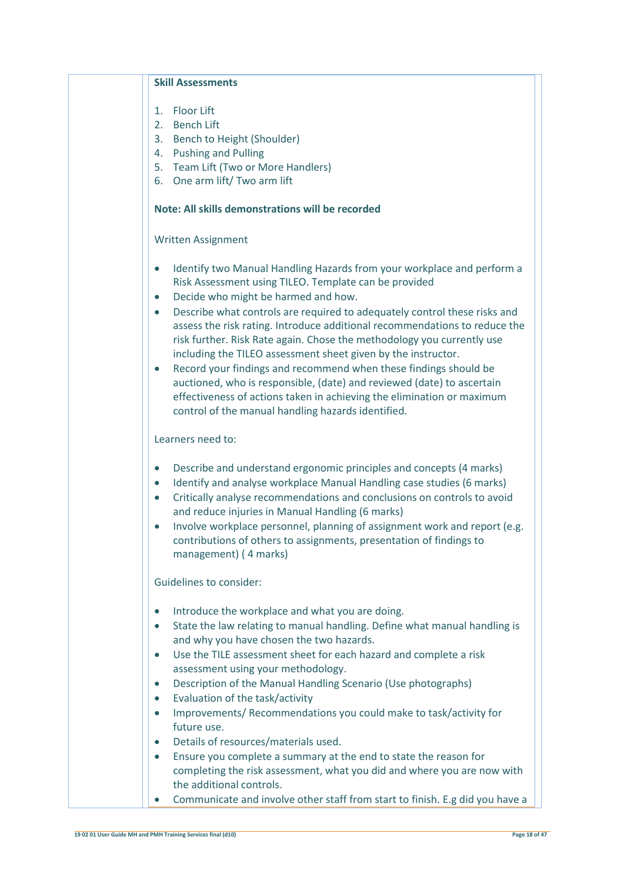**Skill Assessments**

1. Floor Lift
2. Bench Lift
3. Bench to Height (Shoulder)
4. Pushing and Pulling
5. Team Lift (Two or More Handlers)
6. One arm lift/ Two arm lift

**Note: All skills demonstrations will be recorded**

Written Assignment

- Identify two Manual Handling Hazards from your workplace and perform a Risk Assessment using TILEO. Template can be provided
- Decide who might be harmed and how.
- Describe what controls are required to adequately control these risks and assess the risk rating. Introduce additional recommendations to reduce the risk further. Risk Rate again. Chose the methodology you currently use including the TILEO assessment sheet given by the instructor.
- Record your findings and recommend when these findings should be auctioned, who is responsible, (date) and reviewed (date) to ascertain effectiveness of actions taken in achieving the elimination or maximum control of the manual handling hazards identified.

Learners need to:

- Describe and understand ergonomic principles and concepts (4 marks)
- Identify and analyse workplace Manual Handling case studies (6 marks)
- Critically analyse recommendations and conclusions on controls to avoid and reduce injuries in Manual Handling (6 marks)
- Involve workplace personnel, planning of assignment work and report (e.g. contributions of others to assignments, presentation of findings to management) ( 4 marks)

Guidelines to consider:

- Introduce the workplace and what you are doing.
- State the law relating to manual handling. Define what manual handling is and why you have chosen the two hazards.
- Use the TILE assessment sheet for each hazard and complete a risk assessment using your methodology.
- Description of the Manual Handling Scenario (Use photographs)
- Evaluation of the task/activity
- Improvements/ Recommendations you could make to task/activity for future use.
- Details of resources/materials used.
- Ensure you complete a summary at the end to state the reason for completing the risk assessment, what you did and where you are now with the additional controls.
- Communicate and involve other staff from start to finish. E.g did you have a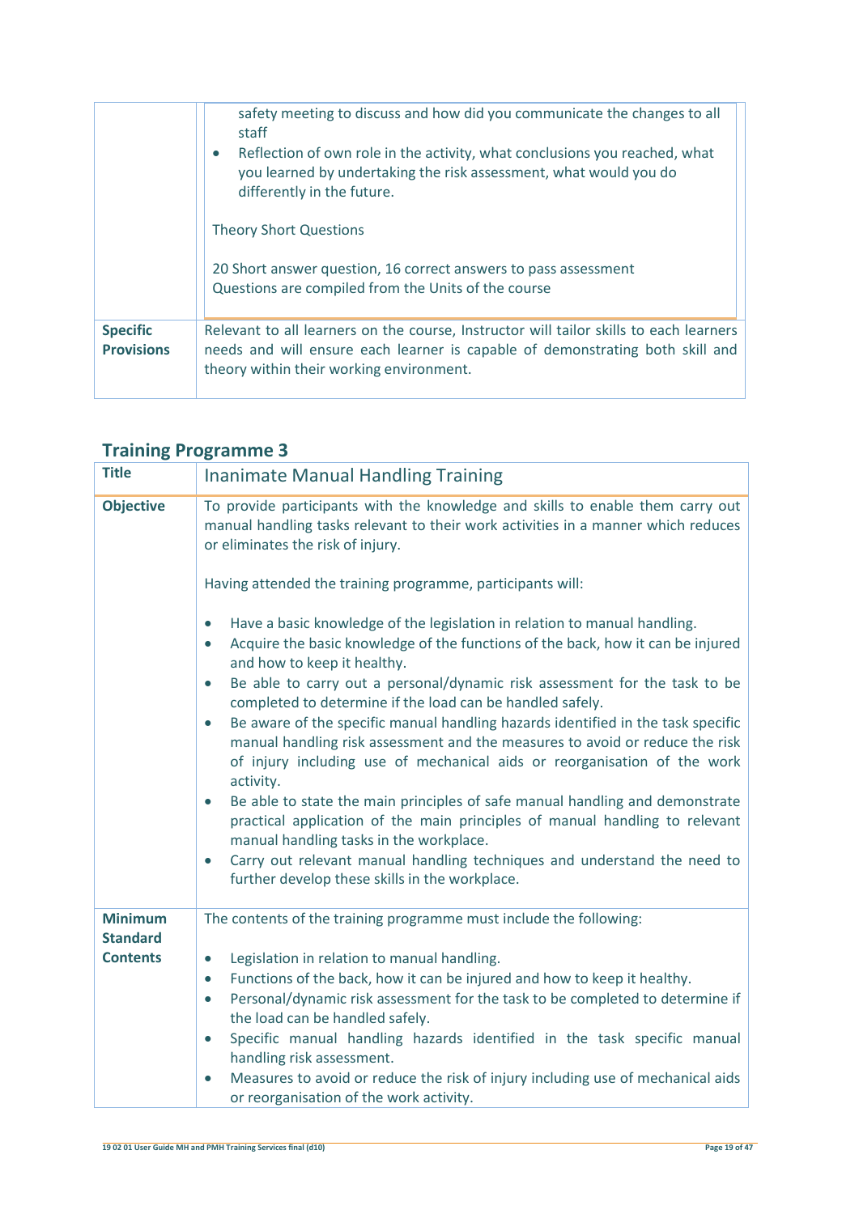| | |
|---|---|
| | safety meeting to discuss and how did you communicate the changes to all staff<br>• Reflection of own role in the activity, what conclusions you reached, what you learned by undertaking the risk assessment, what would you do differently in the future.<br><br>Theory Short Questions<br><br>20 Short answer question, 16 correct answers to pass assessment<br>Questions are compiled from the Units of the course |
| **Specific Provisions** | Relevant to all learners on the course, Instructor will tailor skills to each learners needs and will ensure each learner is capable of demonstrating both skill and theory within their working environment. |

## Training Programme 3

| **Title** | Inanimate Manual Handling Training |
|---|---|
| **Objective** | To provide participants with the knowledge and skills to enable them carry out manual handling tasks relevant to their work activities in a manner which reduces or eliminates the risk of injury.<br><br>Having attended the training programme, participants will:<br><br>• Have a basic knowledge of the legislation in relation to manual handling.<br>• Acquire the basic knowledge of the functions of the back, how it can be injured and how to keep it healthy.<br>• Be able to carry out a personal/dynamic risk assessment for the task to be completed to determine if the load can be handled safely.<br>• Be aware of the specific manual handling hazards identified in the task specific manual handling risk assessment and the measures to avoid or reduce the risk of injury including use of mechanical aids or reorganisation of the work activity.<br>• Be able to state the main principles of safe manual handling and demonstrate practical application of the main principles of manual handling to relevant manual handling tasks in the workplace.<br>• Carry out relevant manual handling techniques and understand the need to further develop these skills in the workplace. |
| **Minimum Standard Contents** | The contents of the training programme must include the following:<br><br>• Legislation in relation to manual handling.<br>• Functions of the back, how it can be injured and how to keep it healthy.<br>• Personal/dynamic risk assessment for the task to be completed to determine if the load can be handled safely.<br>• Specific manual handling hazards identified in the task specific manual handling risk assessment.<br>• Measures to avoid or reduce the risk of injury including use of mechanical aids or reorganisation of the work activity. |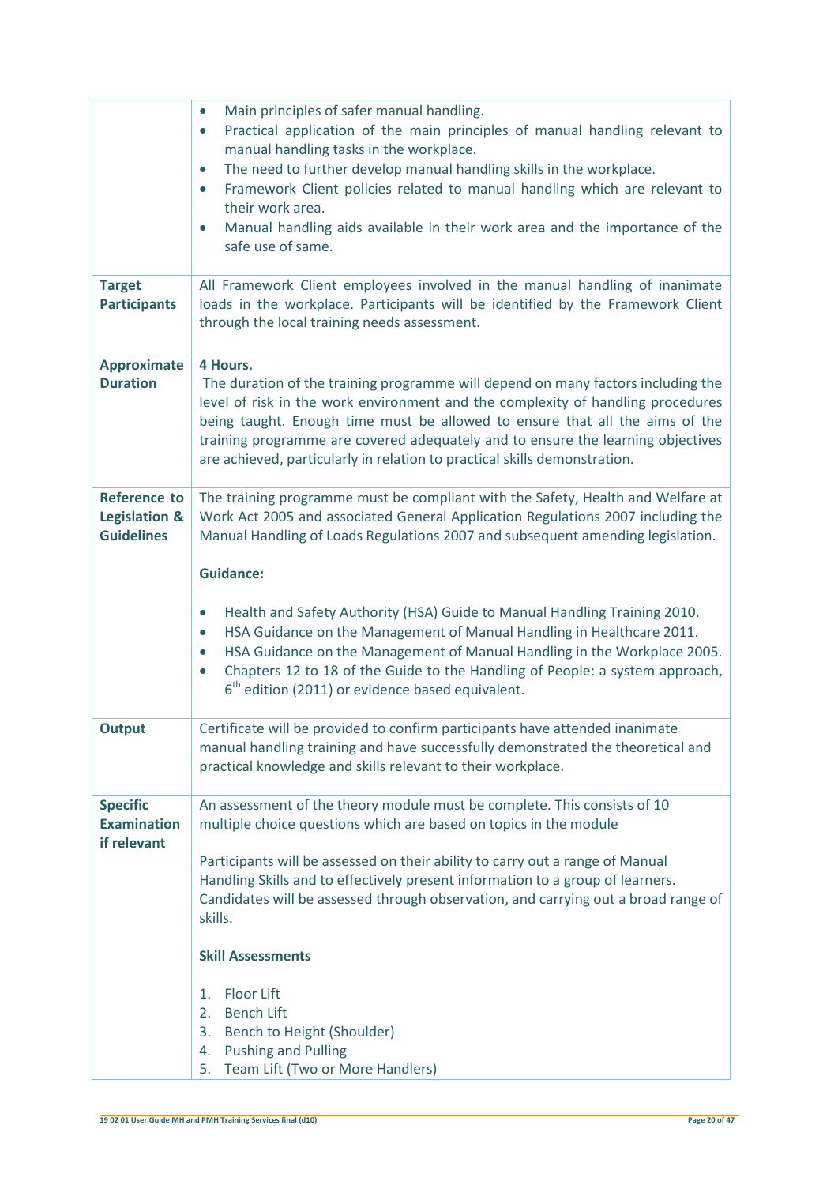| | |
|---|---|
| | • Main principles of safer manual handling.<br>• Practical application of the main principles of manual handling relevant to manual handling tasks in the workplace.<br>• The need to further develop manual handling skills in the workplace.<br>• Framework Client policies related to manual handling which are relevant to their work area.<br>• Manual handling aids available in their work area and the importance of the safe use of same. |
| **Target Participants** | All Framework Client employees involved in the manual handling of inanimate loads in the workplace. Participants will be identified by the Framework Client through the local training needs assessment. |
| **Approximate Duration** | **4 Hours.**<br>The duration of the training programme will depend on many factors including the level of risk in the work environment and the complexity of handling procedures being taught. Enough time must be allowed to ensure that all the aims of the training programme are covered adequately and to ensure the learning objectives are achieved, particularly in relation to practical skills demonstration. |
| **Reference to Legislation & Guidelines** | The training programme must be compliant with the Safety, Health and Welfare at Work Act 2005 and associated General Application Regulations 2007 including the Manual Handling of Loads Regulations 2007 and subsequent amending legislation.<br><br>**Guidance:**<br><br>• Health and Safety Authority (HSA) Guide to Manual Handling Training 2010.<br>• HSA Guidance on the Management of Manual Handling in Healthcare 2011.<br>• HSA Guidance on the Management of Manual Handling in the Workplace 2005.<br>• Chapters 12 to 18 of the Guide to the Handling of People: a system approach, 6th edition (2011) or evidence based equivalent. |
| **Output** | Certificate will be provided to confirm participants have attended inanimate manual handling training and have successfully demonstrated the theoretical and practical knowledge and skills relevant to their workplace. |
| **Specific Examination if relevant** | An assessment of the theory module must be complete. This consists of 10 multiple choice questions which are based on topics in the module<br><br>Participants will be assessed on their ability to carry out a range of Manual Handling Skills and to effectively present information to a group of learners. Candidates will be assessed through observation, and carrying out a broad range of skills.<br><br>**Skill Assessments**<br><br>1. Floor Lift<br>2. Bench Lift<br>3. Bench to Height (Shoulder)<br>4. Pushing and Pulling<br>5. Team Lift (Two or More Handlers) |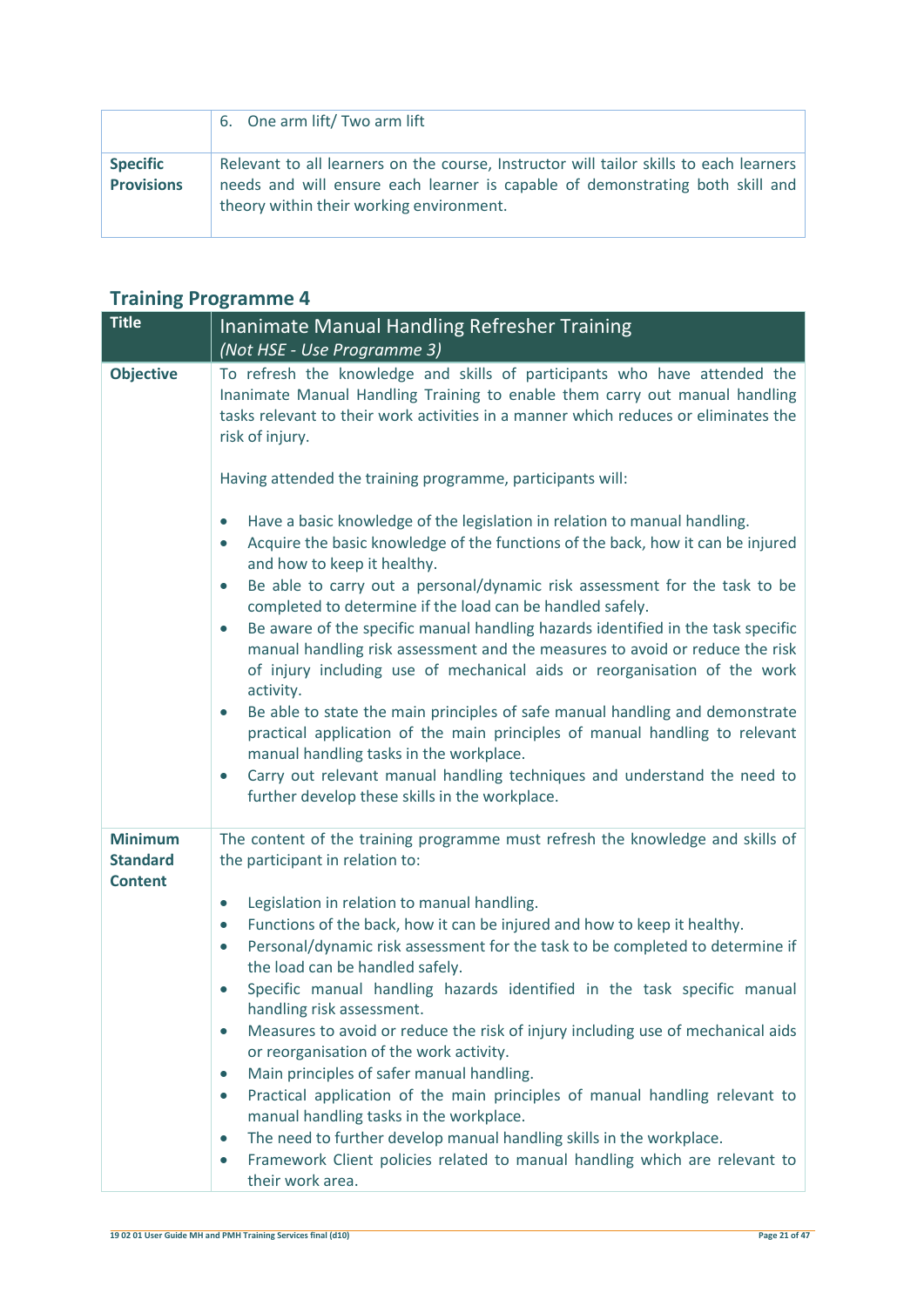| | 6. One arm lift/ Two arm lift |
|---|---|
| **Specific Provisions** | Relevant to all learners on the course, Instructor will tailor skills to each learners needs and will ensure each learner is capable of demonstrating both skill and theory within their working environment. |

## Training Programme 4

| **Title** | Inanimate Manual Handling Refresher Training *(Not HSE - Use Programme 3)* |
|---|---|
| **Objective** | To refresh the knowledge and skills of participants who have attended the Inanimate Manual Handling Training to enable them carry out manual handling tasks relevant to their work activities in a manner which reduces or eliminates the risk of injury.<br><br>Having attended the training programme, participants will:<br><br>• Have a basic knowledge of the legislation in relation to manual handling.<br>• Acquire the basic knowledge of the functions of the back, how it can be injured and how to keep it healthy.<br>• Be able to carry out a personal/dynamic risk assessment for the task to be completed to determine if the load can be handled safely.<br>• Be aware of the specific manual handling hazards identified in the task specific manual handling risk assessment and the measures to avoid or reduce the risk of injury including use of mechanical aids or reorganisation of the work activity.<br>• Be able to state the main principles of safe manual handling and demonstrate practical application of the main principles of manual handling to relevant manual handling tasks in the workplace.<br>• Carry out relevant manual handling techniques and understand the need to further develop these skills in the workplace. |
| **Minimum Standard Content** | The content of the training programme must refresh the knowledge and skills of the participant in relation to:<br><br>• Legislation in relation to manual handling.<br>• Functions of the back, how it can be injured and how to keep it healthy.<br>• Personal/dynamic risk assessment for the task to be completed to determine if the load can be handled safely.<br>• Specific manual handling hazards identified in the task specific manual handling risk assessment.<br>• Measures to avoid or reduce the risk of injury including use of mechanical aids or reorganisation of the work activity.<br>• Main principles of safer manual handling.<br>• Practical application of the main principles of manual handling relevant to manual handling tasks in the workplace.<br>• The need to further develop manual handling skills in the workplace.<br>• Framework Client policies related to manual handling which are relevant to their work area. |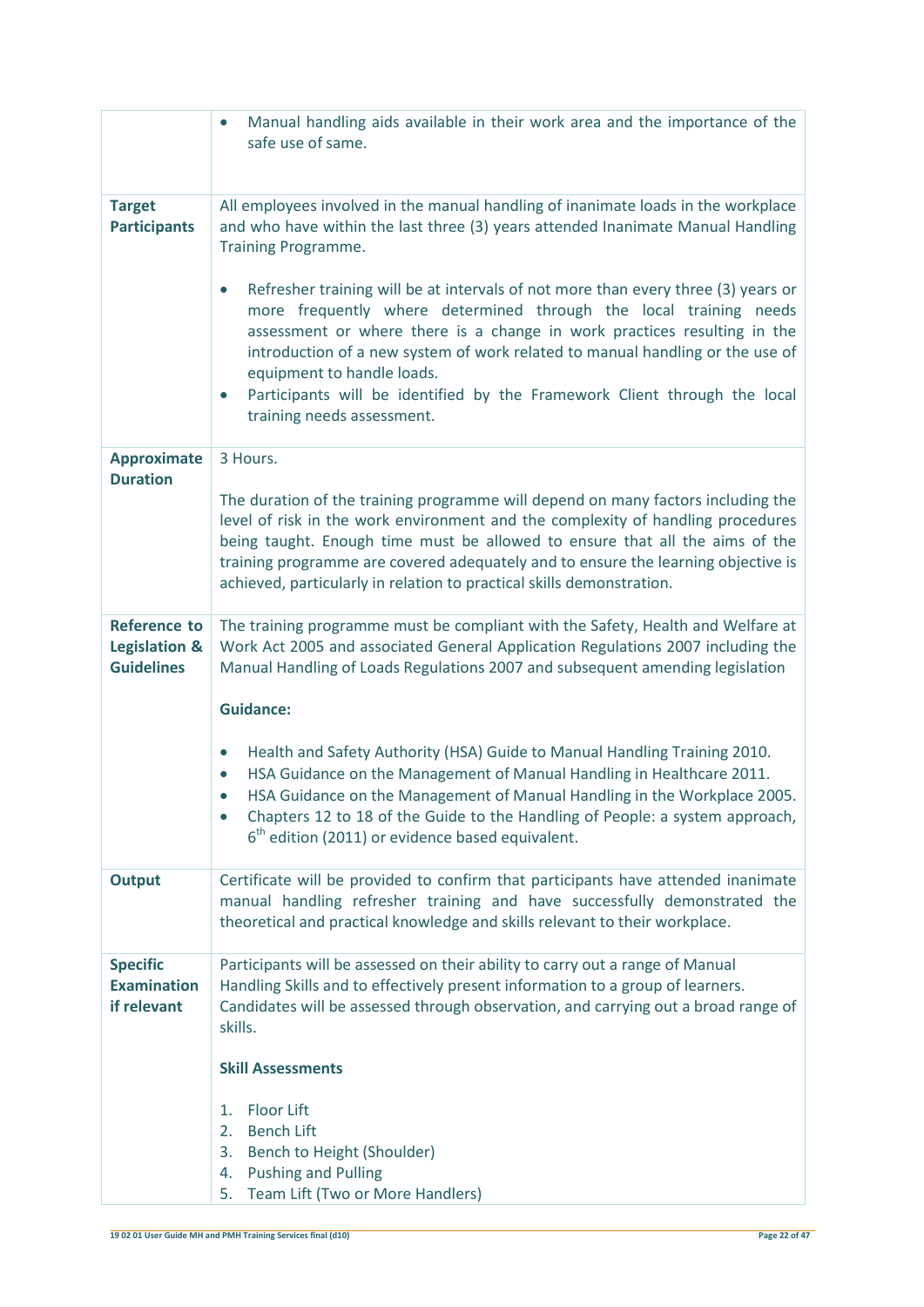| | |
|---|---|
| | • Manual handling aids available in their work area and the importance of the safe use of same. |
| **Target Participants** | All employees involved in the manual handling of inanimate loads in the workplace and who have within the last three (3) years attended Inanimate Manual Handling Training Programme.<br><br>• Refresher training will be at intervals of not more than every three (3) years or more frequently where determined through the local training needs assessment or where there is a change in work practices resulting in the introduction of a new system of work related to manual handling or the use of equipment to handle loads.<br>• Participants will be identified by the Framework Client through the local training needs assessment. |
| **Approximate Duration** | 3 Hours.<br><br>The duration of the training programme will depend on many factors including the level of risk in the work environment and the complexity of handling procedures being taught. Enough time must be allowed to ensure that all the aims of the training programme are covered adequately and to ensure the learning objective is achieved, particularly in relation to practical skills demonstration. |
| **Reference to Legislation & Guidelines** | The training programme must be compliant with the Safety, Health and Welfare at Work Act 2005 and associated General Application Regulations 2007 including the Manual Handling of Loads Regulations 2007 and subsequent amending legislation<br><br>**Guidance:**<br><br>• Health and Safety Authority (HSA) Guide to Manual Handling Training 2010.<br>• HSA Guidance on the Management of Manual Handling in Healthcare 2011.<br>• HSA Guidance on the Management of Manual Handling in the Workplace 2005.<br>• Chapters 12 to 18 of the Guide to the Handling of People: a system approach, 6th edition (2011) or evidence based equivalent. |
| **Output** | Certificate will be provided to confirm that participants have attended inanimate manual handling refresher training and have successfully demonstrated the theoretical and practical knowledge and skills relevant to their workplace. |
| **Specific Examination if relevant** | Participants will be assessed on their ability to carry out a range of Manual Handling Skills and to effectively present information to a group of learners. Candidates will be assessed through observation, and carrying out a broad range of skills.<br><br>**Skill Assessments**<br><br>1. Floor Lift<br>2. Bench Lift<br>3. Bench to Height (Shoulder)<br>4. Pushing and Pulling<br>5. Team Lift (Two or More Handlers) |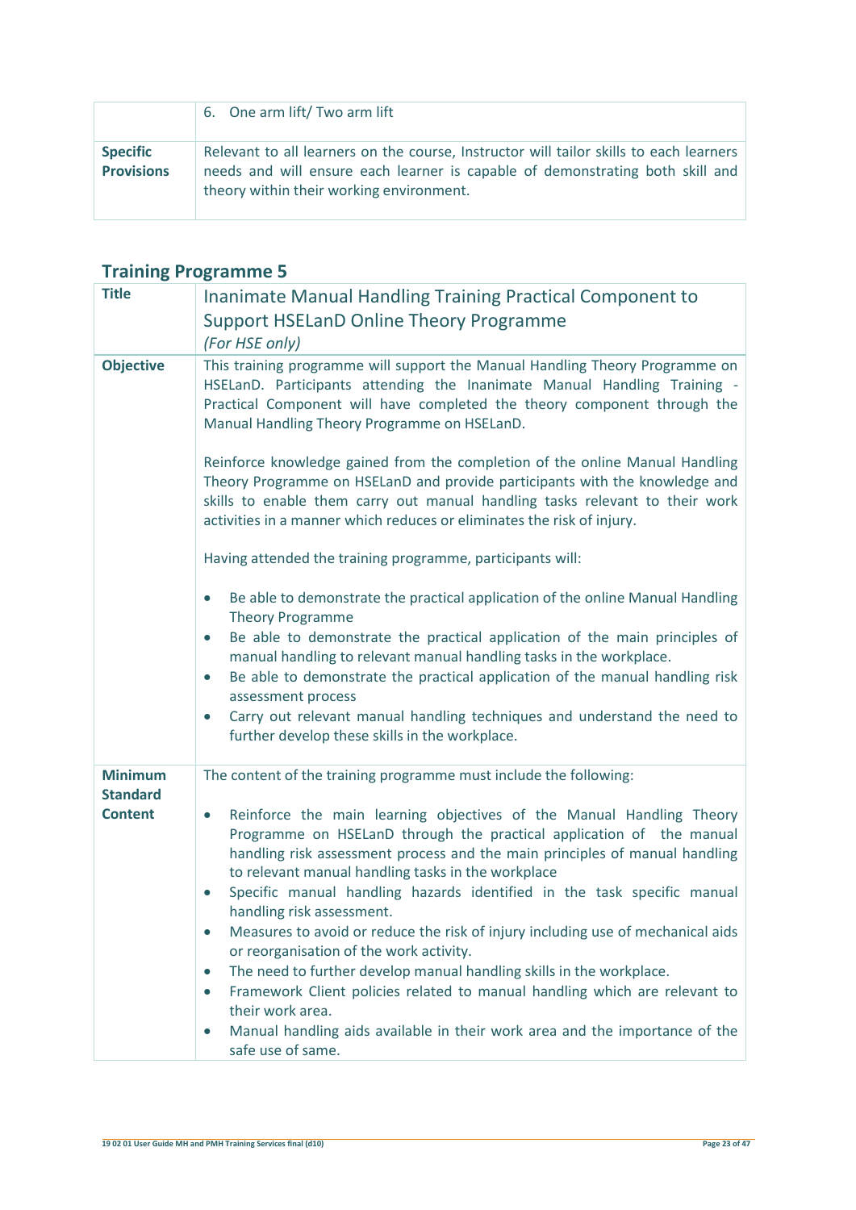| | |
|---|---|
| | 6. One arm lift/ Two arm lift |
| **Specific Provisions** | Relevant to all learners on the course, Instructor will tailor skills to each learners needs and will ensure each learner is capable of demonstrating both skill and theory within their working environment. |

## Training Programme 5

| | |
|---|---|
| **Title** | Inanimate Manual Handling Training Practical Component to Support HSELanD Online Theory Programme<br>*(For HSE only)* |
| **Objective** | This training programme will support the Manual Handling Theory Programme on HSELanD. Participants attending the Inanimate Manual Handling Training - Practical Component will have completed the theory component through the Manual Handling Theory Programme on HSELanD.<br><br>Reinforce knowledge gained from the completion of the online Manual Handling Theory Programme on HSELanD and provide participants with the knowledge and skills to enable them carry out manual handling tasks relevant to their work activities in a manner which reduces or eliminates the risk of injury.<br><br>Having attended the training programme, participants will:<br><br>• Be able to demonstrate the practical application of the online Manual Handling Theory Programme<br>• Be able to demonstrate the practical application of the main principles of manual handling to relevant manual handling tasks in the workplace.<br>• Be able to demonstrate the practical application of the manual handling risk assessment process<br>• Carry out relevant manual handling techniques and understand the need to further develop these skills in the workplace. |
| **Minimum Standard Content** | The content of the training programme must include the following:<br><br>• Reinforce the main learning objectives of the Manual Handling Theory Programme on HSELanD through the practical application of the manual handling risk assessment process and the main principles of manual handling to relevant manual handling tasks in the workplace<br>• Specific manual handling hazards identified in the task specific manual handling risk assessment.<br>• Measures to avoid or reduce the risk of injury including use of mechanical aids or reorganisation of the work activity.<br>• The need to further develop manual handling skills in the workplace.<br>• Framework Client policies related to manual handling which are relevant to their work area.<br>• Manual handling aids available in their work area and the importance of the safe use of same. |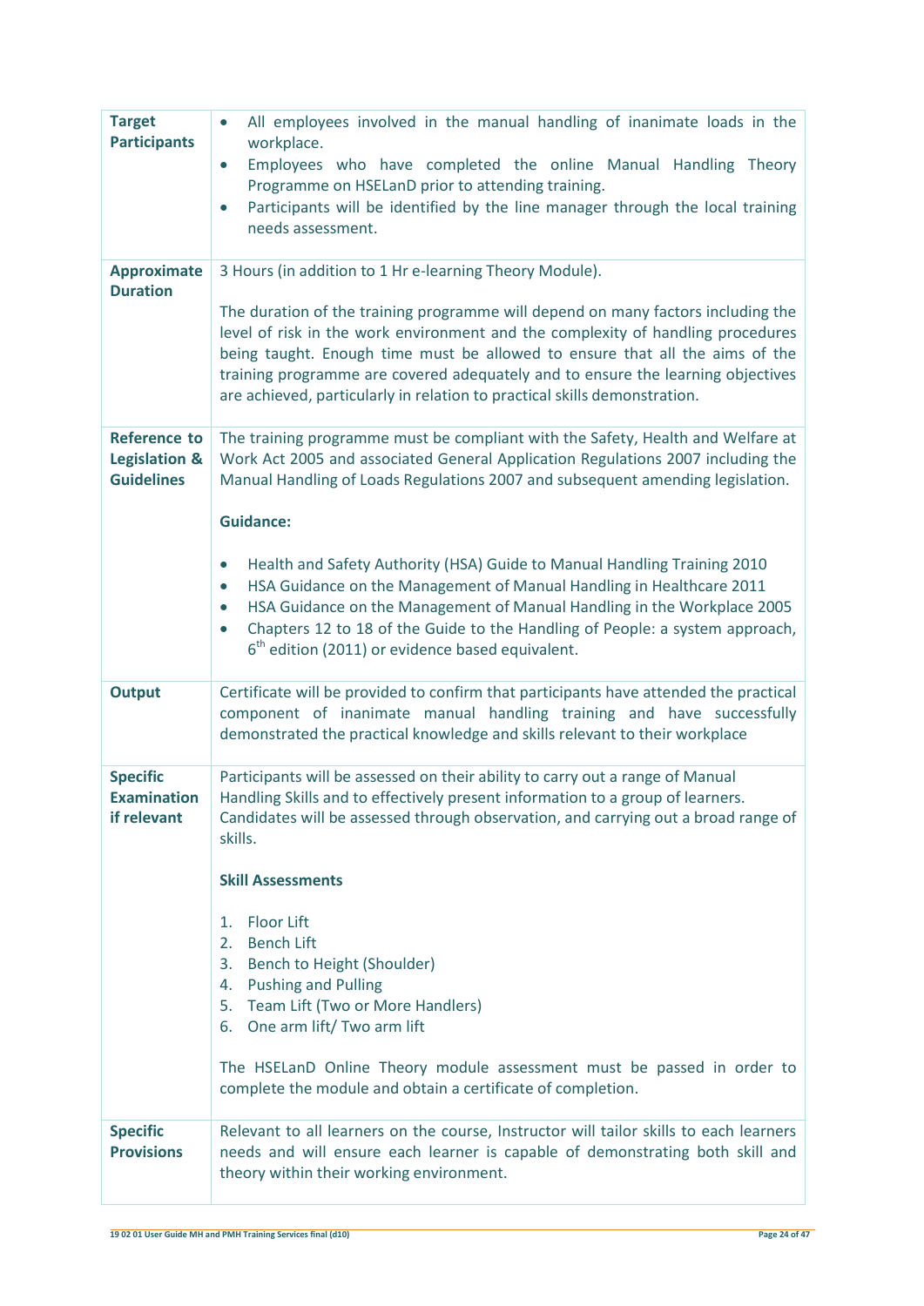| | |
|---|---|
| **Target Participants** | • All employees involved in the manual handling of inanimate loads in the workplace.<br>• Employees who have completed the online Manual Handling Theory Programme on HSELanD prior to attending training.<br>• Participants will be identified by the line manager through the local training needs assessment. |
| **Approximate Duration** | 3 Hours (in addition to 1 Hr e-learning Theory Module).<br><br>The duration of the training programme will depend on many factors including the level of risk in the work environment and the complexity of handling procedures being taught. Enough time must be allowed to ensure that all the aims of the training programme are covered adequately and to ensure the learning objectives are achieved, particularly in relation to practical skills demonstration. |
| **Reference to Legislation & Guidelines** | The training programme must be compliant with the Safety, Health and Welfare at Work Act 2005 and associated General Application Regulations 2007 including the Manual Handling of Loads Regulations 2007 and subsequent amending legislation.<br><br>**Guidance:**<br><br>• Health and Safety Authority (HSA) Guide to Manual Handling Training 2010<br>• HSA Guidance on the Management of Manual Handling in Healthcare 2011<br>• HSA Guidance on the Management of Manual Handling in the Workplace 2005<br>• Chapters 12 to 18 of the Guide to the Handling of People: a system approach, 6th edition (2011) or evidence based equivalent. |
| **Output** | Certificate will be provided to confirm that participants have attended the practical component of inanimate manual handling training and have successfully demonstrated the practical knowledge and skills relevant to their workplace |
| **Specific Examination if relevant** | Participants will be assessed on their ability to carry out a range of Manual Handling Skills and to effectively present information to a group of learners. Candidates will be assessed through observation, and carrying out a broad range of skills.<br><br>**Skill Assessments**<br><br>1. Floor Lift<br>2. Bench Lift<br>3. Bench to Height (Shoulder)<br>4. Pushing and Pulling<br>5. Team Lift (Two or More Handlers)<br>6. One arm lift/ Two arm lift<br><br>The HSELanD Online Theory module assessment must be passed in order to complete the module and obtain a certificate of completion. |
| **Specific Provisions** | Relevant to all learners on the course, Instructor will tailor skills to each learners needs and will ensure each learner is capable of demonstrating both skill and theory within their working environment. |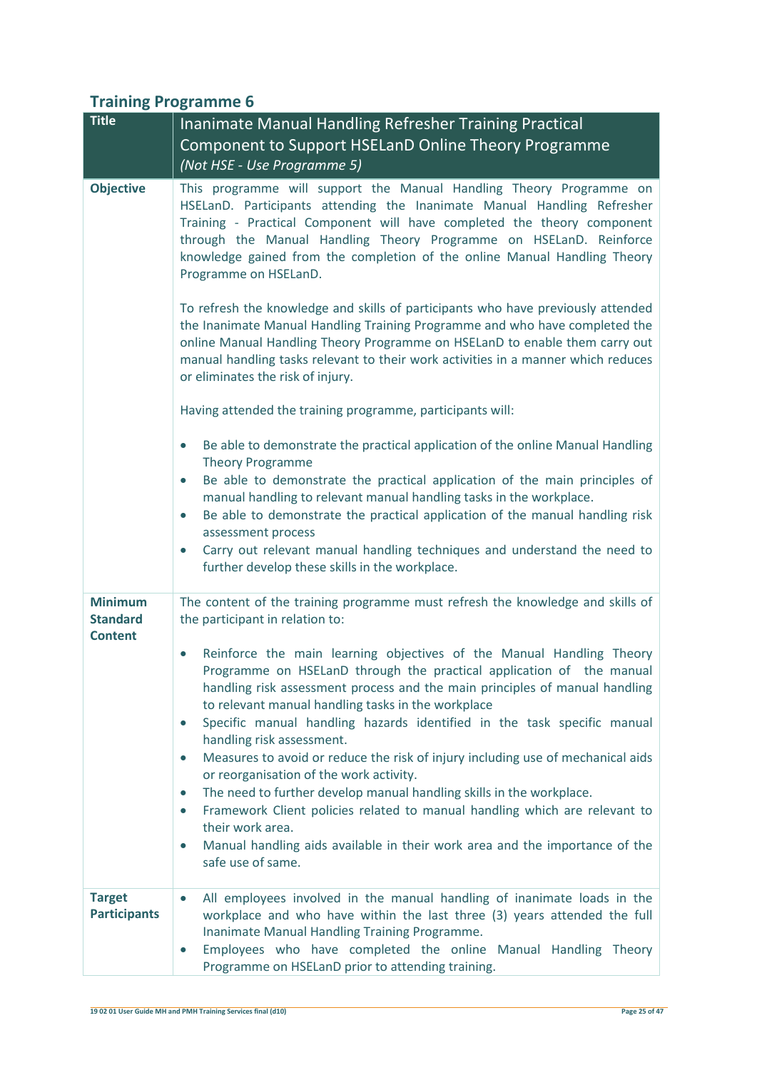## Training Programme 6

| Title | Inanimate Manual Handling Refresher Training Practical Component to Support HSELanD Online Theory Programme *(Not HSE - Use Programme 5)* |
|---|---|
| **Objective** | This programme will support the Manual Handling Theory Programme on HSELanD. Participants attending the Inanimate Manual Handling Refresher Training - Practical Component will have completed the theory component through the Manual Handling Theory Programme on HSELanD. Reinforce knowledge gained from the completion of the online Manual Handling Theory Programme on HSELanD.<br><br>To refresh the knowledge and skills of participants who have previously attended the Inanimate Manual Handling Training Programme and who have completed the online Manual Handling Theory Programme on HSELanD to enable them carry out manual handling tasks relevant to their work activities in a manner which reduces or eliminates the risk of injury.<br><br>Having attended the training programme, participants will:<br><br>• Be able to demonstrate the practical application of the online Manual Handling Theory Programme<br>• Be able to demonstrate the practical application of the main principles of manual handling to relevant manual handling tasks in the workplace.<br>• Be able to demonstrate the practical application of the manual handling risk assessment process<br>• Carry out relevant manual handling techniques and understand the need to further develop these skills in the workplace. |
| **Minimum Standard Content** | The content of the training programme must refresh the knowledge and skills of the participant in relation to:<br><br>• Reinforce the main learning objectives of the Manual Handling Theory Programme on HSELanD through the practical application of the manual handling risk assessment process and the main principles of manual handling to relevant manual handling tasks in the workplace<br>• Specific manual handling hazards identified in the task specific manual handling risk assessment.<br>• Measures to avoid or reduce the risk of injury including use of mechanical aids or reorganisation of the work activity.<br>• The need to further develop manual handling skills in the workplace.<br>• Framework Client policies related to manual handling which are relevant to their work area.<br>• Manual handling aids available in their work area and the importance of the safe use of same. |
| **Target Participants** | • All employees involved in the manual handling of inanimate loads in the workplace and who have within the last three (3) years attended the full Inanimate Manual Handling Training Programme.<br>• Employees who have completed the online Manual Handling Theory Programme on HSELanD prior to attending training. |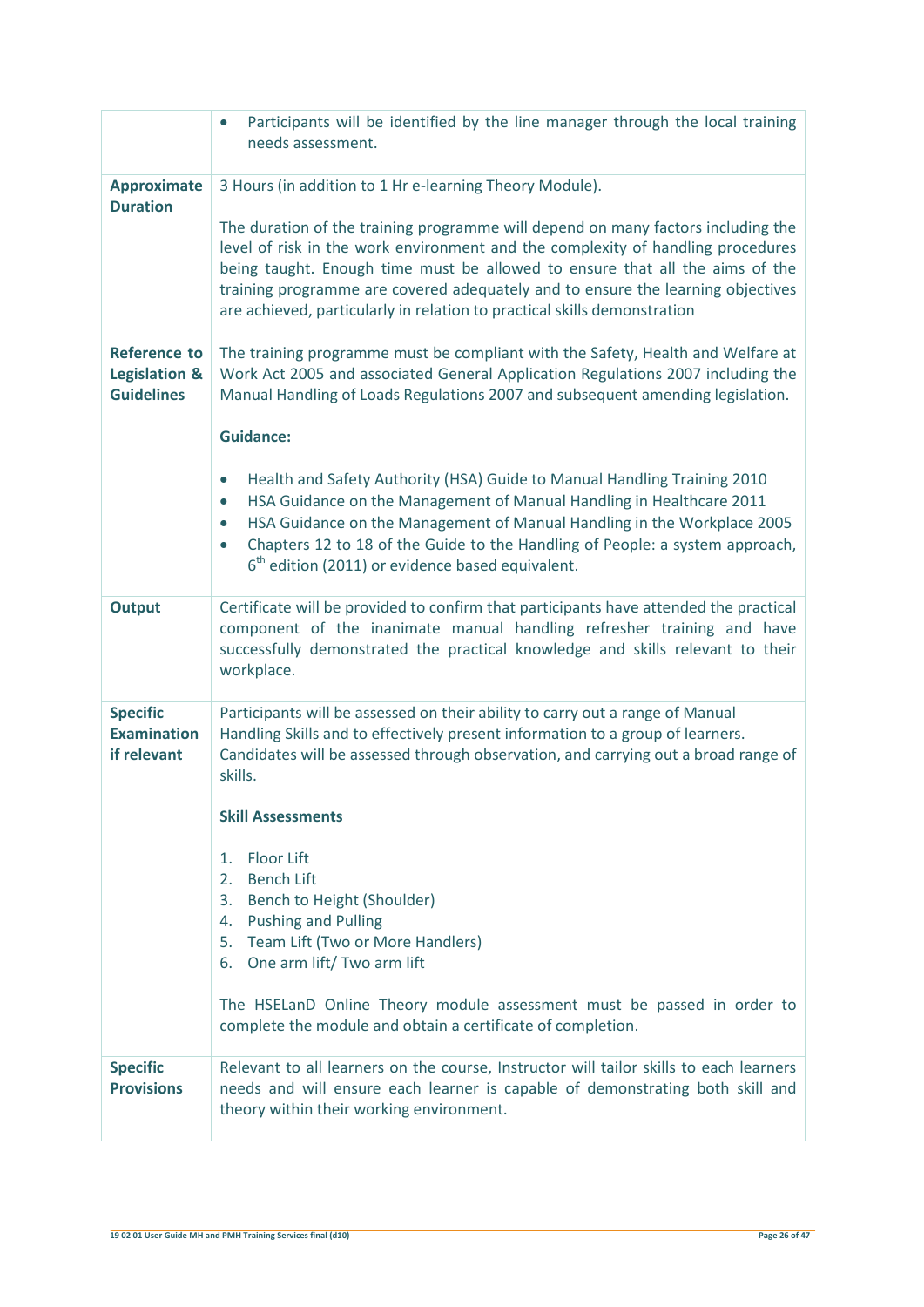| | |
|---|---|
| | • Participants will be identified by the line manager through the local training needs assessment. |
| **Approximate Duration** | 3 Hours (in addition to 1 Hr e-learning Theory Module).<br><br>The duration of the training programme will depend on many factors including the level of risk in the work environment and the complexity of handling procedures being taught. Enough time must be allowed to ensure that all the aims of the training programme are covered adequately and to ensure the learning objectives are achieved, particularly in relation to practical skills demonstration |
| **Reference to Legislation & Guidelines** | The training programme must be compliant with the Safety, Health and Welfare at Work Act 2005 and associated General Application Regulations 2007 including the Manual Handling of Loads Regulations 2007 and subsequent amending legislation.<br><br>**Guidance:**<br><br>• Health and Safety Authority (HSA) Guide to Manual Handling Training 2010<br>• HSA Guidance on the Management of Manual Handling in Healthcare 2011<br>• HSA Guidance on the Management of Manual Handling in the Workplace 2005<br>• Chapters 12 to 18 of the Guide to the Handling of People: a system approach, 6th edition (2011) or evidence based equivalent. |
| **Output** | Certificate will be provided to confirm that participants have attended the practical component of the inanimate manual handling refresher training and have successfully demonstrated the practical knowledge and skills relevant to their workplace. |
| **Specific Examination if relevant** | Participants will be assessed on their ability to carry out a range of Manual Handling Skills and to effectively present information to a group of learners. Candidates will be assessed through observation, and carrying out a broad range of skills.<br><br>**Skill Assessments**<br><br>1. Floor Lift<br>2. Bench Lift<br>3. Bench to Height (Shoulder)<br>4. Pushing and Pulling<br>5. Team Lift (Two or More Handlers)<br>6. One arm lift/ Two arm lift<br><br>The HSELanD Online Theory module assessment must be passed in order to complete the module and obtain a certificate of completion. |
| **Specific Provisions** | Relevant to all learners on the course, Instructor will tailor skills to each learners needs and will ensure each learner is capable of demonstrating both skill and theory within their working environment. |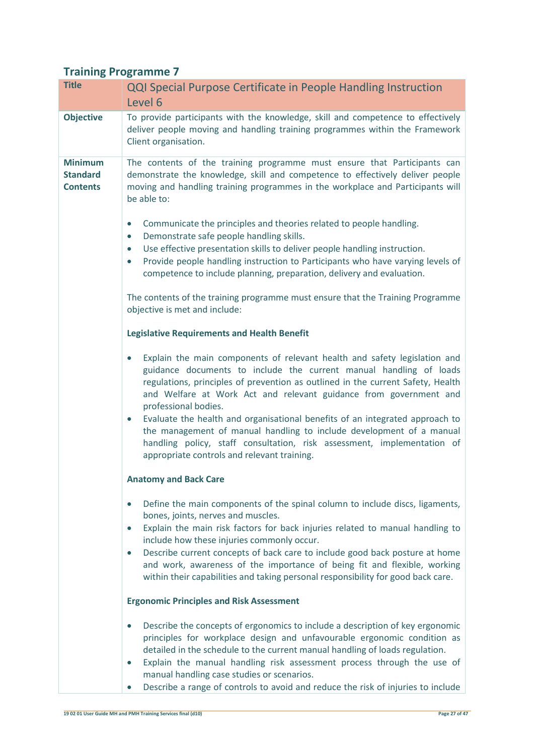## Training Programme 7

| Title | QQI Special Purpose Certificate in People Handling Instruction Level 6 |
|---|---|
| **Objective** | To provide participants with the knowledge, skill and competence to effectively deliver people moving and handling training programmes within the Framework Client organisation. |
| **Minimum Standard Contents** | The contents of the training programme must ensure that Participants can demonstrate the knowledge, skill and competence to effectively deliver people moving and handling training programmes in the workplace and Participants will be able to:<br><br>• Communicate the principles and theories related to people handling.<br>• Demonstrate safe people handling skills.<br>• Use effective presentation skills to deliver people handling instruction.<br>• Provide people handling instruction to Participants who have varying levels of competence to include planning, preparation, delivery and evaluation.<br><br>The contents of the training programme must ensure that the Training Programme objective is met and include:<br><br>**Legislative Requirements and Health Benefit**<br><br>• Explain the main components of relevant health and safety legislation and guidance documents to include the current manual handling of loads regulations, principles of prevention as outlined in the current Safety, Health and Welfare at Work Act and relevant guidance from government and professional bodies.<br>• Evaluate the health and organisational benefits of an integrated approach to the management of manual handling to include development of a manual handling policy, staff consultation, risk assessment, implementation of appropriate controls and relevant training.<br><br>**Anatomy and Back Care**<br><br>• Define the main components of the spinal column to include discs, ligaments, bones, joints, nerves and muscles.<br>• Explain the main risk factors for back injuries related to manual handling to include how these injuries commonly occur.<br>• Describe current concepts of back care to include good back posture at home and work, awareness of the importance of being fit and flexible, working within their capabilities and taking personal responsibility for good back care.<br><br>**Ergonomic Principles and Risk Assessment**<br><br>• Describe the concepts of ergonomics to include a description of key ergonomic principles for workplace design and unfavourable ergonomic condition as detailed in the schedule to the current manual handling of loads regulation.<br>• Explain the manual handling risk assessment process through the use of manual handling case studies or scenarios.<br>• Describe a range of controls to avoid and reduce the risk of injuries to include |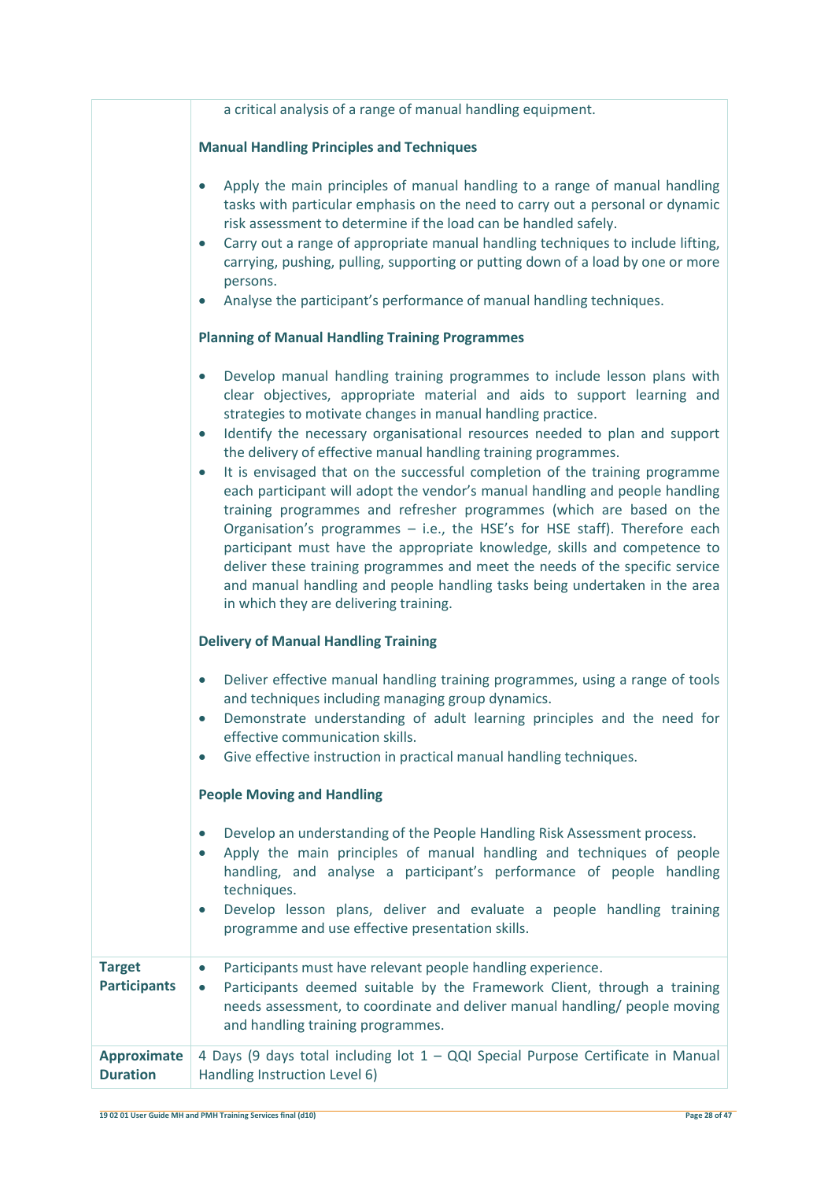| | |
|---|---|
| | a critical analysis of a range of manual handling equipment.<br><br>**Manual Handling Principles and Techniques**<br><br>• Apply the main principles of manual handling to a range of manual handling tasks with particular emphasis on the need to carry out a personal or dynamic risk assessment to determine if the load can be handled safely.<br>• Carry out a range of appropriate manual handling techniques to include lifting, carrying, pushing, pulling, supporting or putting down of a load by one or more persons.<br>• Analyse the participant's performance of manual handling techniques.<br><br>**Planning of Manual Handling Training Programmes**<br><br>• Develop manual handling training programmes to include lesson plans with clear objectives, appropriate material and aids to support learning and strategies to motivate changes in manual handling practice.<br>• Identify the necessary organisational resources needed to plan and support the delivery of effective manual handling training programmes.<br>• It is envisaged that on the successful completion of the training programme each participant will adopt the vendor's manual handling and people handling training programmes and refresher programmes (which are based on the Organisation's programmes – i.e., the HSE's for HSE staff). Therefore each participant must have the appropriate knowledge, skills and competence to deliver these training programmes and meet the needs of the specific service and manual handling and people handling tasks being undertaken in the area in which they are delivering training.<br><br>**Delivery of Manual Handling Training**<br><br>• Deliver effective manual handling training programmes, using a range of tools and techniques including managing group dynamics.<br>• Demonstrate understanding of adult learning principles and the need for effective communication skills.<br>• Give effective instruction in practical manual handling techniques.<br><br>**People Moving and Handling**<br><br>• Develop an understanding of the People Handling Risk Assessment process.<br>• Apply the main principles of manual handling and techniques of people handling, and analyse a participant's performance of people handling techniques.<br>• Develop lesson plans, deliver and evaluate a people handling training programme and use effective presentation skills. |
| **Target Participants** | • Participants must have relevant people handling experience.<br>• Participants deemed suitable by the Framework Client, through a training needs assessment, to coordinate and deliver manual handling/ people moving and handling training programmes. |
| **Approximate Duration** | 4 Days (9 days total including lot 1 – QQI Special Purpose Certificate in Manual Handling Instruction Level 6) |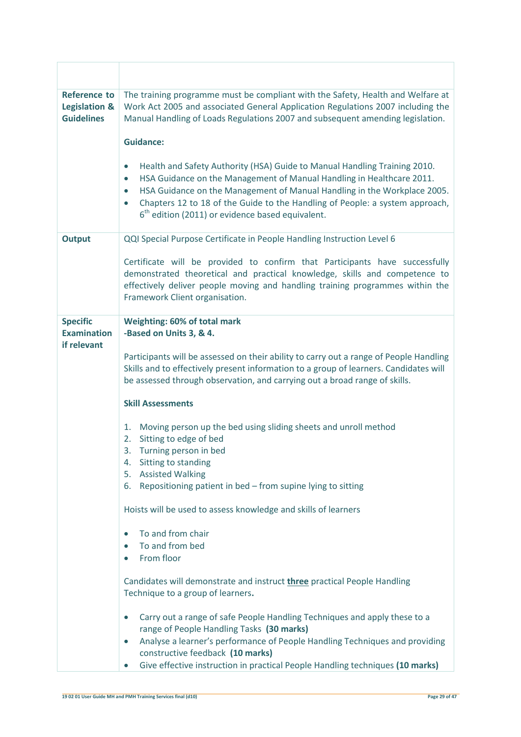| | |
|---|---|
| | |
| **Reference to Legislation & Guidelines** | The training programme must be compliant with the Safety, Health and Welfare at Work Act 2005 and associated General Application Regulations 2007 including the Manual Handling of Loads Regulations 2007 and subsequent amending legislation.<br><br>**Guidance:**<br><br>• Health and Safety Authority (HSA) Guide to Manual Handling Training 2010.<br>• HSA Guidance on the Management of Manual Handling in Healthcare 2011.<br>• HSA Guidance on the Management of Manual Handling in the Workplace 2005.<br>• Chapters 12 to 18 of the Guide to the Handling of People: a system approach, 6th edition (2011) or evidence based equivalent. |
| **Output** | QQI Special Purpose Certificate in People Handling Instruction Level 6<br><br>Certificate will be provided to confirm that Participants have successfully demonstrated theoretical and practical knowledge, skills and competence to effectively deliver people moving and handling training programmes within the Framework Client organisation. |
| **Specific Examination if relevant** | **Weighting: 60% of total mark**<br>**-Based on Units 3, & 4.**<br><br>Participants will be assessed on their ability to carry out a range of People Handling Skills and to effectively present information to a group of learners. Candidates will be assessed through observation, and carrying out a broad range of skills.<br><br>**Skill Assessments**<br><br>1. Moving person up the bed using sliding sheets and unroll method<br>2. Sitting to edge of bed<br>3. Turning person in bed<br>4. Sitting to standing<br>5. Assisted Walking<br>6. Repositioning patient in bed – from supine lying to sitting<br><br>Hoists will be used to assess knowledge and skills of learners<br><br>• To and from chair<br>• To and from bed<br>• From floor<br><br>Candidates will demonstrate and instruct **three** practical People Handling Technique to a group of learners.<br><br>• Carry out a range of safe People Handling Techniques and apply these to a range of People Handling Tasks **(30 marks)**<br>• Analyse a learner's performance of People Handling Techniques and providing constructive feedback **(10 marks)**<br>• Give effective instruction in practical People Handling techniques **(10 marks)** |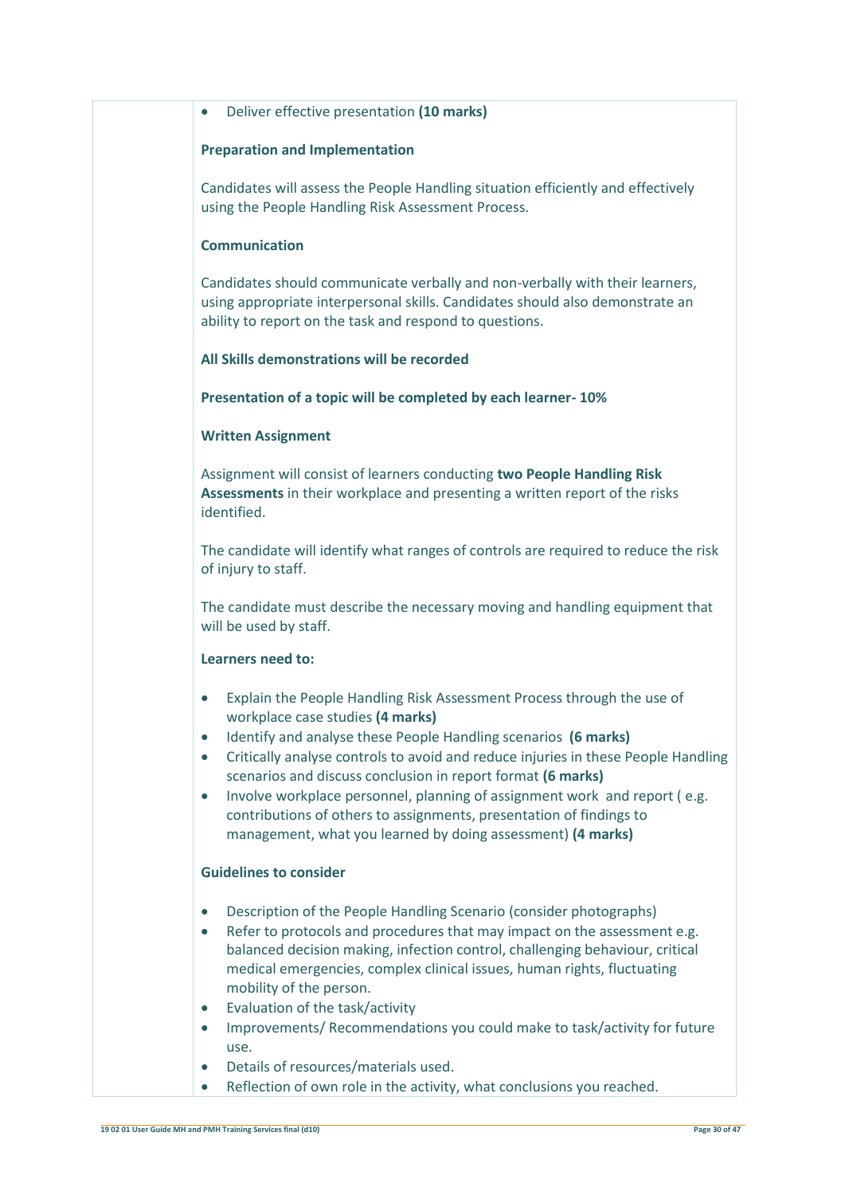- Deliver effective presentation **(10 marks)**

**Preparation and Implementation**

Candidates will assess the People Handling situation efficiently and effectively using the People Handling Risk Assessment Process.

**Communication**

Candidates should communicate verbally and non-verbally with their learners, using appropriate interpersonal skills. Candidates should also demonstrate an ability to report on the task and respond to questions.

**All Skills demonstrations will be recorded**

**Presentation of a topic will be completed by each learner- 10%**

**Written Assignment**

Assignment will consist of learners conducting **two People Handling Risk Assessments** in their workplace and presenting a written report of the risks identified.

The candidate will identify what ranges of controls are required to reduce the risk of injury to staff.

The candidate must describe the necessary moving and handling equipment that will be used by staff.

**Learners need to:**

- Explain the People Handling Risk Assessment Process through the use of workplace case studies **(4 marks)**
- Identify and analyse these People Handling scenarios **(6 marks)**
- Critically analyse controls to avoid and reduce injuries in these People Handling scenarios and discuss conclusion in report format **(6 marks)**
- Involve workplace personnel, planning of assignment work and report ( e.g. contributions of others to assignments, presentation of findings to management, what you learned by doing assessment) **(4 marks)**

**Guidelines to consider**

- Description of the People Handling Scenario (consider photographs)
- Refer to protocols and procedures that may impact on the assessment e.g. balanced decision making, infection control, challenging behaviour, critical medical emergencies, complex clinical issues, human rights, fluctuating mobility of the person.
- Evaluation of the task/activity
- Improvements/ Recommendations you could make to task/activity for future use.
- Details of resources/materials used.
- Reflection of own role in the activity, what conclusions you reached.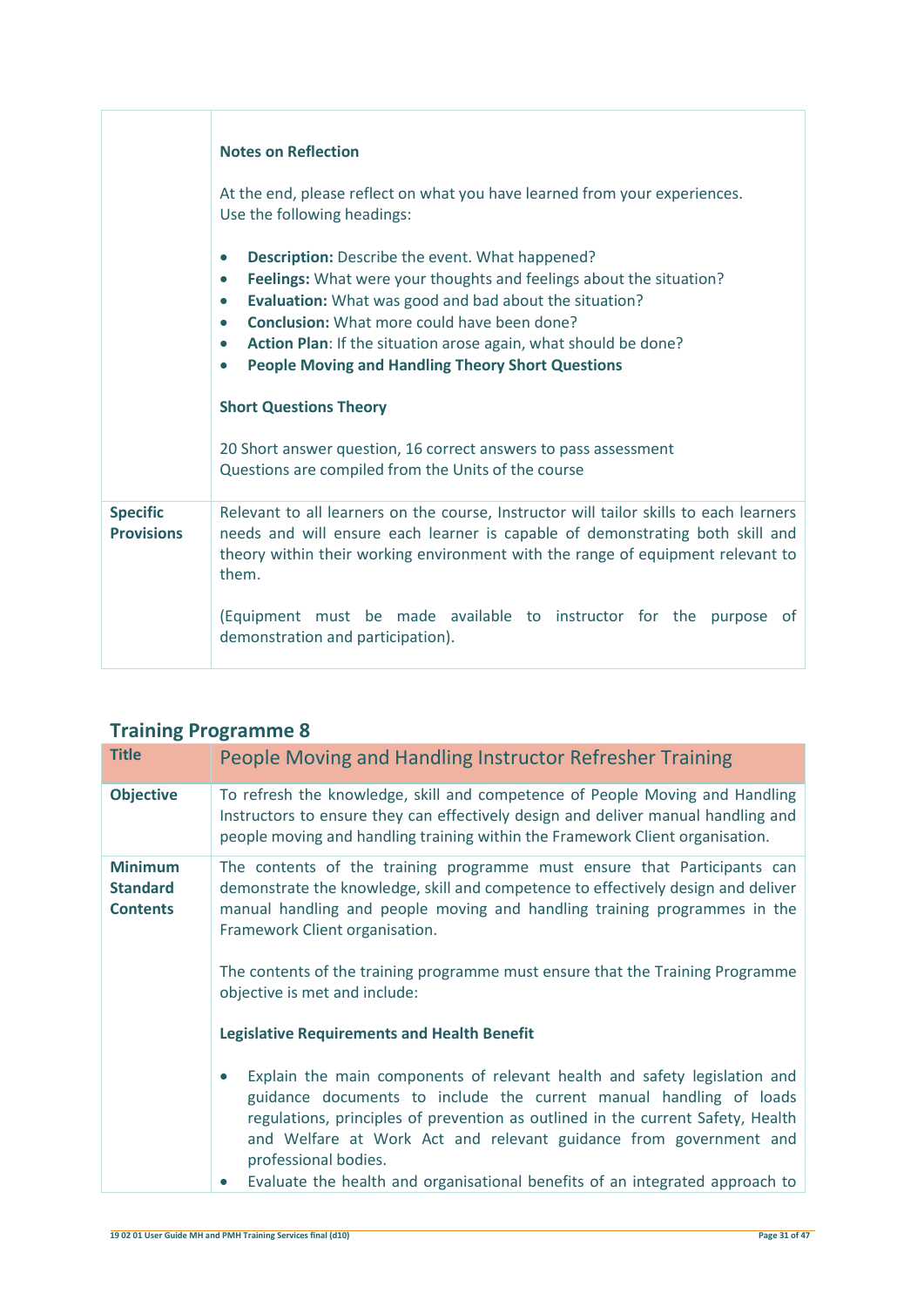| | |
|---|---|
| | **Notes on Reflection**<br><br>At the end, please reflect on what you have learned from your experiences. Use the following headings:<br><br>• **Description:** Describe the event. What happened?<br>• **Feelings:** What were your thoughts and feelings about the situation?<br>• **Evaluation:** What was good and bad about the situation?<br>• **Conclusion:** What more could have been done?<br>• **Action Plan**: If the situation arose again, what should be done?<br>• **People Moving and Handling Theory Short Questions**<br><br>**Short Questions Theory**<br><br>20 Short answer question, 16 correct answers to pass assessment<br>Questions are compiled from the Units of the course |
| **Specific Provisions** | Relevant to all learners on the course, Instructor will tailor skills to each learners needs and will ensure each learner is capable of demonstrating both skill and theory within their working environment with the range of equipment relevant to them.<br><br>(Equipment must be made available to instructor for the purpose of demonstration and participation). |

## Training Programme 8

| Title | People Moving and Handling Instructor Refresher Training |
|---|---|
| **Objective** | To refresh the knowledge, skill and competence of People Moving and Handling Instructors to ensure they can effectively design and deliver manual handling and people moving and handling training within the Framework Client organisation. |
| **Minimum Standard Contents** | The contents of the training programme must ensure that Participants can demonstrate the knowledge, skill and competence to effectively design and deliver manual handling and people moving and handling training programmes in the Framework Client organisation.<br><br>The contents of the training programme must ensure that the Training Programme objective is met and include:<br><br>**Legislative Requirements and Health Benefit**<br><br>• Explain the main components of relevant health and safety legislation and guidance documents to include the current manual handling of loads regulations, principles of prevention as outlined in the current Safety, Health and Welfare at Work Act and relevant guidance from government and professional bodies.<br>• Evaluate the health and organisational benefits of an integrated approach to |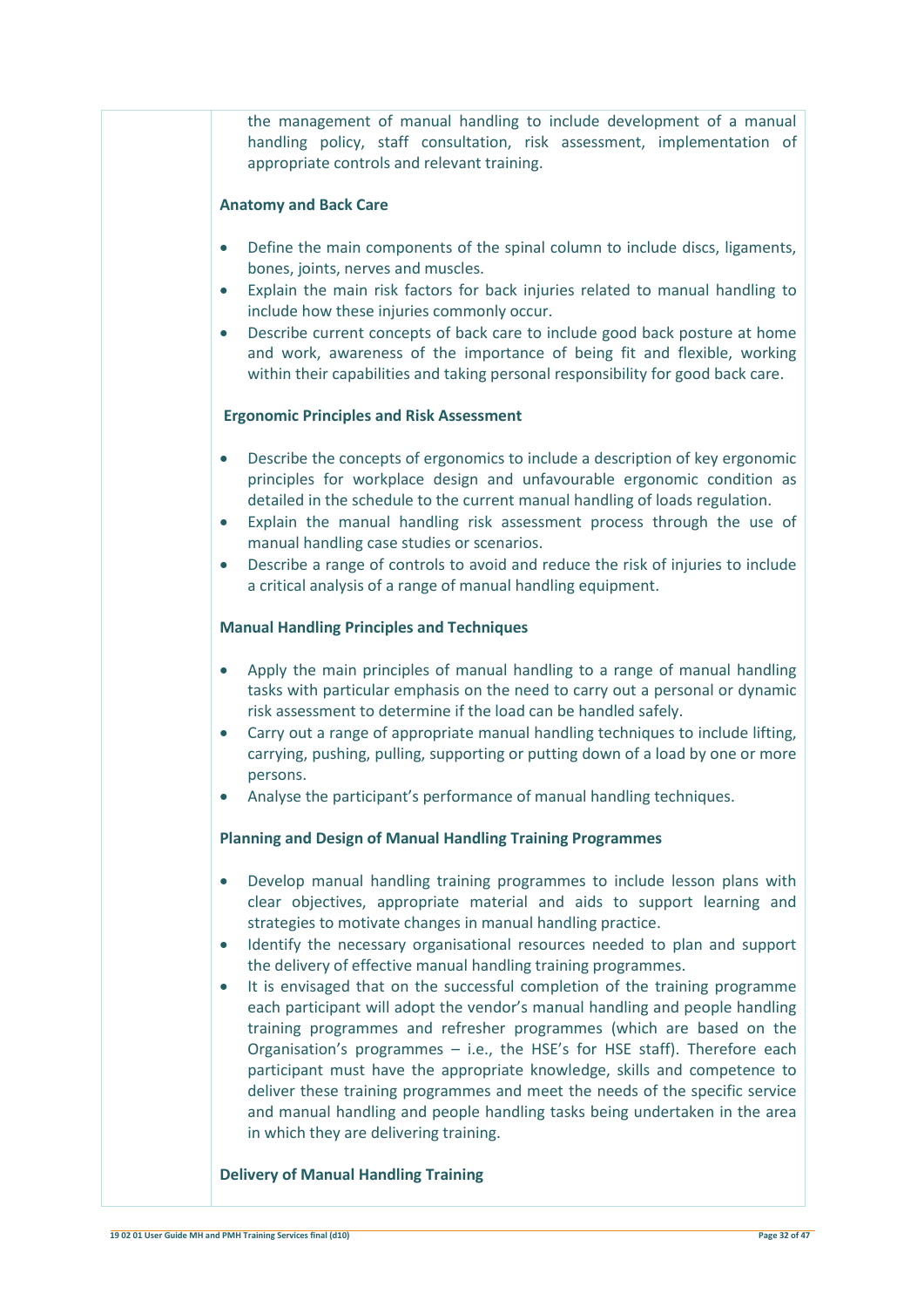the management of manual handling to include development of a manual handling policy, staff consultation, risk assessment, implementation of appropriate controls and relevant training.

**Anatomy and Back Care**

- Define the main components of the spinal column to include discs, ligaments, bones, joints, nerves and muscles.
- Explain the main risk factors for back injuries related to manual handling to include how these injuries commonly occur.
- Describe current concepts of back care to include good back posture at home and work, awareness of the importance of being fit and flexible, working within their capabilities and taking personal responsibility for good back care.

**Ergonomic Principles and Risk Assessment**

- Describe the concepts of ergonomics to include a description of key ergonomic principles for workplace design and unfavourable ergonomic condition as detailed in the schedule to the current manual handling of loads regulation.
- Explain the manual handling risk assessment process through the use of manual handling case studies or scenarios.
- Describe a range of controls to avoid and reduce the risk of injuries to include a critical analysis of a range of manual handling equipment.

**Manual Handling Principles and Techniques**

- Apply the main principles of manual handling to a range of manual handling tasks with particular emphasis on the need to carry out a personal or dynamic risk assessment to determine if the load can be handled safely.
- Carry out a range of appropriate manual handling techniques to include lifting, carrying, pushing, pulling, supporting or putting down of a load by one or more persons.
- Analyse the participant's performance of manual handling techniques.

**Planning and Design of Manual Handling Training Programmes**

- Develop manual handling training programmes to include lesson plans with clear objectives, appropriate material and aids to support learning and strategies to motivate changes in manual handling practice.
- Identify the necessary organisational resources needed to plan and support the delivery of effective manual handling training programmes.
- It is envisaged that on the successful completion of the training programme each participant will adopt the vendor's manual handling and people handling training programmes and refresher programmes (which are based on the Organisation's programmes – i.e., the HSE's for HSE staff). Therefore each participant must have the appropriate knowledge, skills and competence to deliver these training programmes and meet the needs of the specific service and manual handling and people handling tasks being undertaken in the area in which they are delivering training.

**Delivery of Manual Handling Training**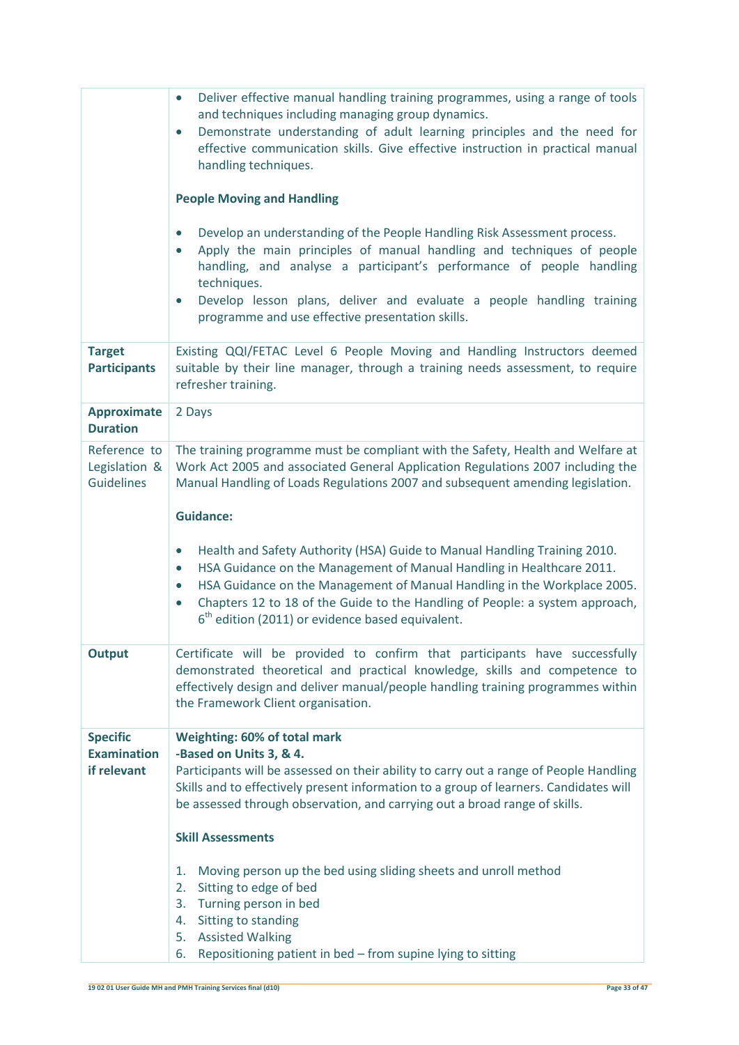| | |
|---|---|
| | • Deliver effective manual handling training programmes, using a range of tools and techniques including managing group dynamics.<br>• Demonstrate understanding of adult learning principles and the need for effective communication skills. Give effective instruction in practical manual handling techniques.<br><br>**People Moving and Handling**<br><br>• Develop an understanding of the People Handling Risk Assessment process.<br>• Apply the main principles of manual handling and techniques of people handling, and analyse a participant's performance of people handling techniques.<br>• Develop lesson plans, deliver and evaluate a people handling training programme and use effective presentation skills. |
| **Target Participants** | Existing QQI/FETAC Level 6 People Moving and Handling Instructors deemed suitable by their line manager, through a training needs assessment, to require refresher training. |
| **Approximate Duration** | 2 Days |
| Reference to Legislation & Guidelines | The training programme must be compliant with the Safety, Health and Welfare at Work Act 2005 and associated General Application Regulations 2007 including the Manual Handling of Loads Regulations 2007 and subsequent amending legislation.<br><br>**Guidance:**<br><br>• Health and Safety Authority (HSA) Guide to Manual Handling Training 2010.<br>• HSA Guidance on the Management of Manual Handling in Healthcare 2011.<br>• HSA Guidance on the Management of Manual Handling in the Workplace 2005.<br>• Chapters 12 to 18 of the Guide to the Handling of People: a system approach, 6th edition (2011) or evidence based equivalent. |
| **Output** | Certificate will be provided to confirm that participants have successfully demonstrated theoretical and practical knowledge, skills and competence to effectively design and deliver manual/people handling training programmes within the Framework Client organisation. |
| **Specific Examination if relevant** | **Weighting: 60% of total mark**<br>**-Based on Units 3, & 4.**<br>Participants will be assessed on their ability to carry out a range of People Handling Skills and to effectively present information to a group of learners. Candidates will be assessed through observation, and carrying out a broad range of skills.<br><br>**Skill Assessments**<br><br>1. Moving person up the bed using sliding sheets and unroll method<br>2. Sitting to edge of bed<br>3. Turning person in bed<br>4. Sitting to standing<br>5. Assisted Walking<br>6. Repositioning patient in bed – from supine lying to sitting |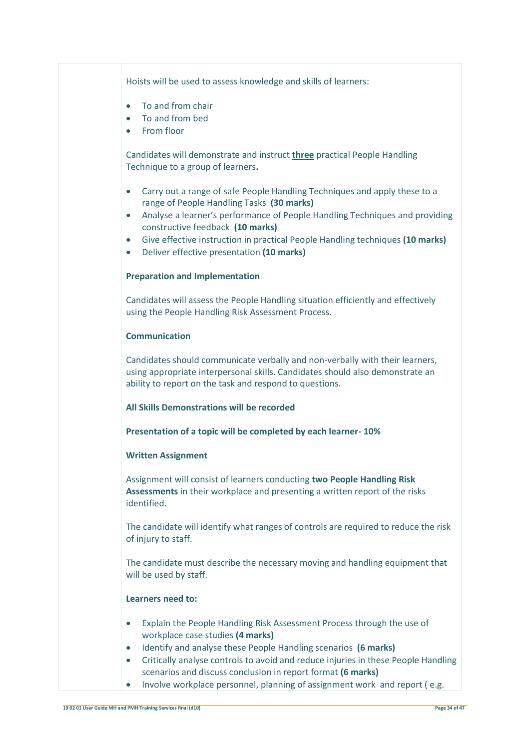Hoists will be used to assess knowledge and skills of learners:

- To and from chair
- To and from bed
- From floor

Candidates will demonstrate and instruct **three** practical People Handling Technique to a group of learners**.**

- Carry out a range of safe People Handling Techniques and apply these to a range of People Handling Tasks **(30 marks)**
- Analyse a learner's performance of People Handling Techniques and providing constructive feedback **(10 marks)**
- Give effective instruction in practical People Handling techniques **(10 marks)**
- Deliver effective presentation **(10 marks)**

**Preparation and Implementation**

Candidates will assess the People Handling situation efficiently and effectively using the People Handling Risk Assessment Process.

**Communication**

Candidates should communicate verbally and non-verbally with their learners, using appropriate interpersonal skills. Candidates should also demonstrate an ability to report on the task and respond to questions.

**All Skills Demonstrations will be recorded**

**Presentation of a topic will be completed by each learner- 10%**

**Written Assignment**

Assignment will consist of learners conducting **two People Handling Risk Assessments** in their workplace and presenting a written report of the risks identified.

The candidate will identify what ranges of controls are required to reduce the risk of injury to staff.

The candidate must describe the necessary moving and handling equipment that will be used by staff.

**Learners need to:**

- Explain the People Handling Risk Assessment Process through the use of workplace case studies **(4 marks)**
- Identify and analyse these People Handling scenarios **(6 marks)**
- Critically analyse controls to avoid and reduce injuries in these People Handling scenarios and discuss conclusion in report format **(6 marks)**
- Involve workplace personnel, planning of assignment work and report ( e.g.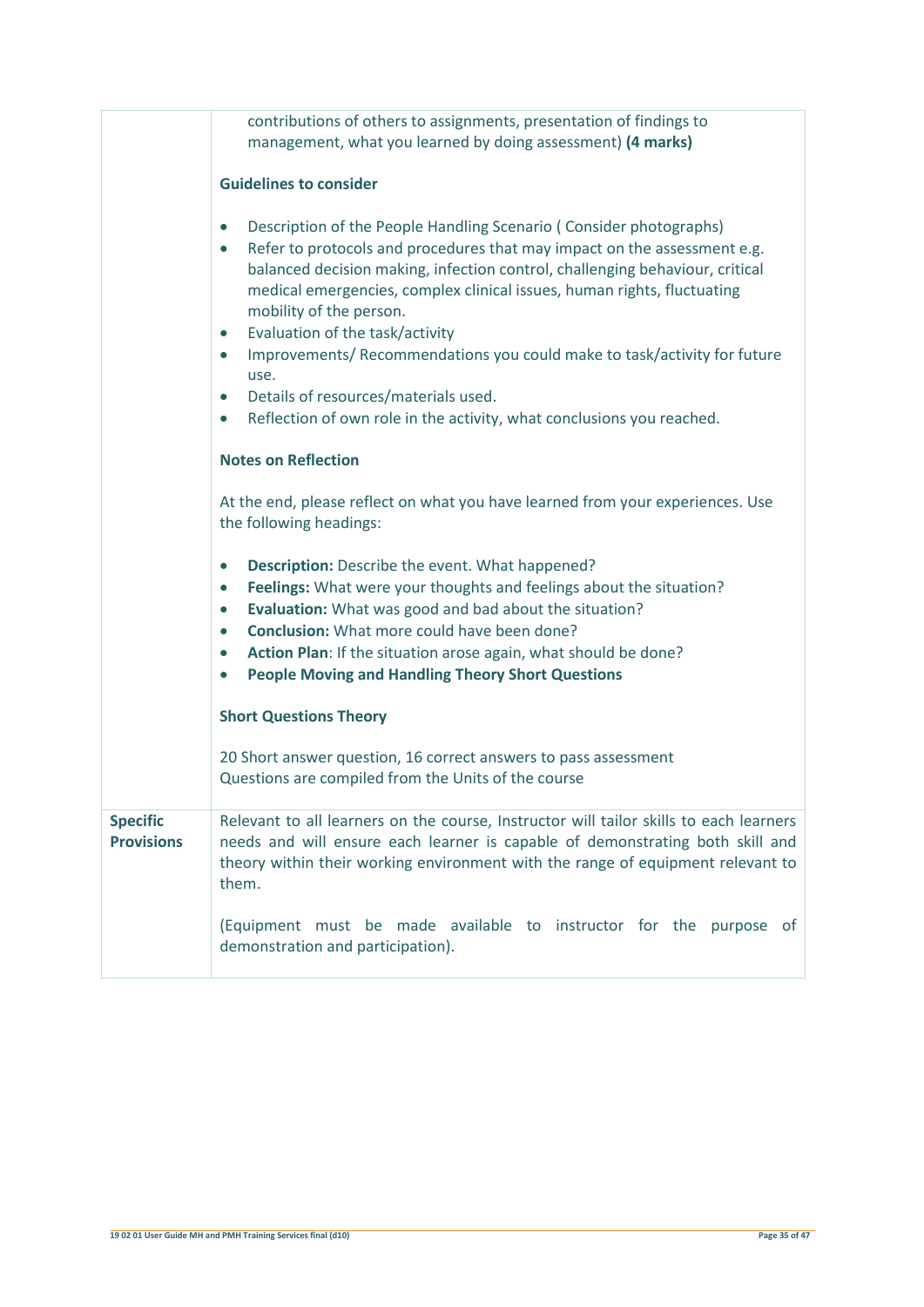| | |
|---|---|
| | contributions of others to assignments, presentation of findings to management, what you learned by doing assessment) **(4 marks)**<br><br>**Guidelines to consider**<br><br>• Description of the People Handling Scenario ( Consider photographs)<br>• Refer to protocols and procedures that may impact on the assessment e.g. balanced decision making, infection control, challenging behaviour, critical medical emergencies, complex clinical issues, human rights, fluctuating mobility of the person.<br>• Evaluation of the task/activity<br>• Improvements/ Recommendations you could make to task/activity for future use.<br>• Details of resources/materials used.<br>• Reflection of own role in the activity, what conclusions you reached.<br><br>**Notes on Reflection**<br><br>At the end, please reflect on what you have learned from your experiences. Use the following headings:<br><br>• **Description:** Describe the event. What happened?<br>• **Feelings:** What were your thoughts and feelings about the situation?<br>• **Evaluation:** What was good and bad about the situation?<br>• **Conclusion:** What more could have been done?<br>• **Action Plan**: If the situation arose again, what should be done?<br>• **People Moving and Handling Theory Short Questions**<br><br>**Short Questions Theory**<br><br>20 Short answer question, 16 correct answers to pass assessment<br>Questions are compiled from the Units of the course |
| **Specific Provisions** | Relevant to all learners on the course, Instructor will tailor skills to each learners needs and will ensure each learner is capable of demonstrating both skill and theory within their working environment with the range of equipment relevant to them.<br><br>(Equipment must be made available to instructor for the purpose of demonstration and participation). |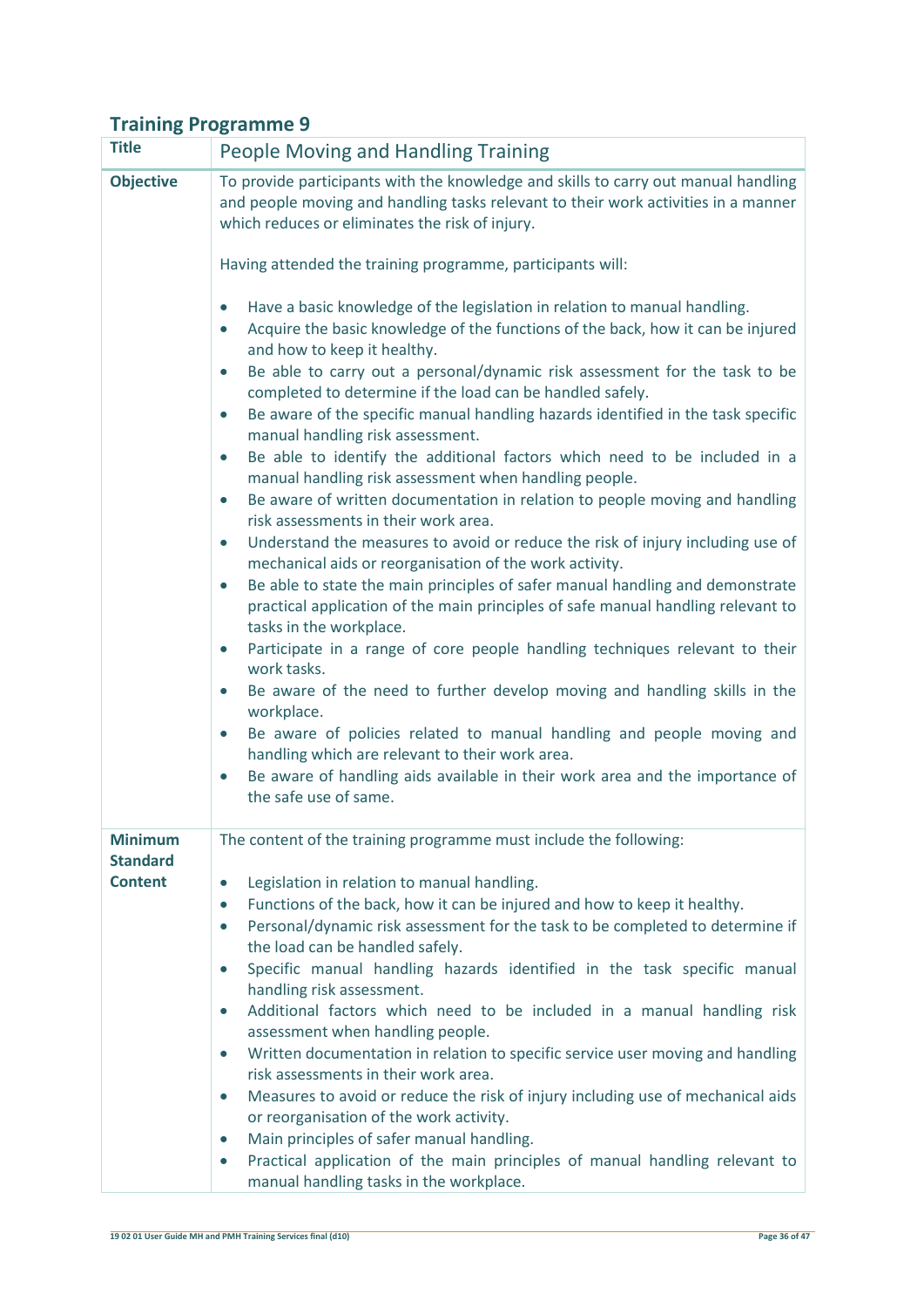## Training Programme 9

| Title | People Moving and Handling Training |
|---|---|
| **Objective** | To provide participants with the knowledge and skills to carry out manual handling and people moving and handling tasks relevant to their work activities in a manner which reduces or eliminates the risk of injury.<br><br>Having attended the training programme, participants will:<br><br>• Have a basic knowledge of the legislation in relation to manual handling.<br>• Acquire the basic knowledge of the functions of the back, how it can be injured and how to keep it healthy.<br>• Be able to carry out a personal/dynamic risk assessment for the task to be completed to determine if the load can be handled safely.<br>• Be aware of the specific manual handling hazards identified in the task specific manual handling risk assessment.<br>• Be able to identify the additional factors which need to be included in a manual handling risk assessment when handling people.<br>• Be aware of written documentation in relation to people moving and handling risk assessments in their work area.<br>• Understand the measures to avoid or reduce the risk of injury including use of mechanical aids or reorganisation of the work activity.<br>• Be able to state the main principles of safer manual handling and demonstrate practical application of the main principles of safe manual handling relevant to tasks in the workplace.<br>• Participate in a range of core people handling techniques relevant to their work tasks.<br>• Be aware of the need to further develop moving and handling skills in the workplace.<br>• Be aware of policies related to manual handling and people moving and handling which are relevant to their work area.<br>• Be aware of handling aids available in their work area and the importance of the safe use of same. |
| **Minimum Standard Content** | The content of the training programme must include the following:<br><br>• Legislation in relation to manual handling.<br>• Functions of the back, how it can be injured and how to keep it healthy.<br>• Personal/dynamic risk assessment for the task to be completed to determine if the load can be handled safely.<br>• Specific manual handling hazards identified in the task specific manual handling risk assessment.<br>• Additional factors which need to be included in a manual handling risk assessment when handling people.<br>• Written documentation in relation to specific service user moving and handling risk assessments in their work area.<br>• Measures to avoid or reduce the risk of injury including use of mechanical aids or reorganisation of the work activity.<br>• Main principles of safer manual handling.<br>• Practical application of the main principles of manual handling relevant to manual handling tasks in the workplace. |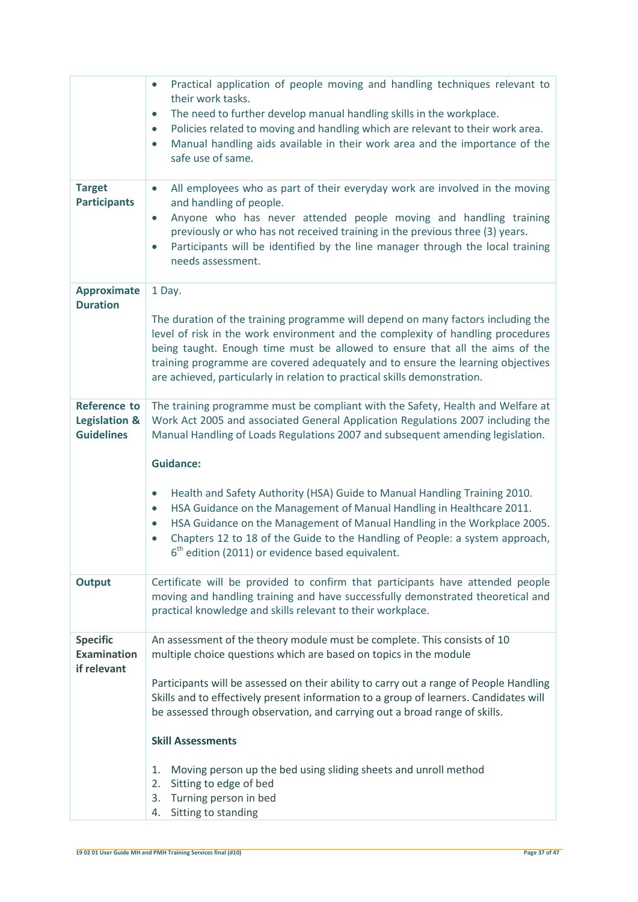| | |
|---|---|
| | • Practical application of people moving and handling techniques relevant to their work tasks.<br>• The need to further develop manual handling skills in the workplace.<br>• Policies related to moving and handling which are relevant to their work area.<br>• Manual handling aids available in their work area and the importance of the safe use of same. |
| **Target Participants** | • All employees who as part of their everyday work are involved in the moving and handling of people.<br>• Anyone who has never attended people moving and handling training previously or who has not received training in the previous three (3) years.<br>• Participants will be identified by the line manager through the local training needs assessment. |
| **Approximate Duration** | 1 Day.<br><br>The duration of the training programme will depend on many factors including the level of risk in the work environment and the complexity of handling procedures being taught. Enough time must be allowed to ensure that all the aims of the training programme are covered adequately and to ensure the learning objectives are achieved, particularly in relation to practical skills demonstration. |
| **Reference to Legislation & Guidelines** | The training programme must be compliant with the Safety, Health and Welfare at Work Act 2005 and associated General Application Regulations 2007 including the Manual Handling of Loads Regulations 2007 and subsequent amending legislation.<br><br>**Guidance:**<br><br>• Health and Safety Authority (HSA) Guide to Manual Handling Training 2010.<br>• HSA Guidance on the Management of Manual Handling in Healthcare 2011.<br>• HSA Guidance on the Management of Manual Handling in the Workplace 2005.<br>• Chapters 12 to 18 of the Guide to the Handling of People: a system approach, 6th edition (2011) or evidence based equivalent. |
| **Output** | Certificate will be provided to confirm that participants have attended people moving and handling training and have successfully demonstrated theoretical and practical knowledge and skills relevant to their workplace. |
| **Specific Examination if relevant** | An assessment of the theory module must be complete. This consists of 10 multiple choice questions which are based on topics in the module<br><br>Participants will be assessed on their ability to carry out a range of People Handling Skills and to effectively present information to a group of learners. Candidates will be assessed through observation, and carrying out a broad range of skills.<br><br>**Skill Assessments**<br><br>1. Moving person up the bed using sliding sheets and unroll method<br>2. Sitting to edge of bed<br>3. Turning person in bed<br>4. Sitting to standing |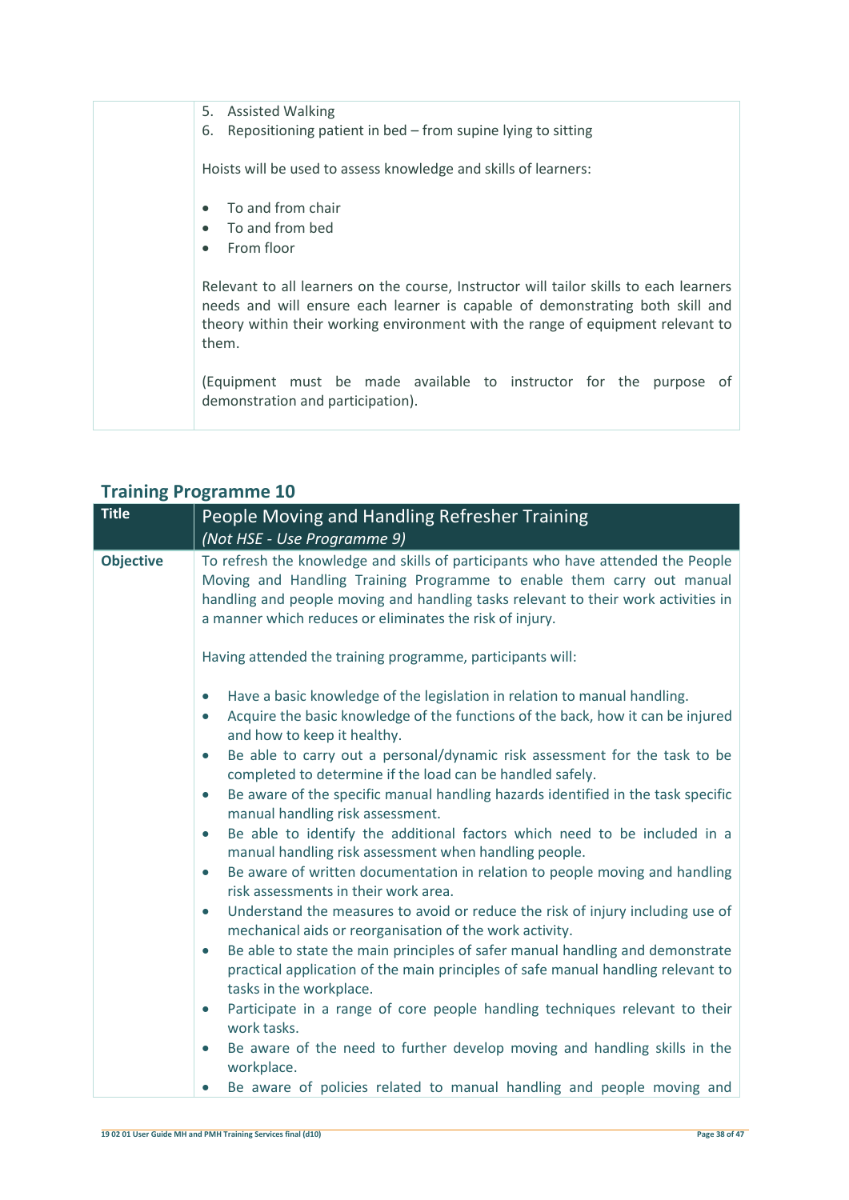| | |
|---|---|
| | 5. Assisted Walking<br>6. Repositioning patient in bed – from supine lying to sitting<br><br>Hoists will be used to assess knowledge and skills of learners:<br><br>• To and from chair<br>• To and from bed<br>• From floor<br><br>Relevant to all learners on the course, Instructor will tailor skills to each learners needs and will ensure each learner is capable of demonstrating both skill and theory within their working environment with the range of equipment relevant to them.<br><br>(Equipment must be made available to instructor for the purpose of demonstration and participation). |

## Training Programme 10

| Title | People Moving and Handling Refresher Training<br>*(Not HSE - Use Programme 9)* |
|---|---|
| **Objective** | To refresh the knowledge and skills of participants who have attended the People Moving and Handling Training Programme to enable them carry out manual handling and people moving and handling tasks relevant to their work activities in a manner which reduces or eliminates the risk of injury.<br><br>Having attended the training programme, participants will:<br><br>• Have a basic knowledge of the legislation in relation to manual handling.<br>• Acquire the basic knowledge of the functions of the back, how it can be injured and how to keep it healthy.<br>• Be able to carry out a personal/dynamic risk assessment for the task to be completed to determine if the load can be handled safely.<br>• Be aware of the specific manual handling hazards identified in the task specific manual handling risk assessment.<br>• Be able to identify the additional factors which need to be included in a manual handling risk assessment when handling people.<br>• Be aware of written documentation in relation to people moving and handling risk assessments in their work area.<br>• Understand the measures to avoid or reduce the risk of injury including use of mechanical aids or reorganisation of the work activity.<br>• Be able to state the main principles of safer manual handling and demonstrate practical application of the main principles of safe manual handling relevant to tasks in the workplace.<br>• Participate in a range of core people handling techniques relevant to their work tasks.<br>• Be aware of the need to further develop moving and handling skills in the workplace.<br>• Be aware of policies related to manual handling and people moving and |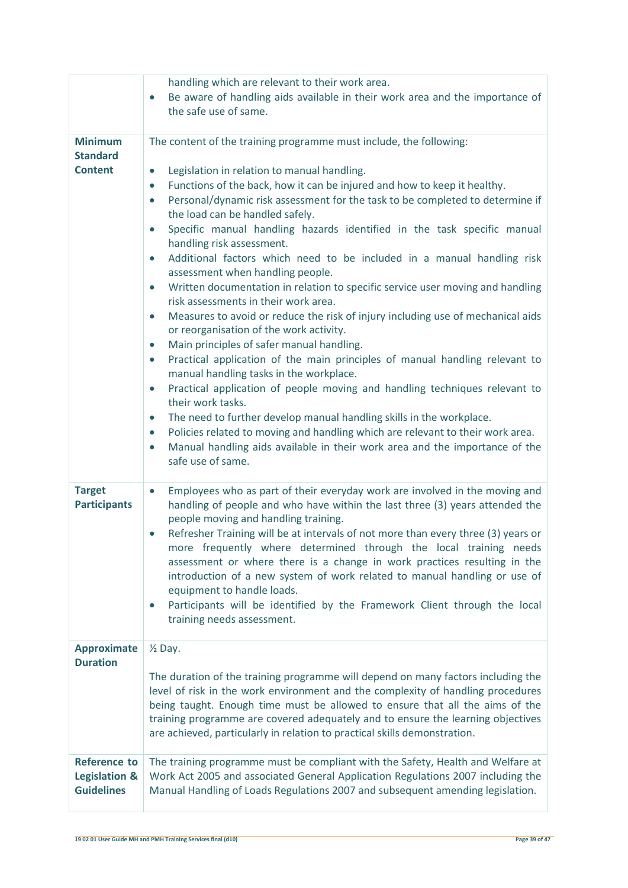| | |
|---|---|
| | handling which are relevant to their work area.<br>• Be aware of handling aids available in their work area and the importance of the safe use of same. |
| **Minimum Standard Content** | The content of the training programme must include, the following:<br><br>• Legislation in relation to manual handling.<br>• Functions of the back, how it can be injured and how to keep it healthy.<br>• Personal/dynamic risk assessment for the task to be completed to determine if the load can be handled safely.<br>• Specific manual handling hazards identified in the task specific manual handling risk assessment.<br>• Additional factors which need to be included in a manual handling risk assessment when handling people.<br>• Written documentation in relation to specific service user moving and handling risk assessments in their work area.<br>• Measures to avoid or reduce the risk of injury including use of mechanical aids or reorganisation of the work activity.<br>• Main principles of safer manual handling.<br>• Practical application of the main principles of manual handling relevant to manual handling tasks in the workplace.<br>• Practical application of people moving and handling techniques relevant to their work tasks.<br>• The need to further develop manual handling skills in the workplace.<br>• Policies related to moving and handling which are relevant to their work area.<br>• Manual handling aids available in their work area and the importance of the safe use of same. |
| **Target Participants** | • Employees who as part of their everyday work are involved in the moving and handling of people and who have within the last three (3) years attended the people moving and handling training.<br>• Refresher Training will be at intervals of not more than every three (3) years or more frequently where determined through the local training needs assessment or where there is a change in work practices resulting in the introduction of a new system of work related to manual handling or use of equipment to handle loads.<br>• Participants will be identified by the Framework Client through the local training needs assessment. |
| **Approximate Duration** | ½ Day.<br><br>The duration of the training programme will depend on many factors including the level of risk in the work environment and the complexity of handling procedures being taught. Enough time must be allowed to ensure that all the aims of the training programme are covered adequately and to ensure the learning objectives are achieved, particularly in relation to practical skills demonstration. |
| **Reference to Legislation & Guidelines** | The training programme must be compliant with the Safety, Health and Welfare at Work Act 2005 and associated General Application Regulations 2007 including the Manual Handling of Loads Regulations 2007 and subsequent amending legislation. |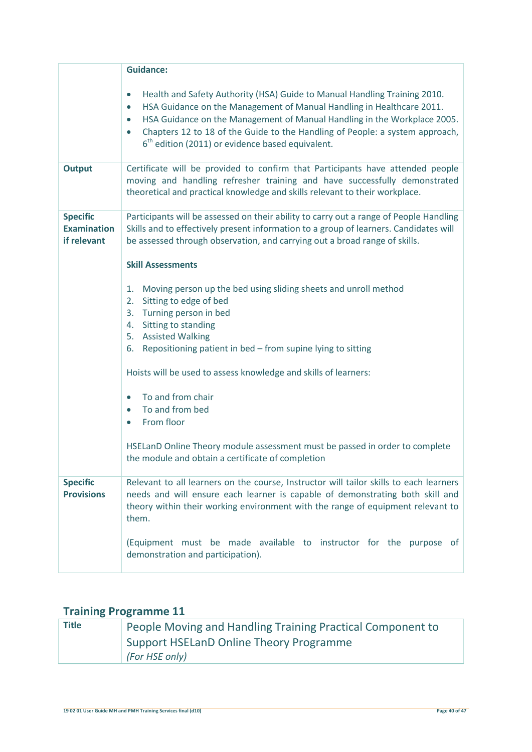| | |
|---|---|
| | **Guidance:**<br><br>• Health and Safety Authority (HSA) Guide to Manual Handling Training 2010.<br>• HSA Guidance on the Management of Manual Handling in Healthcare 2011.<br>• HSA Guidance on the Management of Manual Handling in the Workplace 2005.<br>• Chapters 12 to 18 of the Guide to the Handling of People: a system approach, 6th edition (2011) or evidence based equivalent. |
| **Output** | Certificate will be provided to confirm that Participants have attended people moving and handling refresher training and have successfully demonstrated theoretical and practical knowledge and skills relevant to their workplace. |
| **Specific Examination if relevant** | Participants will be assessed on their ability to carry out a range of People Handling Skills and to effectively present information to a group of learners. Candidates will be assessed through observation, and carrying out a broad range of skills.<br><br>**Skill Assessments**<br><br>1. Moving person up the bed using sliding sheets and unroll method<br>2. Sitting to edge of bed<br>3. Turning person in bed<br>4. Sitting to standing<br>5. Assisted Walking<br>6. Repositioning patient in bed – from supine lying to sitting<br><br>Hoists will be used to assess knowledge and skills of learners:<br><br>• To and from chair<br>• To and from bed<br>• From floor<br><br>HSELanD Online Theory module assessment must be passed in order to complete the module and obtain a certificate of completion |
| **Specific Provisions** | Relevant to all learners on the course, Instructor will tailor skills to each learners needs and will ensure each learner is capable of demonstrating both skill and theory within their working environment with the range of equipment relevant to them.<br><br>(Equipment must be made available to instructor for the purpose of demonstration and participation). |

## Training Programme 11

| | |
|---|---|
| **Title** | People Moving and Handling Training Practical Component to Support HSELanD Online Theory Programme<br>*(For HSE only)* |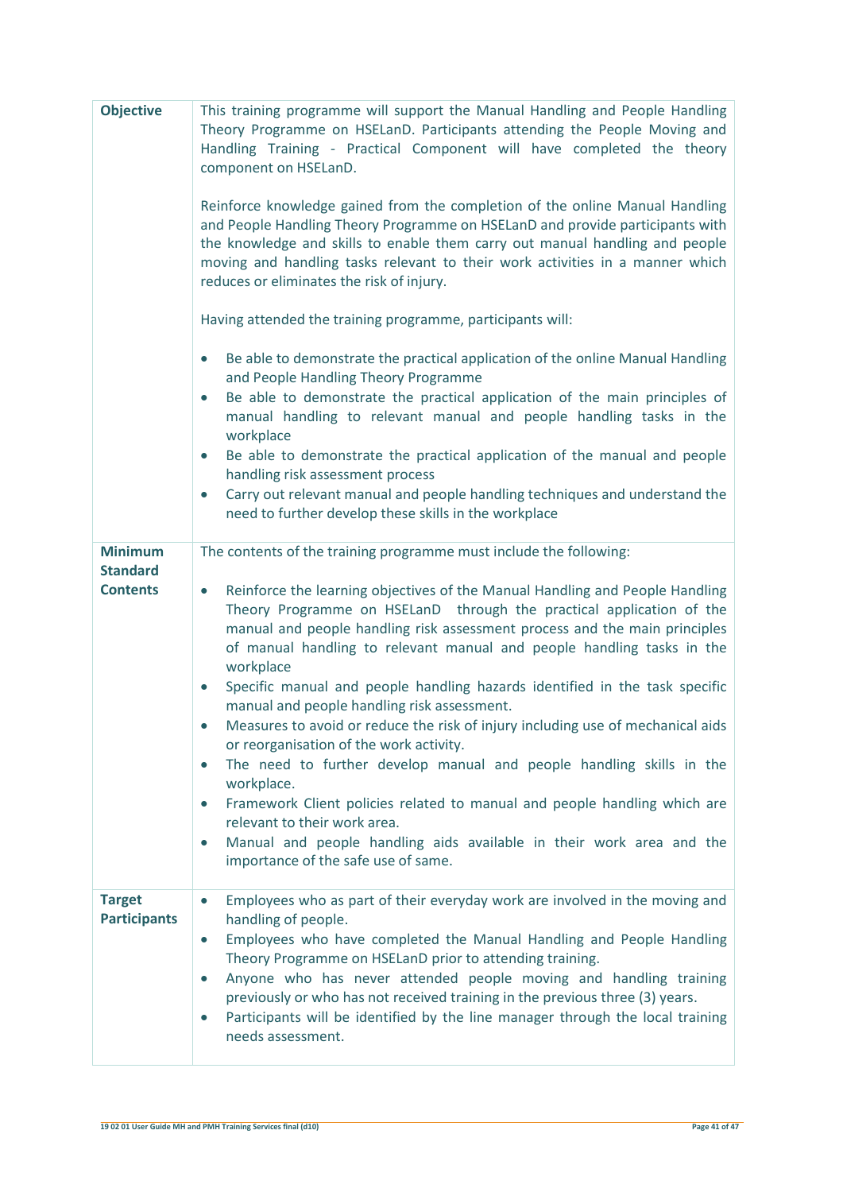| | |
|---|---|
| **Objective** | This training programme will support the Manual Handling and People Handling Theory Programme on HSELanD. Participants attending the People Moving and Handling Training - Practical Component will have completed the theory component on HSELanD.<br><br>Reinforce knowledge gained from the completion of the online Manual Handling and People Handling Theory Programme on HSELanD and provide participants with the knowledge and skills to enable them carry out manual handling and people moving and handling tasks relevant to their work activities in a manner which reduces or eliminates the risk of injury.<br><br>Having attended the training programme, participants will:<br><br>• Be able to demonstrate the practical application of the online Manual Handling and People Handling Theory Programme<br>• Be able to demonstrate the practical application of the main principles of manual handling to relevant manual and people handling tasks in the workplace<br>• Be able to demonstrate the practical application of the manual and people handling risk assessment process<br>• Carry out relevant manual and people handling techniques and understand the need to further develop these skills in the workplace |
| **Minimum Standard Contents** | The contents of the training programme must include the following:<br><br>• Reinforce the learning objectives of the Manual Handling and People Handling Theory Programme on HSELanD through the practical application of the manual and people handling risk assessment process and the main principles of manual handling to relevant manual and people handling tasks in the workplace<br>• Specific manual and people handling hazards identified in the task specific manual and people handling risk assessment.<br>• Measures to avoid or reduce the risk of injury including use of mechanical aids or reorganisation of the work activity.<br>• The need to further develop manual and people handling skills in the workplace.<br>• Framework Client policies related to manual and people handling which are relevant to their work area.<br>• Manual and people handling aids available in their work area and the importance of the safe use of same. |
| **Target Participants** | • Employees who as part of their everyday work are involved in the moving and handling of people.<br>• Employees who have completed the Manual Handling and People Handling Theory Programme on HSELanD prior to attending training.<br>• Anyone who has never attended people moving and handling training previously or who has not received training in the previous three (3) years.<br>• Participants will be identified by the line manager through the local training needs assessment. |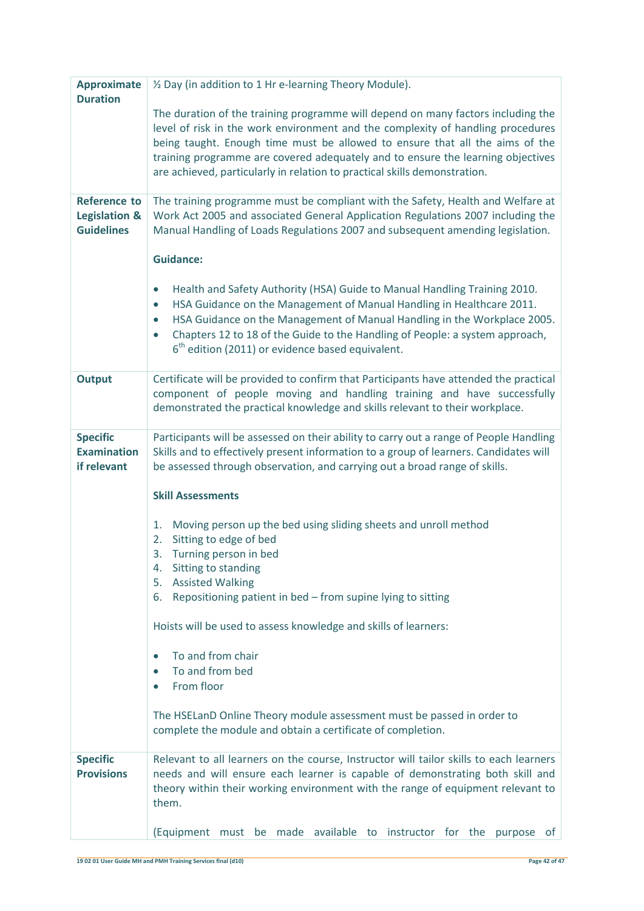| | |
|---|---|
| **Approximate Duration** | ½ Day (in addition to 1 Hr e-learning Theory Module).<br><br>The duration of the training programme will depend on many factors including the level of risk in the work environment and the complexity of handling procedures being taught. Enough time must be allowed to ensure that all the aims of the training programme are covered adequately and to ensure the learning objectives are achieved, particularly in relation to practical skills demonstration. |
| **Reference to Legislation & Guidelines** | The training programme must be compliant with the Safety, Health and Welfare at Work Act 2005 and associated General Application Regulations 2007 including the Manual Handling of Loads Regulations 2007 and subsequent amending legislation.<br><br>**Guidance:**<br><br>• Health and Safety Authority (HSA) Guide to Manual Handling Training 2010.<br>• HSA Guidance on the Management of Manual Handling in Healthcare 2011.<br>• HSA Guidance on the Management of Manual Handling in the Workplace 2005.<br>• Chapters 12 to 18 of the Guide to the Handling of People: a system approach, 6th edition (2011) or evidence based equivalent. |
| **Output** | Certificate will be provided to confirm that Participants have attended the practical component of people moving and handling training and have successfully demonstrated the practical knowledge and skills relevant to their workplace. |
| **Specific Examination if relevant** | Participants will be assessed on their ability to carry out a range of People Handling Skills and to effectively present information to a group of learners. Candidates will be assessed through observation, and carrying out a broad range of skills.<br><br>**Skill Assessments**<br><br>1. Moving person up the bed using sliding sheets and unroll method<br>2. Sitting to edge of bed<br>3. Turning person in bed<br>4. Sitting to standing<br>5. Assisted Walking<br>6. Repositioning patient in bed – from supine lying to sitting<br><br>Hoists will be used to assess knowledge and skills of learners:<br><br>• To and from chair<br>• To and from bed<br>• From floor<br><br>The HSELanD Online Theory module assessment must be passed in order to complete the module and obtain a certificate of completion. |
| **Specific Provisions** | Relevant to all learners on the course, Instructor will tailor skills to each learners needs and will ensure each learner is capable of demonstrating both skill and theory within their working environment with the range of equipment relevant to them.<br><br>(Equipment must be made available to instructor for the purpose of |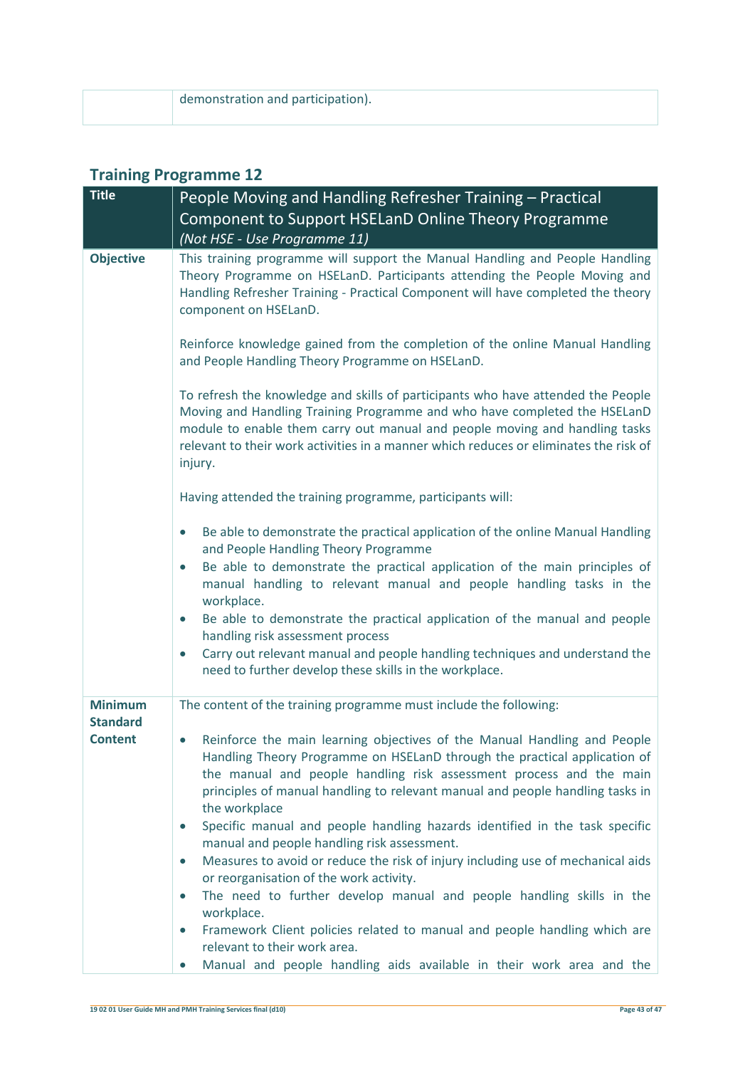| | demonstration and participation). |
|---|---|

## Training Programme 12

| Title | People Moving and Handling Refresher Training – Practical Component to Support HSELanD Online Theory Programme<br>*(Not HSE - Use Programme 11)* |
|---|---|
| **Objective** | This training programme will support the Manual Handling and People Handling Theory Programme on HSELanD. Participants attending the People Moving and Handling Refresher Training - Practical Component will have completed the theory component on HSELanD.<br><br>Reinforce knowledge gained from the completion of the online Manual Handling and People Handling Theory Programme on HSELanD.<br><br>To refresh the knowledge and skills of participants who have attended the People Moving and Handling Training Programme and who have completed the HSELanD module to enable them carry out manual and people moving and handling tasks relevant to their work activities in a manner which reduces or eliminates the risk of injury.<br><br>Having attended the training programme, participants will:<br><br>• Be able to demonstrate the practical application of the online Manual Handling and People Handling Theory Programme<br>• Be able to demonstrate the practical application of the main principles of manual handling to relevant manual and people handling tasks in the workplace.<br>• Be able to demonstrate the practical application of the manual and people handling risk assessment process<br>• Carry out relevant manual and people handling techniques and understand the need to further develop these skills in the workplace. |
| **Minimum Standard Content** | The content of the training programme must include the following:<br><br>• Reinforce the main learning objectives of the Manual Handling and People Handling Theory Programme on HSELanD through the practical application of the manual and people handling risk assessment process and the main principles of manual handling to relevant manual and people handling tasks in the workplace<br>• Specific manual and people handling hazards identified in the task specific manual and people handling risk assessment.<br>• Measures to avoid or reduce the risk of injury including use of mechanical aids or reorganisation of the work activity.<br>• The need to further develop manual and people handling skills in the workplace.<br>• Framework Client policies related to manual and people handling which are relevant to their work area.<br>• Manual and people handling aids available in their work area and the |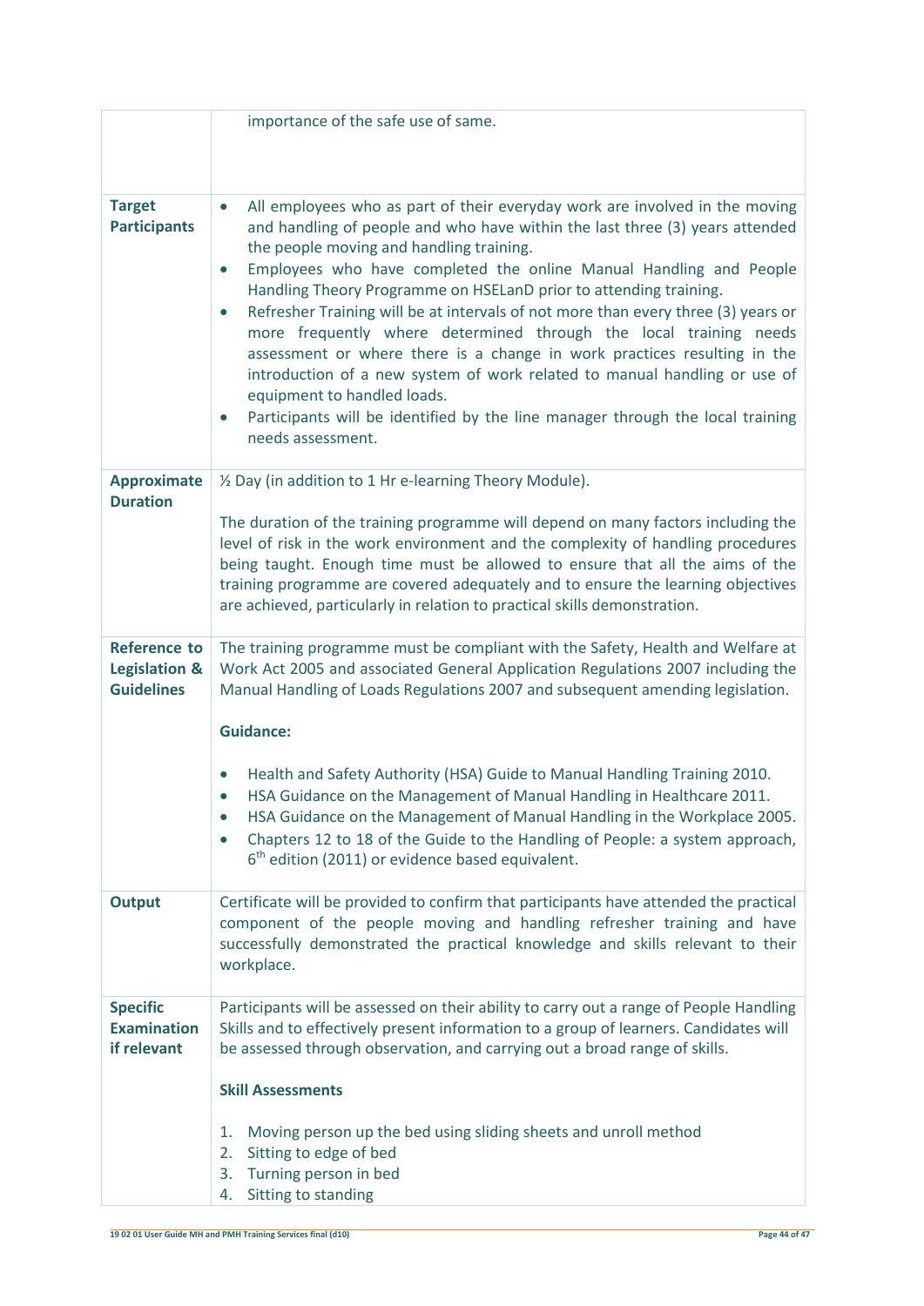| | |
|---|---|
| | importance of the safe use of same. |
| **Target Participants** | • All employees who as part of their everyday work are involved in the moving and handling of people and who have within the last three (3) years attended the people moving and handling training.<br>• Employees who have completed the online Manual Handling and People Handling Theory Programme on HSELanD prior to attending training.<br>• Refresher Training will be at intervals of not more than every three (3) years or more frequently where determined through the local training needs assessment or where there is a change in work practices resulting in the introduction of a new system of work related to manual handling or use of equipment to handled loads.<br>• Participants will be identified by the line manager through the local training needs assessment. |
| **Approximate Duration** | ½ Day (in addition to 1 Hr e-learning Theory Module).<br><br>The duration of the training programme will depend on many factors including the level of risk in the work environment and the complexity of handling procedures being taught. Enough time must be allowed to ensure that all the aims of the training programme are covered adequately and to ensure the learning objectives are achieved, particularly in relation to practical skills demonstration. |
| **Reference to Legislation & Guidelines** | The training programme must be compliant with the Safety, Health and Welfare at Work Act 2005 and associated General Application Regulations 2007 including the Manual Handling of Loads Regulations 2007 and subsequent amending legislation.<br><br>**Guidance:**<br><br>• Health and Safety Authority (HSA) Guide to Manual Handling Training 2010.<br>• HSA Guidance on the Management of Manual Handling in Healthcare 2011.<br>• HSA Guidance on the Management of Manual Handling in the Workplace 2005.<br>• Chapters 12 to 18 of the Guide to the Handling of People: a system approach, 6th edition (2011) or evidence based equivalent. |
| **Output** | Certificate will be provided to confirm that participants have attended the practical component of the people moving and handling refresher training and have successfully demonstrated the practical knowledge and skills relevant to their workplace. |
| **Specific Examination if relevant** | Participants will be assessed on their ability to carry out a range of People Handling Skills and to effectively present information to a group of learners. Candidates will be assessed through observation, and carrying out a broad range of skills.<br><br>**Skill Assessments**<br><br>1. Moving person up the bed using sliding sheets and unroll method<br>2. Sitting to edge of bed<br>3. Turning person in bed<br>4. Sitting to standing |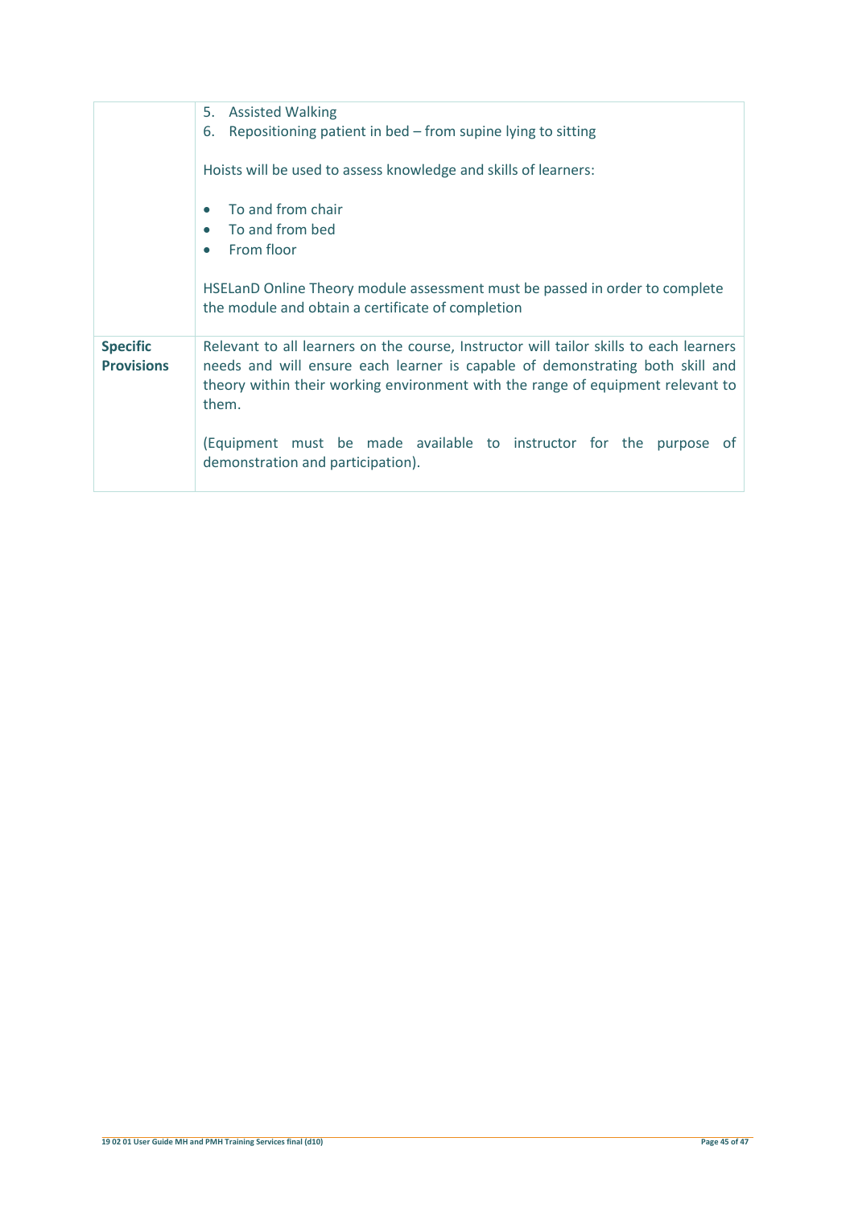| | |
|---|---|
| | 5. Assisted Walking<br>6. Repositioning patient in bed – from supine lying to sitting<br><br>Hoists will be used to assess knowledge and skills of learners:<br><br>• To and from chair<br>• To and from bed<br>• From floor<br><br>HSELanD Online Theory module assessment must be passed in order to complete the module and obtain a certificate of completion |
| **Specific Provisions** | Relevant to all learners on the course, Instructor will tailor skills to each learners needs and will ensure each learner is capable of demonstrating both skill and theory within their working environment with the range of equipment relevant to them.<br><br>(Equipment must be made available to instructor for the purpose of demonstration and participation). |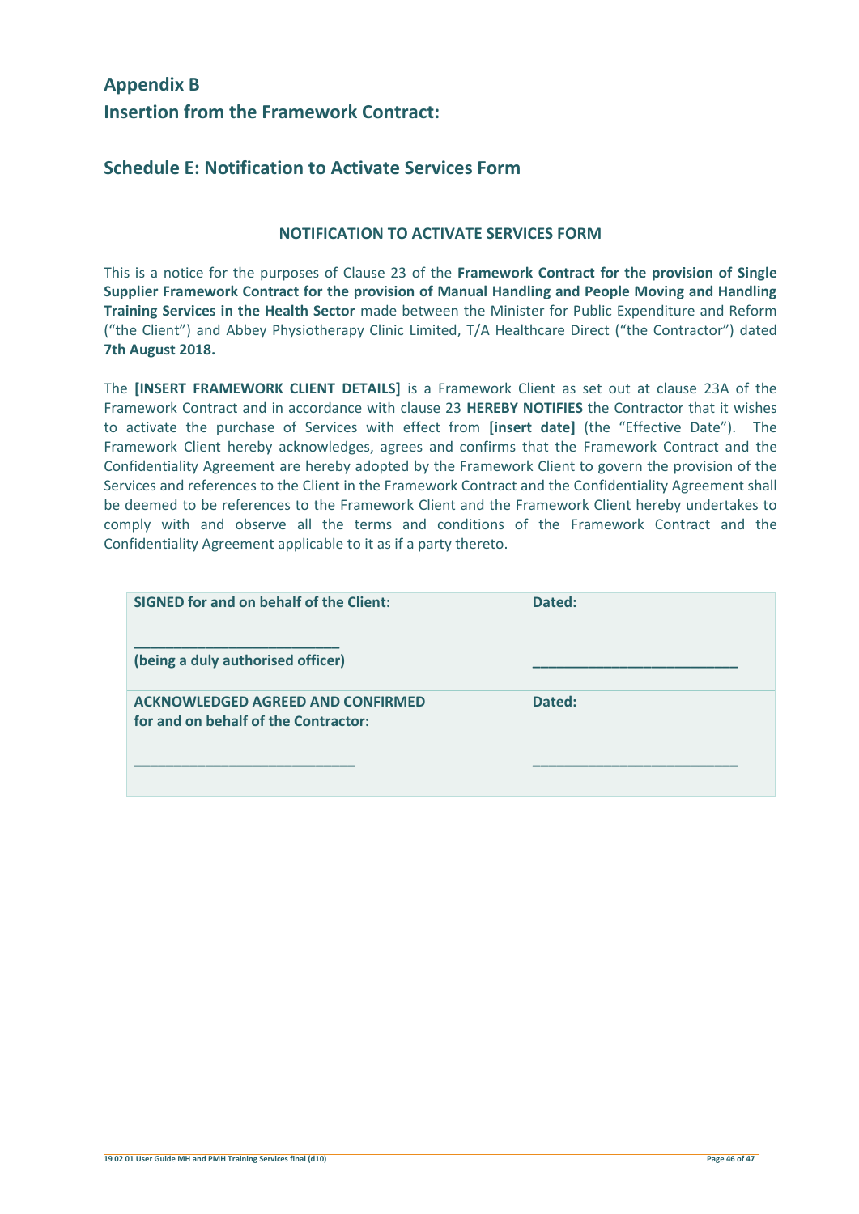# Appendix B
# Insertion from the Framework Contract:

## Schedule E: Notification to Activate Services Form

**NOTIFICATION TO ACTIVATE SERVICES FORM**

This is a notice for the purposes of Clause 23 of the **Framework Contract for the provision of Single Supplier Framework Contract for the provision of Manual Handling and People Moving and Handling Training Services in the Health Sector** made between the Minister for Public Expenditure and Reform ("the Client") and Abbey Physiotherapy Clinic Limited, T/A Healthcare Direct ("the Contractor") dated **7th August 2018.**

The **[INSERT FRAMEWORK CLIENT DETAILS]** is a Framework Client as set out at clause 23A of the Framework Contract and in accordance with clause 23 **HEREBY NOTIFIES** the Contractor that it wishes to activate the purchase of Services with effect from **[insert date]** (the "Effective Date"). The Framework Client hereby acknowledges, agrees and confirms that the Framework Contract and the Confidentiality Agreement are hereby adopted by the Framework Client to govern the provision of the Services and references to the Client in the Framework Contract and the Confidentiality Agreement shall be deemed to be references to the Framework Client and the Framework Client hereby undertakes to comply with and observe all the terms and conditions of the Framework Contract and the Confidentiality Agreement applicable to it as if a party thereto.

| **SIGNED for and on behalf of the Client:**<br><br>**__________________________**<br>**(being a duly authorised officer)** | **Dated:**<br><br>**__________________________** |
|---|---|
| **ACKNOWLEDGED AGREED AND CONFIRMED for and on behalf of the Contractor:**<br><br>**____________________________** | **Dated:**<br><br>**__________________________** |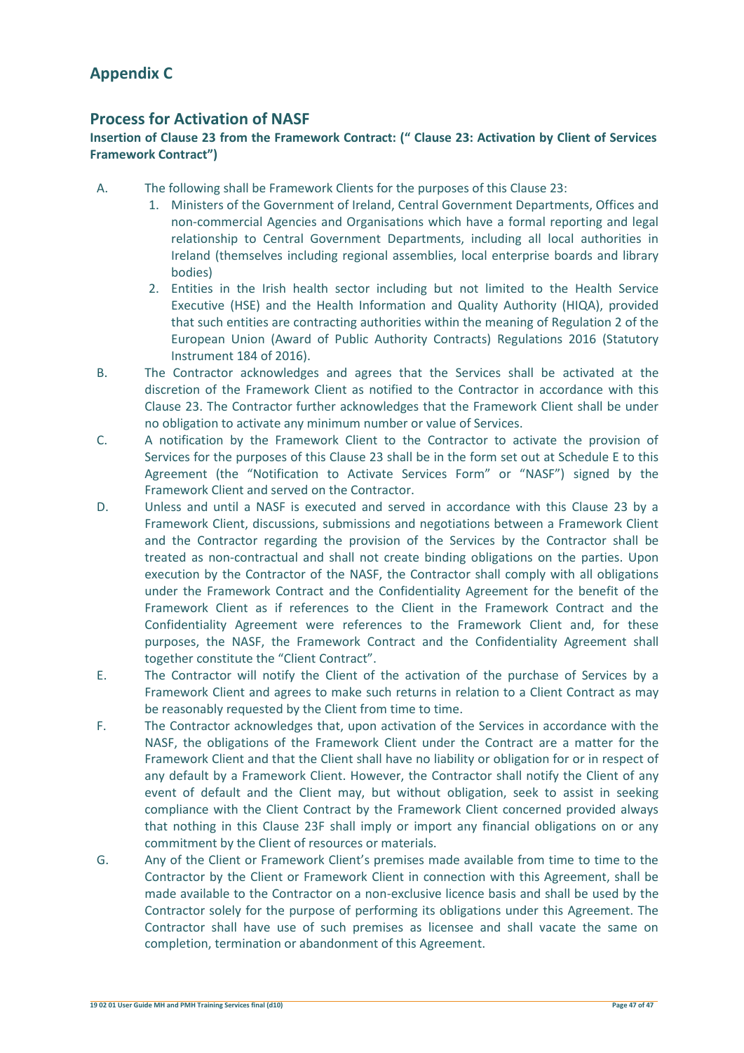## Appendix C

## Process for Activation of NASF

**Insertion of Clause 23 from the Framework Contract: (" Clause 23: Activation by Client of Services Framework Contract")**

A. The following shall be Framework Clients for the purposes of this Clause 23:

1. Ministers of the Government of Ireland, Central Government Departments, Offices and non-commercial Agencies and Organisations which have a formal reporting and legal relationship to Central Government Departments, including all local authorities in Ireland (themselves including regional assemblies, local enterprise boards and library bodies)
2. Entities in the Irish health sector including but not limited to the Health Service Executive (HSE) and the Health Information and Quality Authority (HIQA), provided that such entities are contracting authorities within the meaning of Regulation 2 of the European Union (Award of Public Authority Contracts) Regulations 2016 (Statutory Instrument 184 of 2016).

B. The Contractor acknowledges and agrees that the Services shall be activated at the discretion of the Framework Client as notified to the Contractor in accordance with this Clause 23. The Contractor further acknowledges that the Framework Client shall be under no obligation to activate any minimum number or value of Services.

C. A notification by the Framework Client to the Contractor to activate the provision of Services for the purposes of this Clause 23 shall be in the form set out at Schedule E to this Agreement (the "Notification to Activate Services Form" or "NASF") signed by the Framework Client and served on the Contractor.

D. Unless and until a NASF is executed and served in accordance with this Clause 23 by a Framework Client, discussions, submissions and negotiations between a Framework Client and the Contractor regarding the provision of the Services by the Contractor shall be treated as non-contractual and shall not create binding obligations on the parties. Upon execution by the Contractor of the NASF, the Contractor shall comply with all obligations under the Framework Contract and the Confidentiality Agreement for the benefit of the Framework Client as if references to the Client in the Framework Contract and the Confidentiality Agreement were references to the Framework Client and, for these purposes, the NASF, the Framework Contract and the Confidentiality Agreement shall together constitute the "Client Contract".

E. The Contractor will notify the Client of the activation of the purchase of Services by a Framework Client and agrees to make such returns in relation to a Client Contract as may be reasonably requested by the Client from time to time.

F. The Contractor acknowledges that, upon activation of the Services in accordance with the NASF, the obligations of the Framework Client under the Contract are a matter for the Framework Client and that the Client shall have no liability or obligation for or in respect of any default by a Framework Client. However, the Contractor shall notify the Client of any event of default and the Client may, but without obligation, seek to assist in seeking compliance with the Client Contract by the Framework Client concerned provided always that nothing in this Clause 23F shall imply or import any financial obligations on or any commitment by the Client of resources or materials.

G. Any of the Client or Framework Client's premises made available from time to time to the Contractor by the Client or Framework Client in connection with this Agreement, shall be made available to the Contractor on a non-exclusive licence basis and shall be used by the Contractor solely for the purpose of performing its obligations under this Agreement. The Contractor shall have use of such premises as licensee and shall vacate the same on completion, termination or abandonment of this Agreement.